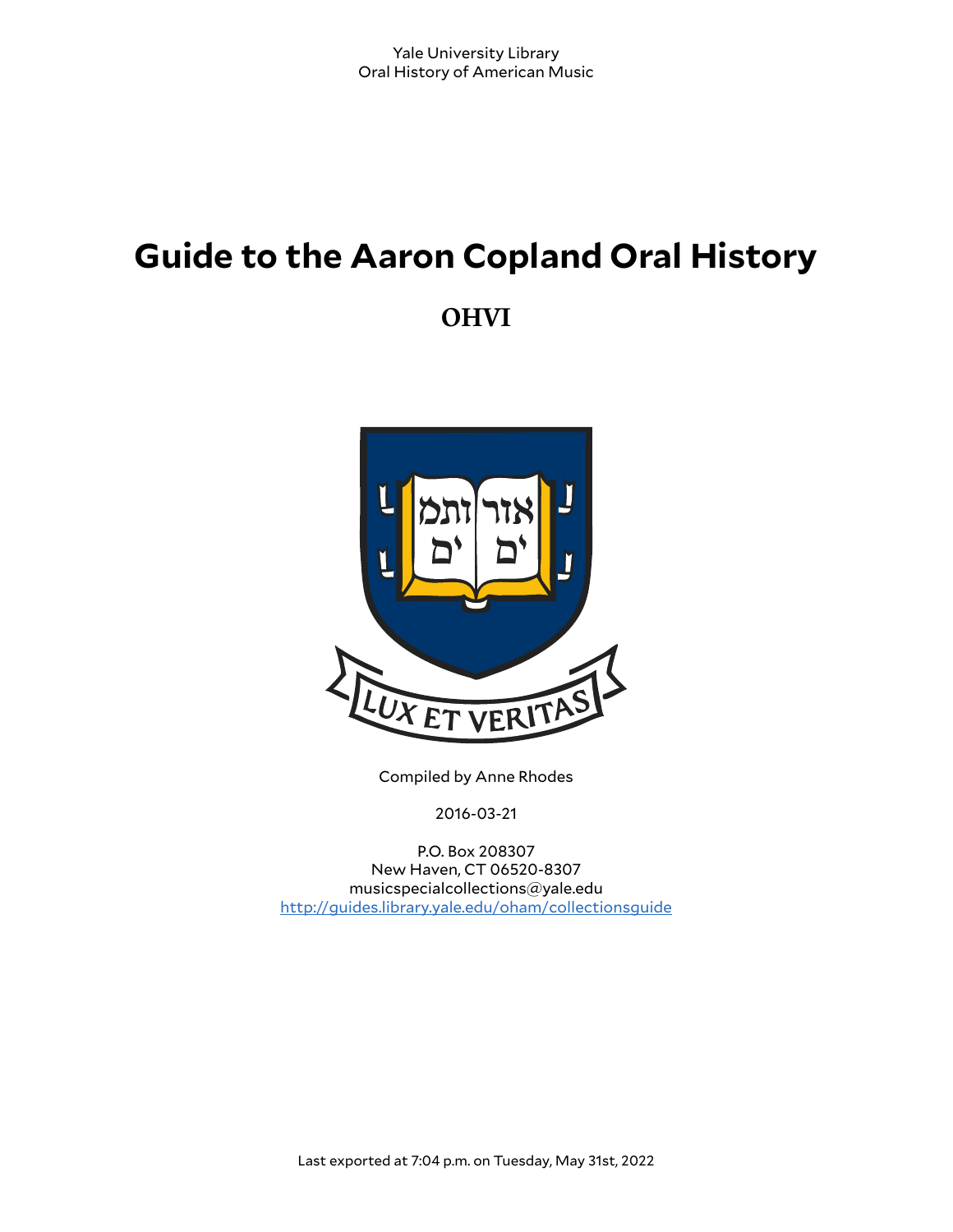Yale University Library
Oral History of American Music

# Guide to the Aaron Copland Oral History

## OHVI

Compiled by Anne Rhodes

2016-03-21

P.O. Box 208307
New Haven, CT 06520-8307
musicspecialcollections@yale.edu
http://guides.library.yale.edu/oham/collectionsguide

Last exported at 7:04 p.m. on Tuesday, May 31st, 2022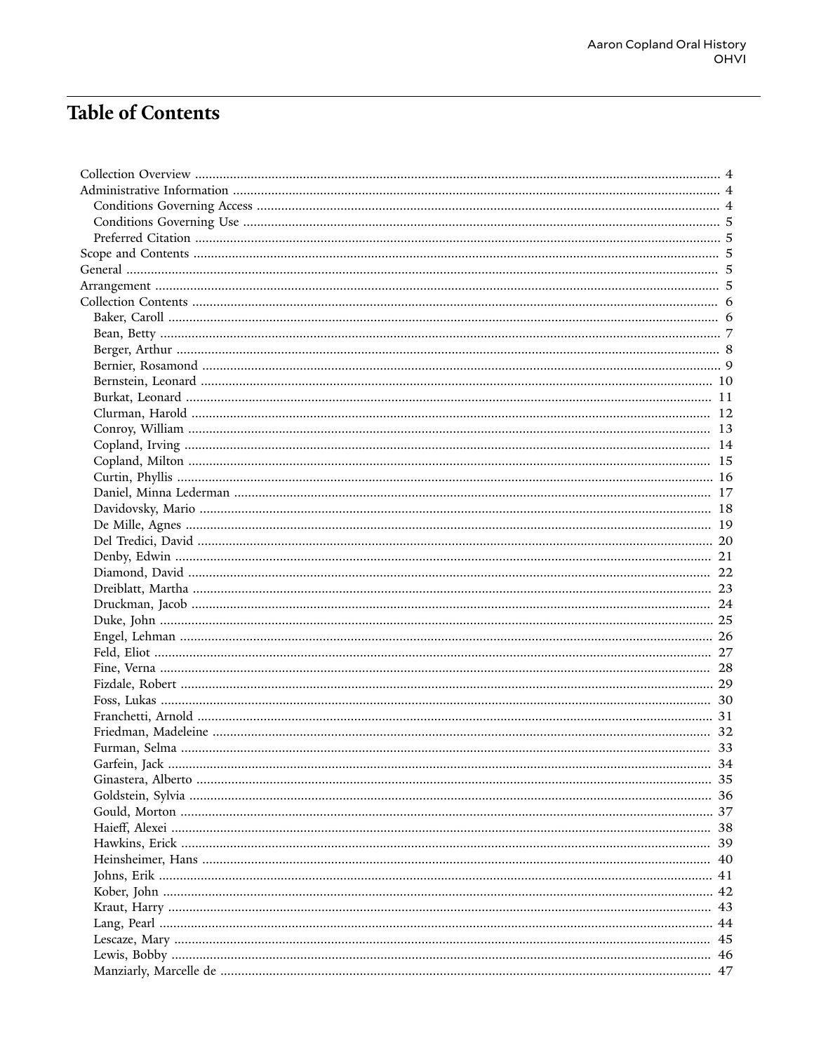# Table of Contents

- Collection Overview ... 4
- Administrative Information ... 4
  - Conditions Governing Access ... 4
  - Conditions Governing Use ... 5
  - Preferred Citation ... 5
- Scope and Contents ... 5
- General ... 5
- Arrangement ... 5
- Collection Contents ... 6
  - Baker, Caroll ... 6
  - Bean, Betty ... 7
  - Berger, Arthur ... 8
  - Bernier, Rosamond ... 9
  - Bernstein, Leonard ... 10
  - Burkat, Leonard ... 11
  - Clurman, Harold ... 12
  - Conroy, William ... 13
  - Copland, Irving ... 14
  - Copland, Milton ... 15
  - Curtin, Phyllis ... 16
  - Daniel, Minna Lederman ... 17
  - Davidovsky, Mario ... 18
  - De Mille, Agnes ... 19
  - Del Tredici, David ... 20
  - Denby, Edwin ... 21
  - Diamond, David ... 22
  - Dreiblatt, Martha ... 23
  - Druckman, Jacob ... 24
  - Duke, John ... 25
  - Engel, Lehman ... 26
  - Feld, Eliot ... 27
  - Fine, Verna ... 28
  - Fizdale, Robert ... 29
  - Foss, Lukas ... 30
  - Franchetti, Arnold ... 31
  - Friedman, Madeleine ... 32
  - Furman, Selma ... 33
  - Garfein, Jack ... 34
  - Ginastera, Alberto ... 35
  - Goldstein, Sylvia ... 36
  - Gould, Morton ... 37
  - Haieff, Alexei ... 38
  - Hawkins, Erick ... 39
  - Heinsheimer, Hans ... 40
  - Johns, Erik ... 41
  - Kober, John ... 42
  - Kraut, Harry ... 43
  - Lang, Pearl ... 44
  - Lescaze, Mary ... 45
  - Lewis, Bobby ... 46
  - Manziarly, Marcelle de ... 47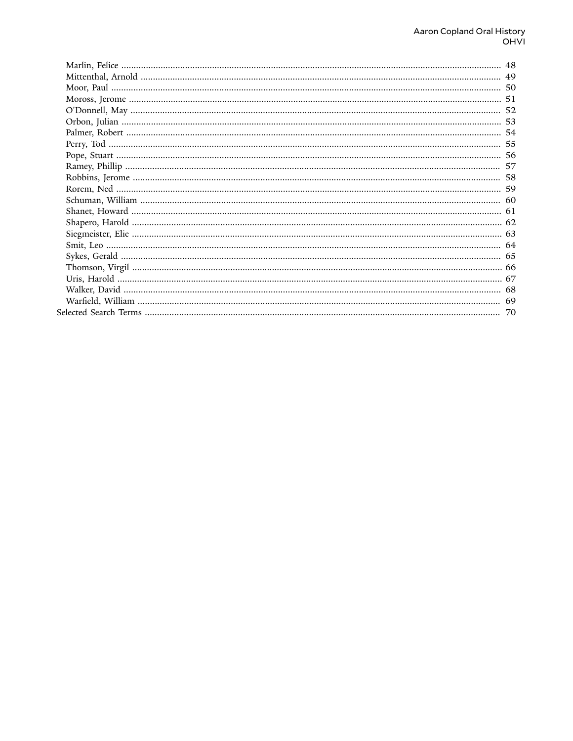- Marlin, Felice ........................................................ 48
- Mittenthal, Arnold ........................................................ 49
- Moor, Paul ........................................................ 50
- Moross, Jerome ........................................................ 51
- O'Donnell, May ........................................................ 52
- Orbon, Julian ........................................................ 53
- Palmer, Robert ........................................................ 54
- Perry, Tod ........................................................ 55
- Pope, Stuart ........................................................ 56
- Ramey, Phillip ........................................................ 57
- Robbins, Jerome ........................................................ 58
- Rorem, Ned ........................................................ 59
- Schuman, William ........................................................ 60
- Shanet, Howard ........................................................ 61
- Shapero, Harold ........................................................ 62
- Siegmeister, Elie ........................................................ 63
- Smit, Leo ........................................................ 64
- Sykes, Gerald ........................................................ 65
- Thomson, Virgil ........................................................ 66
- Uris, Harold ........................................................ 67
- Walker, David ........................................................ 68
- Warfield, William ........................................................ 69

Selected Search Terms ........................................................ 70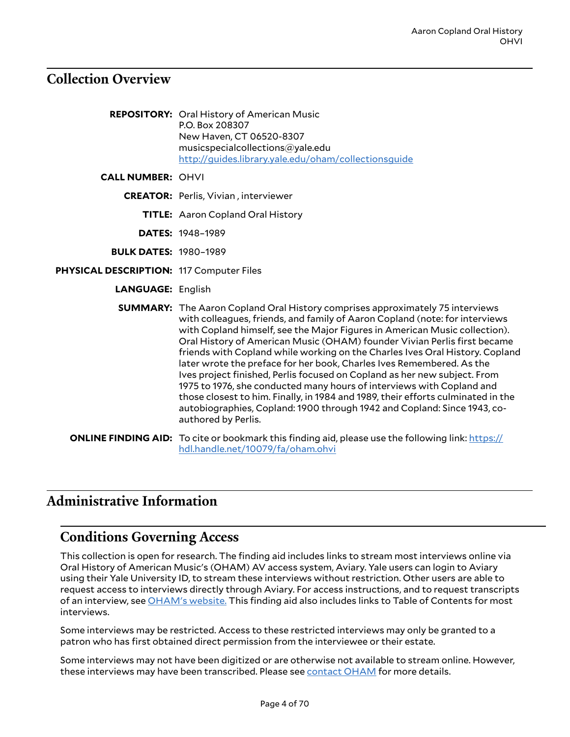## Collection Overview

**REPOSITORY:** Oral History of American Music
P.O. Box 208307
New Haven, CT 06520-8307
musicspecialcollections@yale.edu
http://guides.library.yale.edu/oham/collectionsguide

**CALL NUMBER:** OHVI

**CREATOR:** Perlis, Vivian , interviewer

**TITLE:** Aaron Copland Oral History

**DATES:** 1948–1989

**BULK DATES:** 1980–1989

**PHYSICAL DESCRIPTION:** 117 Computer Files

**LANGUAGE:** English

**SUMMARY:** The Aaron Copland Oral History comprises approximately 75 interviews with colleagues, friends, and family of Aaron Copland (note: for interviews with Copland himself, see the Major Figures in American Music collection). Oral History of American Music (OHAM) founder Vivian Perlis first became friends with Copland while working on the Charles Ives Oral History. Copland later wrote the preface for her book, Charles Ives Remembered. As the Ives project finished, Perlis focused on Copland as her new subject. From 1975 to 1976, she conducted many hours of interviews with Copland and those closest to him. Finally, in 1984 and 1989, their efforts culminated in the autobiographies, Copland: 1900 through 1942 and Copland: Since 1943, co-authored by Perlis.

**ONLINE FINDING AID:** To cite or bookmark this finding aid, please use the following link: https://hdl.handle.net/10079/fa/oham.ohvi

## Administrative Information

### Conditions Governing Access

This collection is open for research. The finding aid includes links to stream most interviews online via Oral History of American Music's (OHAM) AV access system, Aviary. Yale users can login to Aviary using their Yale University ID, to stream these interviews without restriction. Other users are able to request access to interviews directly through Aviary. For access instructions, and to request transcripts of an interview, see OHAM's website. This finding aid also includes links to Table of Contents for most interviews.

Some interviews may be restricted. Access to these restricted interviews may only be granted to a patron who has first obtained direct permission from the interviewee or their estate.

Some interviews may not have been digitized or are otherwise not available to stream online. However, these interviews may have been transcribed. Please see contact OHAM for more details.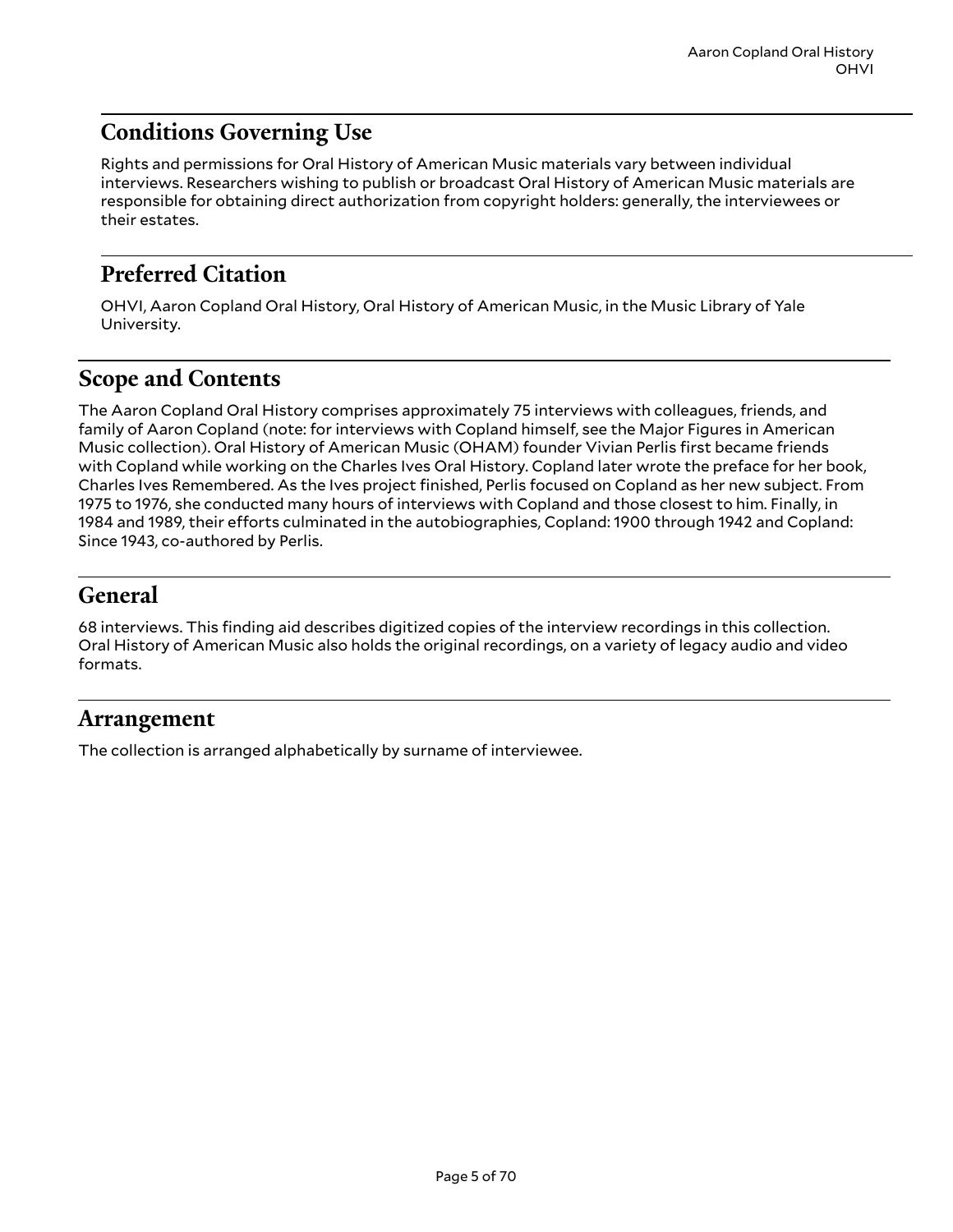## Conditions Governing Use

Rights and permissions for Oral History of American Music materials vary between individual interviews. Researchers wishing to publish or broadcast Oral History of American Music materials are responsible for obtaining direct authorization from copyright holders: generally, the interviewees or their estates.

## Preferred Citation

OHVI, Aaron Copland Oral History, Oral History of American Music, in the Music Library of Yale University.

## Scope and Contents

The Aaron Copland Oral History comprises approximately 75 interviews with colleagues, friends, and family of Aaron Copland (note: for interviews with Copland himself, see the Major Figures in American Music collection). Oral History of American Music (OHAM) founder Vivian Perlis first became friends with Copland while working on the Charles Ives Oral History. Copland later wrote the preface for her book, Charles Ives Remembered. As the Ives project finished, Perlis focused on Copland as her new subject. From 1975 to 1976, she conducted many hours of interviews with Copland and those closest to him. Finally, in 1984 and 1989, their efforts culminated in the autobiographies, Copland: 1900 through 1942 and Copland: Since 1943, co-authored by Perlis.

## General

68 interviews. This finding aid describes digitized copies of the interview recordings in this collection. Oral History of American Music also holds the original recordings, on a variety of legacy audio and video formats.

## Arrangement

The collection is arranged alphabetically by surname of interviewee.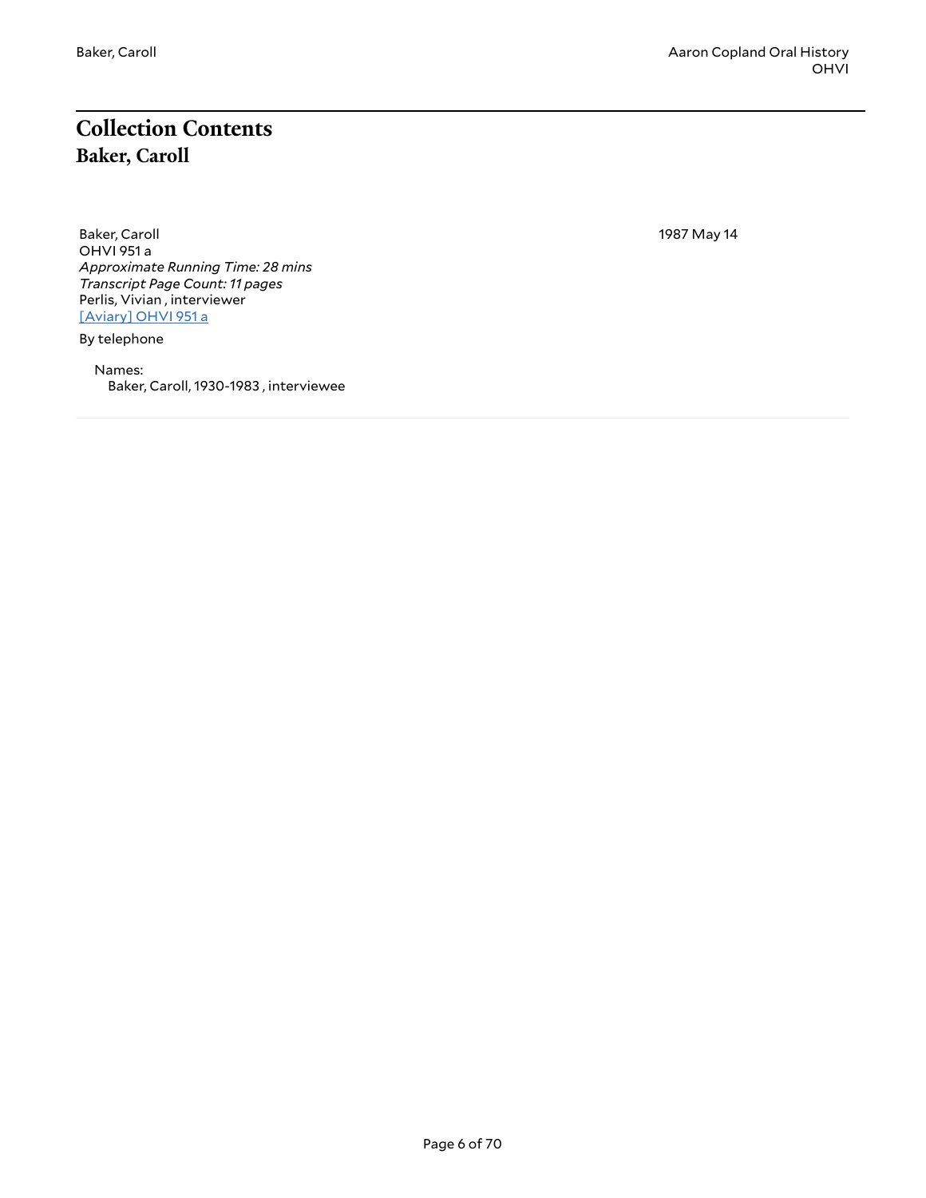# Collection Contents

## Baker, Caroll

Baker, Caroll
OHVI 951 a
*Approximate Running Time: 28 mins*
*Transcript Page Count: 11 pages*
Perlis, Vivian , interviewer
[Aviary] OHVI 951 a

1987 May 14

By telephone

Names:
Baker, Caroll, 1930-1983 , interviewee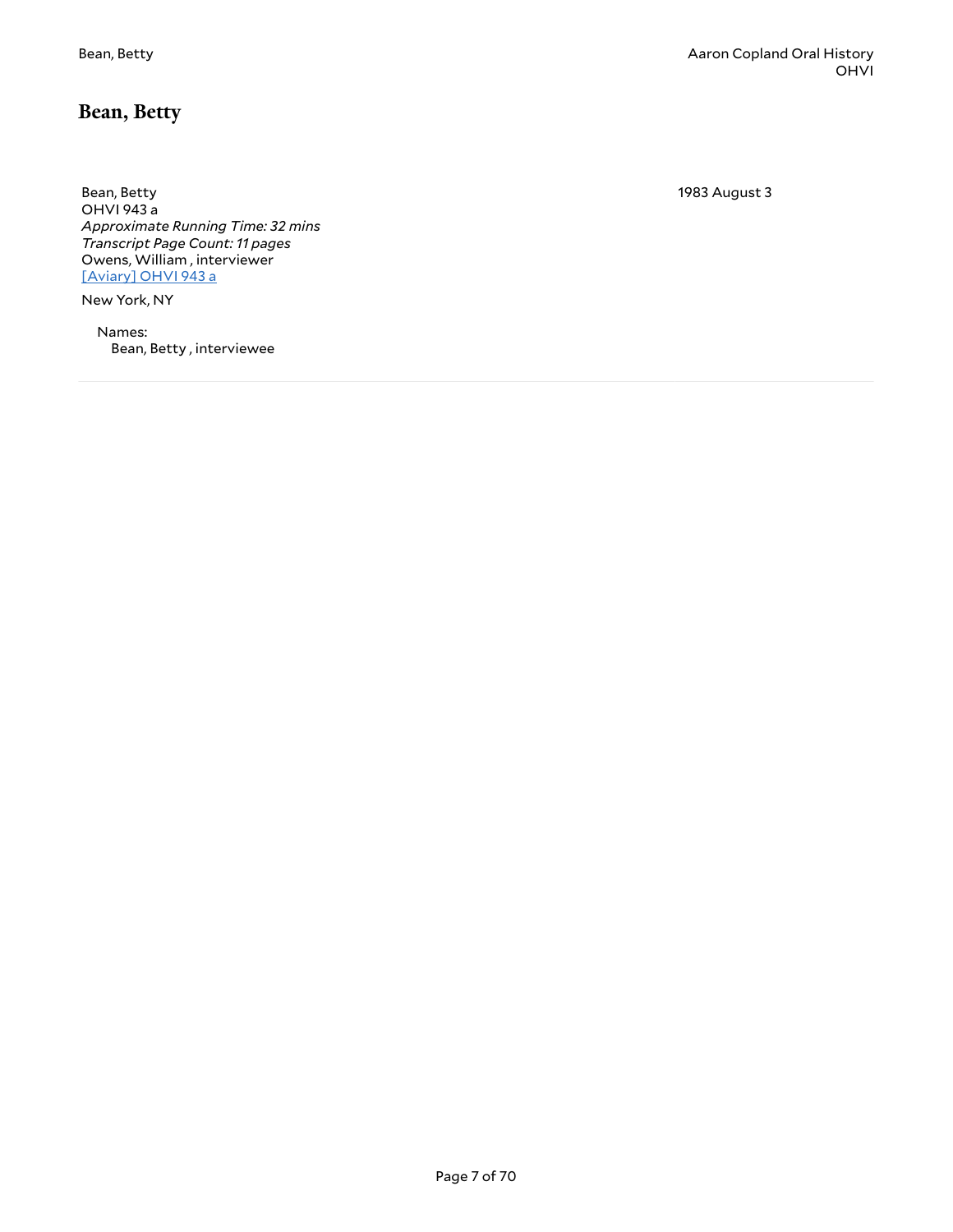## Bean, Betty

Bean, Betty
OHVI 943 a
*Approximate Running Time: 32 mins*
*Transcript Page Count: 11 pages*
Owens, William , interviewer
[Aviary] OHVI 943 a

1983 August 3

New York, NY

Names:
Bean, Betty , interviewee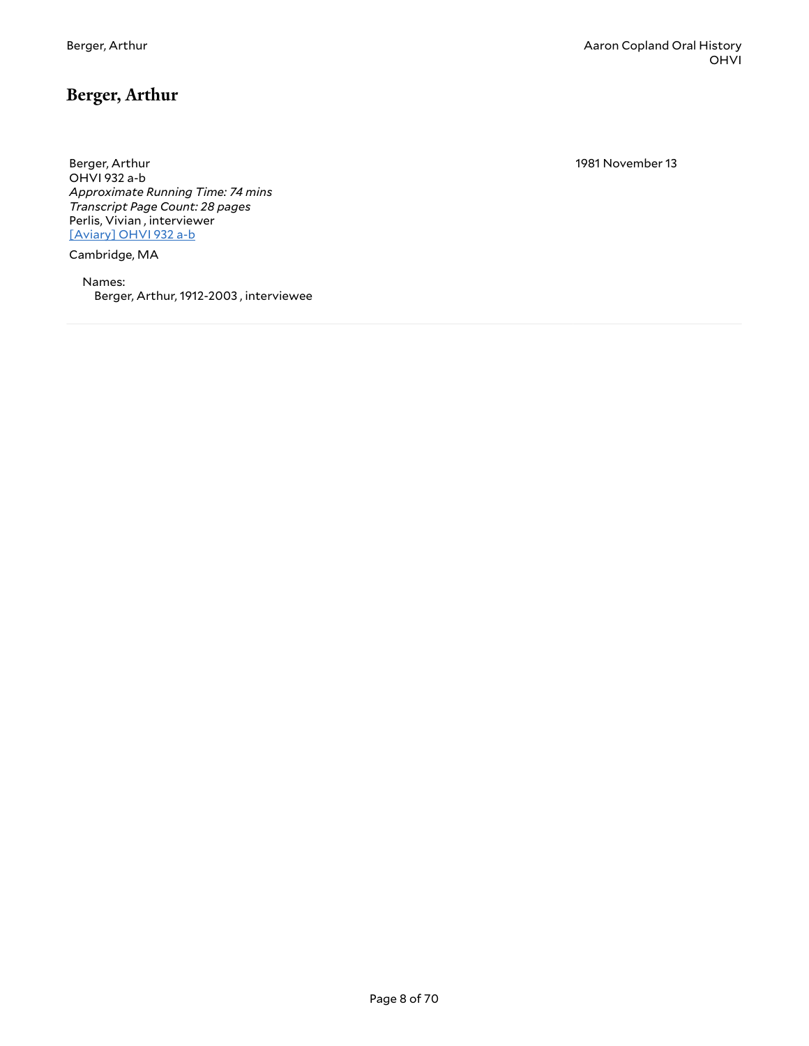## Berger, Arthur

Berger, Arthur
OHVI 932 a-b
*Approximate Running Time: 74 mins*
*Transcript Page Count: 28 pages*
Perlis, Vivian , interviewer
[Aviary] OHVI 932 a-b

1981 November 13

Cambridge, MA

Names:
Berger, Arthur, 1912-2003 , interviewee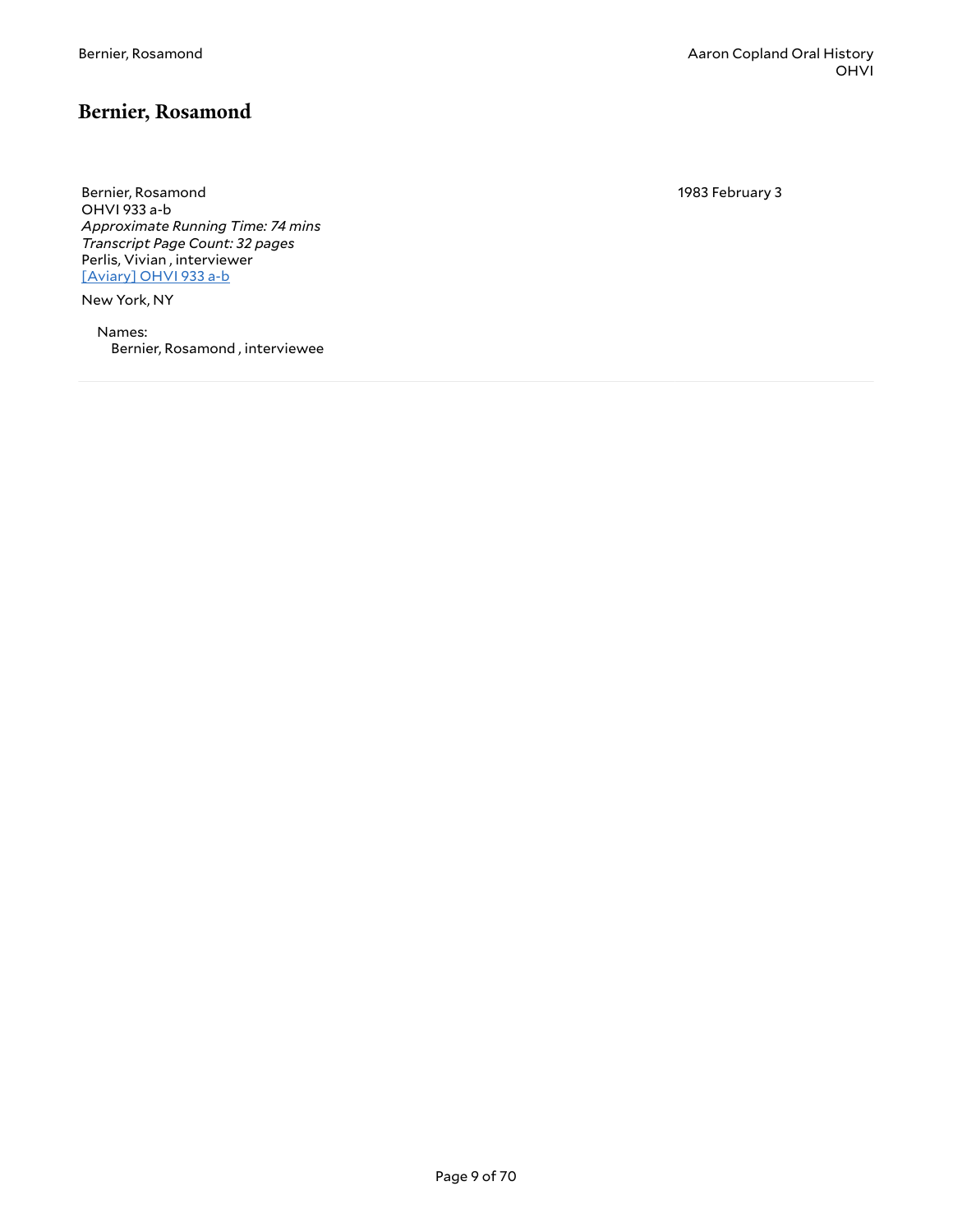## Bernier, Rosamond

Bernier, Rosamond
OHVI 933 a-b
*Approximate Running Time: 74 mins*
*Transcript Page Count: 32 pages*
Perlis, Vivian , interviewer
[Aviary] OHVI 933 a-b

1983 February 3

New York, NY

Names:
Bernier, Rosamond , interviewee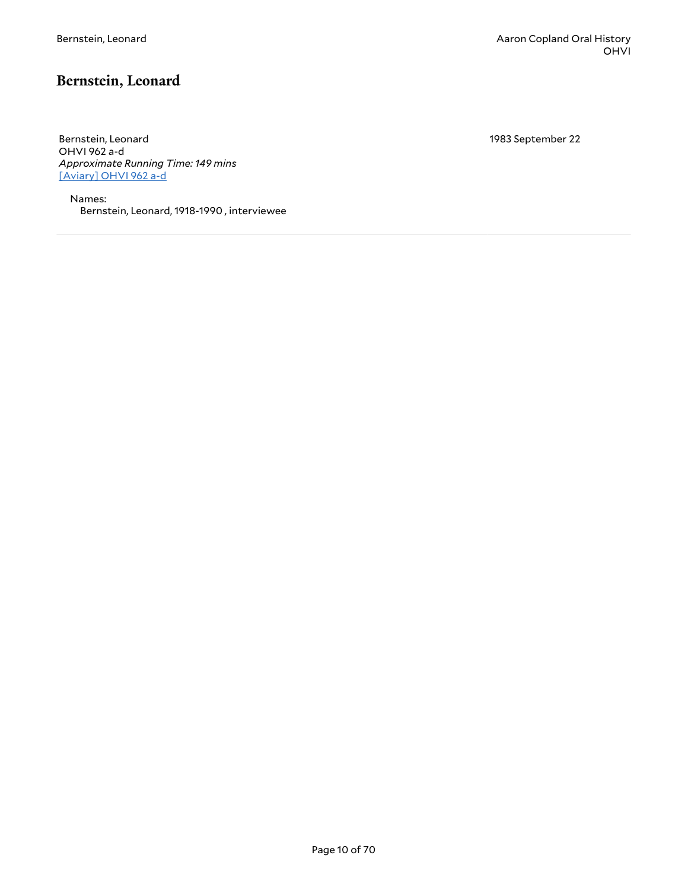# Bernstein, Leonard

Bernstein, Leonard
OHVI 962 a-d
*Approximate Running Time: 149 mins*
[Aviary] OHVI 962 a-d

1983 September 22

Names:
Bernstein, Leonard, 1918-1990 , interviewee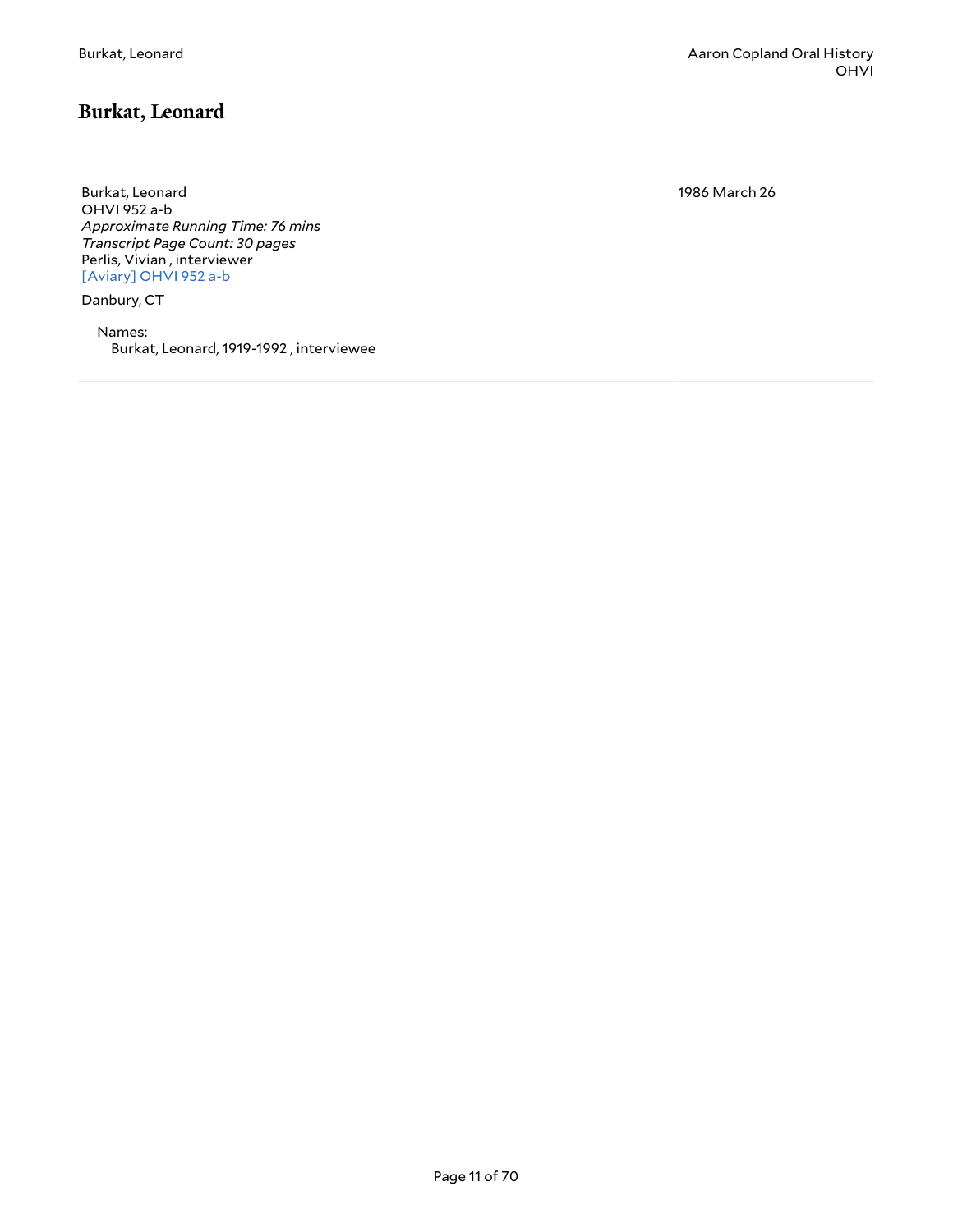# Burkat, Leonard

Burkat, Leonard
OHVI 952 a-b
*Approximate Running Time: 76 mins*
*Transcript Page Count: 30 pages*
Perlis, Vivian , interviewer
[Aviary] OHVI 952 a-b

Danbury, CT

1986 March 26

Names:
Burkat, Leonard, 1919-1992 , interviewee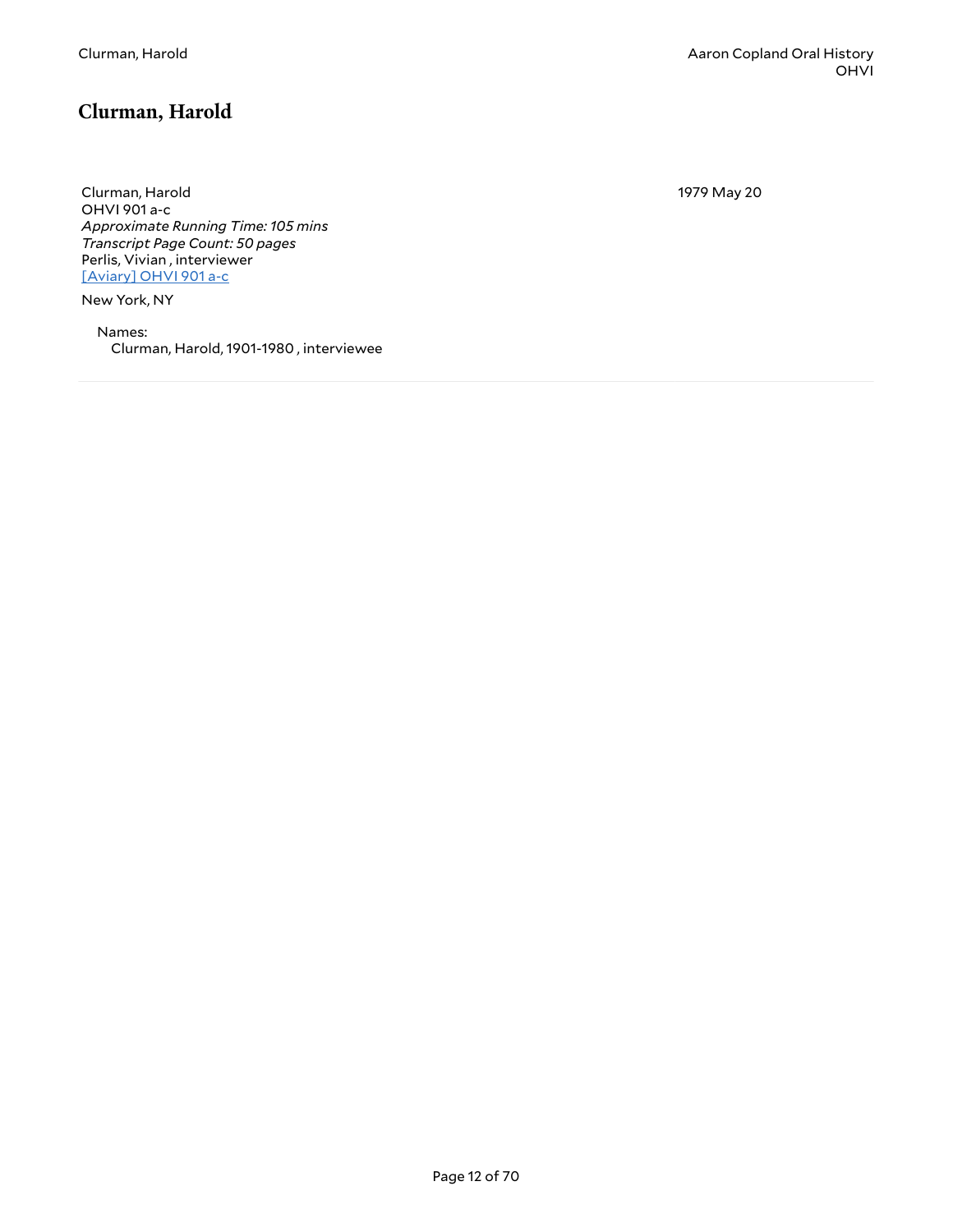## Clurman, Harold

Clurman, Harold
OHVI 901 a-c
*Approximate Running Time: 105 mins*
*Transcript Page Count: 50 pages*
Perlis, Vivian , interviewer
[Aviary] OHVI 901 a-c

1979 May 20

New York, NY

Names:
Clurman, Harold, 1901-1980 , interviewee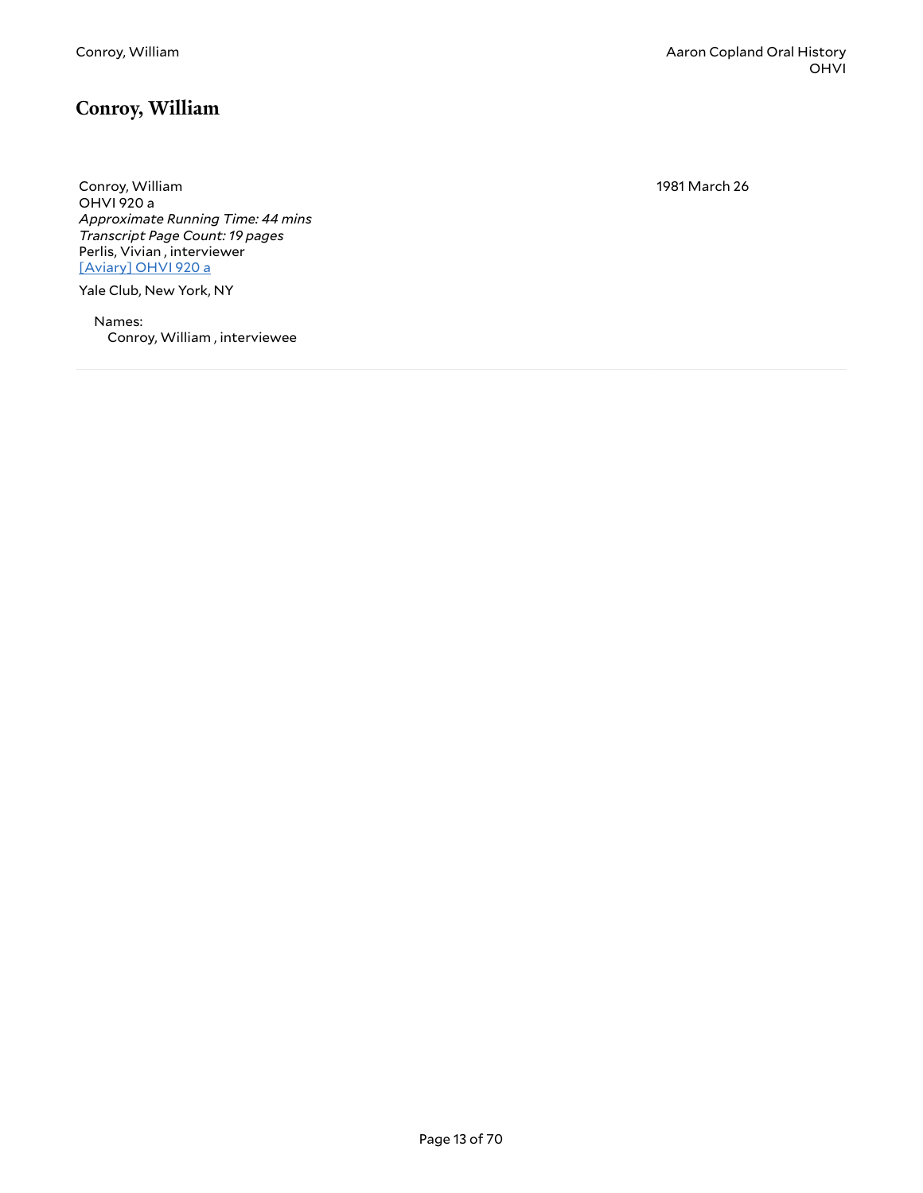## Conroy, William

Conroy, William
OHVI 920 a
*Approximate Running Time: 44 mins*
*Transcript Page Count: 19 pages*
Perlis, Vivian , interviewer
[Aviary] OHVI 920 a

1981 March 26

Yale Club, New York, NY

Names:
Conroy, William , interviewee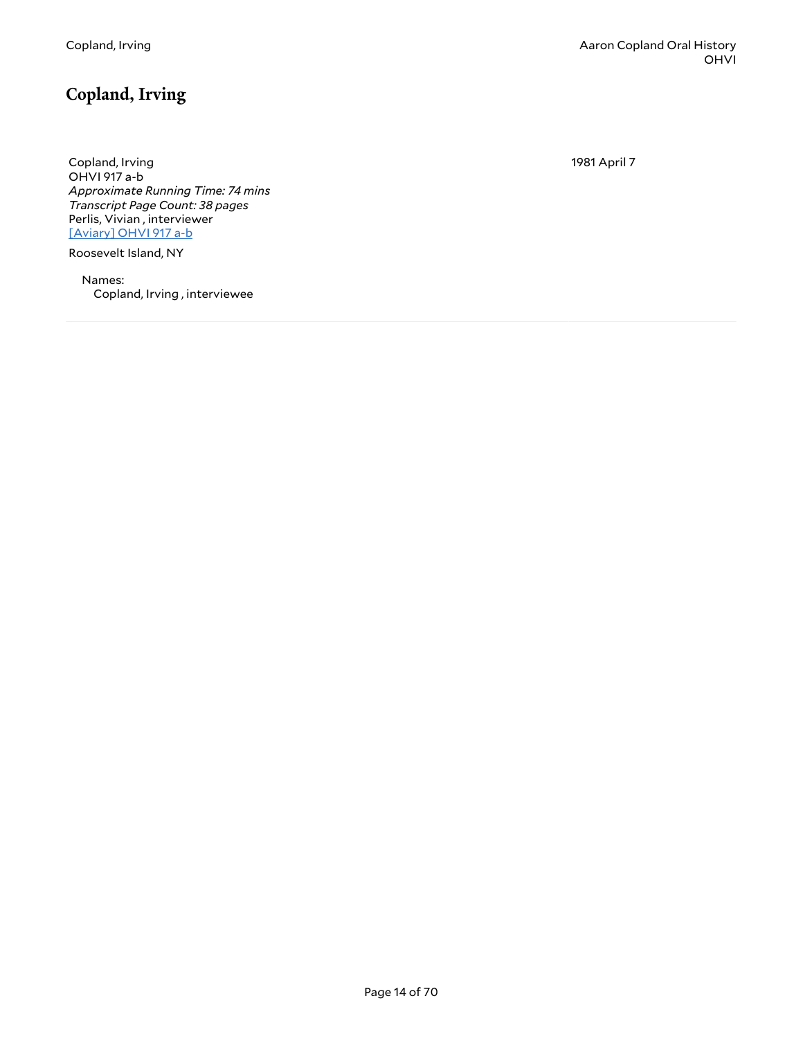## Copland, Irving

Copland, Irving
OHVI 917 a-b
*Approximate Running Time: 74 mins*
*Transcript Page Count: 38 pages*
Perlis, Vivian , interviewer
[Aviary] OHVI 917 a-b

1981 April 7

Roosevelt Island, NY

Names:
Copland, Irving , interviewee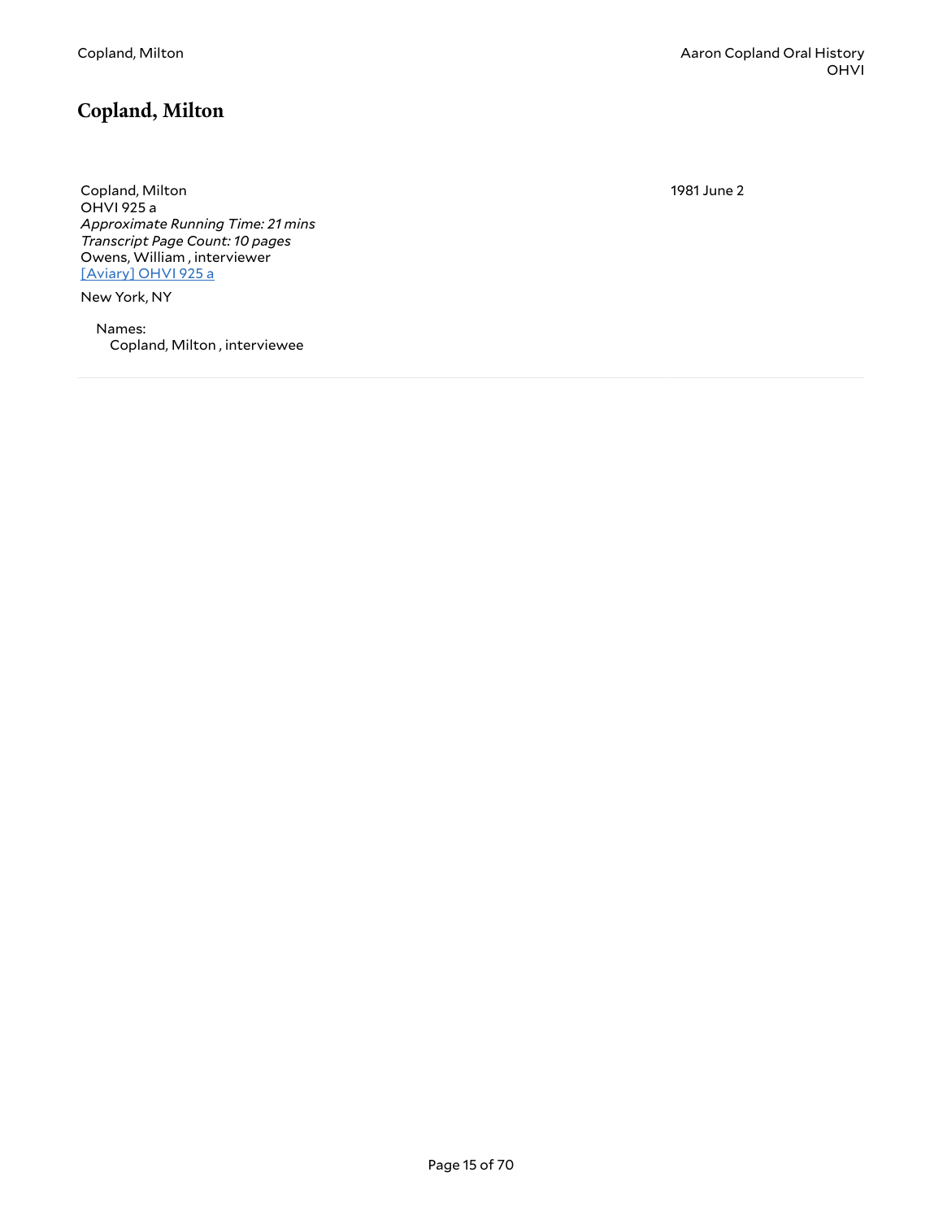## Copland, Milton

Copland, Milton
OHVI 925 a
*Approximate Running Time: 21 mins*
*Transcript Page Count: 10 pages*
Owens, William , interviewer
[Aviary] OHVI 925 a

1981 June 2

New York, NY

Names:
Copland, Milton , interviewee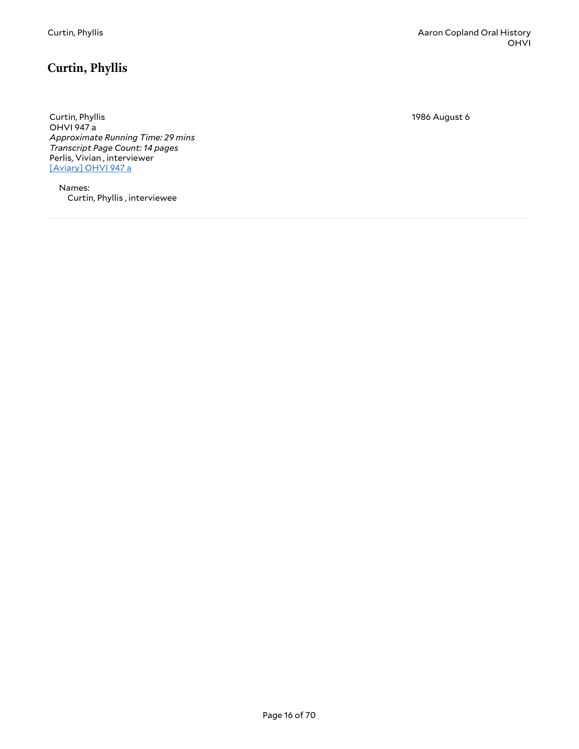## Curtin, Phyllis

Curtin, Phyllis
OHVI 947 a
*Approximate Running Time: 29 mins*
*Transcript Page Count: 14 pages*
Perlis, Vivian , interviewer
[Aviary] OHVI 947 a

1986 August 6

Names:
Curtin, Phyllis , interviewee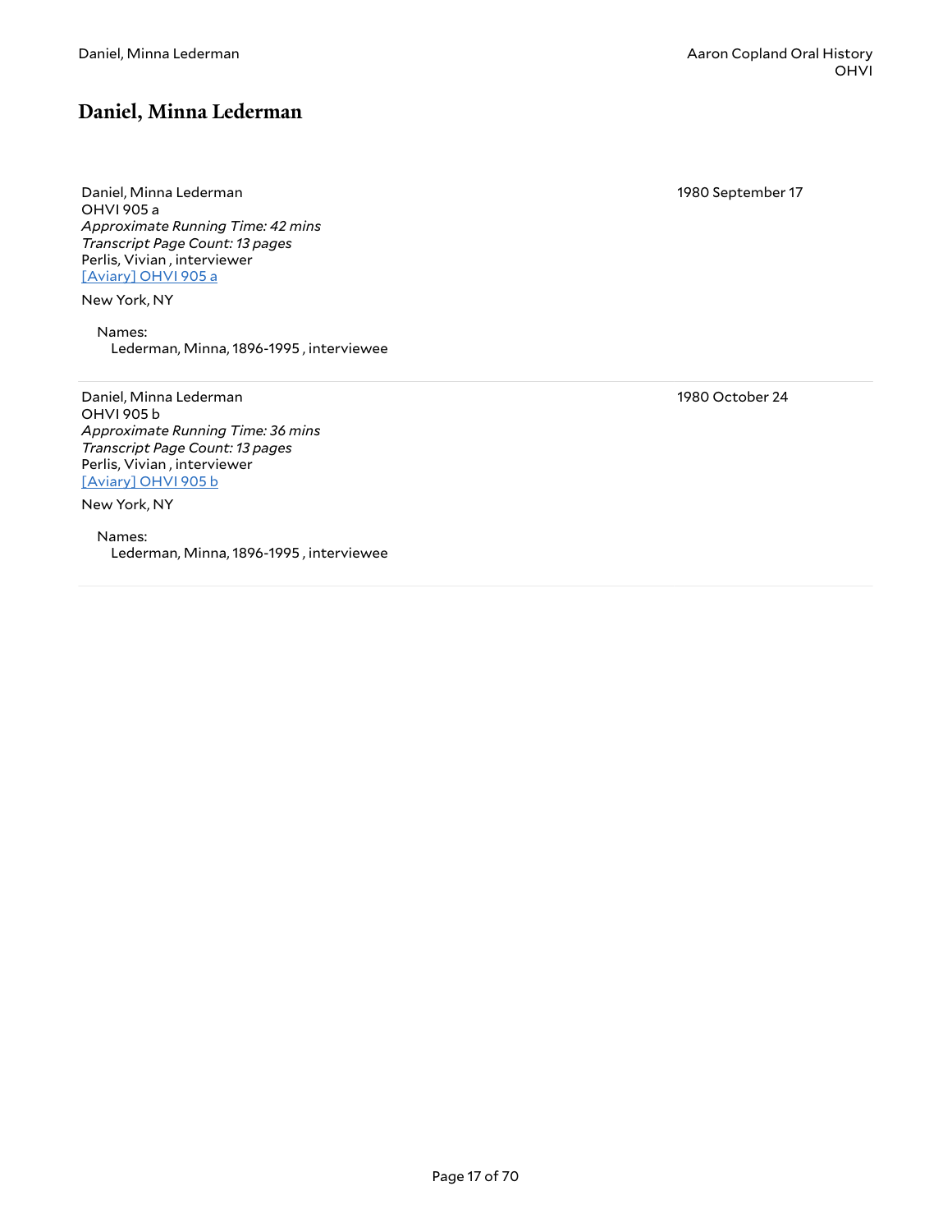## Daniel, Minna Lederman

Daniel, Minna Lederman
OHVI 905 a
*Approximate Running Time: 42 mins*
*Transcript Page Count: 13 pages*
Perlis, Vivian , interviewer
[Aviary] OHVI 905 a

New York, NY

Names:
Lederman, Minna, 1896-1995 , interviewee

1980 September 17

---

Daniel, Minna Lederman
OHVI 905 b
*Approximate Running Time: 36 mins*
*Transcript Page Count: 13 pages*
Perlis, Vivian , interviewer
[Aviary] OHVI 905 b

New York, NY

Names:
Lederman, Minna, 1896-1995 , interviewee

1980 October 24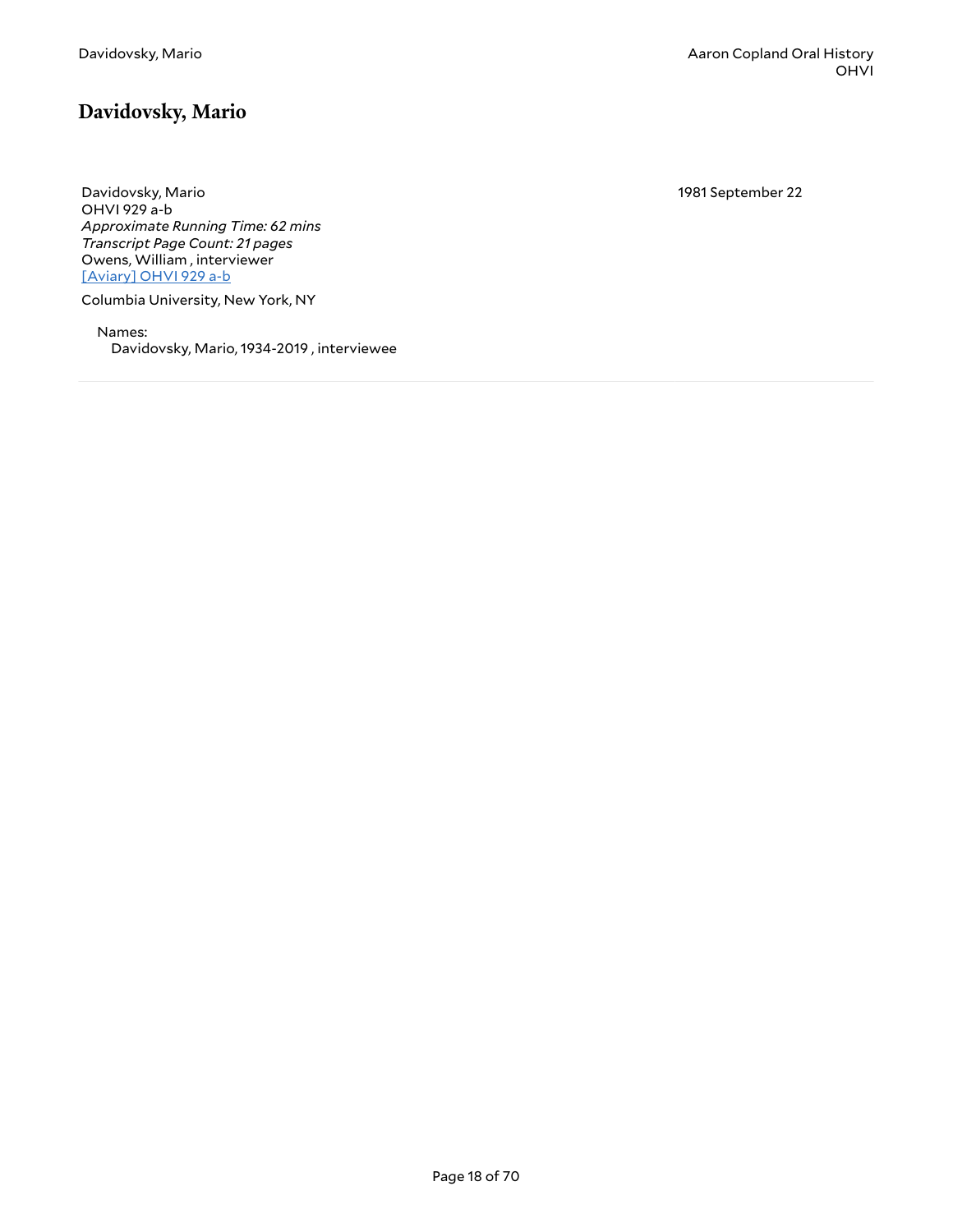## Davidovsky, Mario

Davidovsky, Mario
OHVI 929 a-b
*Approximate Running Time: 62 mins*
*Transcript Page Count: 21 pages*
Owens, William , interviewer
[Aviary] OHVI 929 a-b

1981 September 22

Columbia University, New York, NY

Names:
Davidovsky, Mario, 1934-2019 , interviewee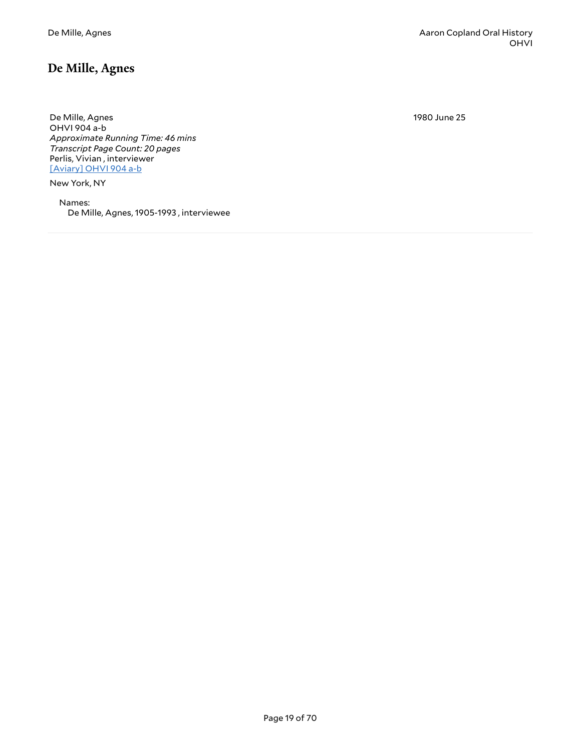# De Mille, Agnes

De Mille, Agnes
OHVI 904 a-b
*Approximate Running Time: 46 mins*
*Transcript Page Count: 20 pages*
Perlis, Vivian , interviewer
[Aviary] OHVI 904 a-b

1980 June 25

New York, NY

Names:
De Mille, Agnes, 1905-1993 , interviewee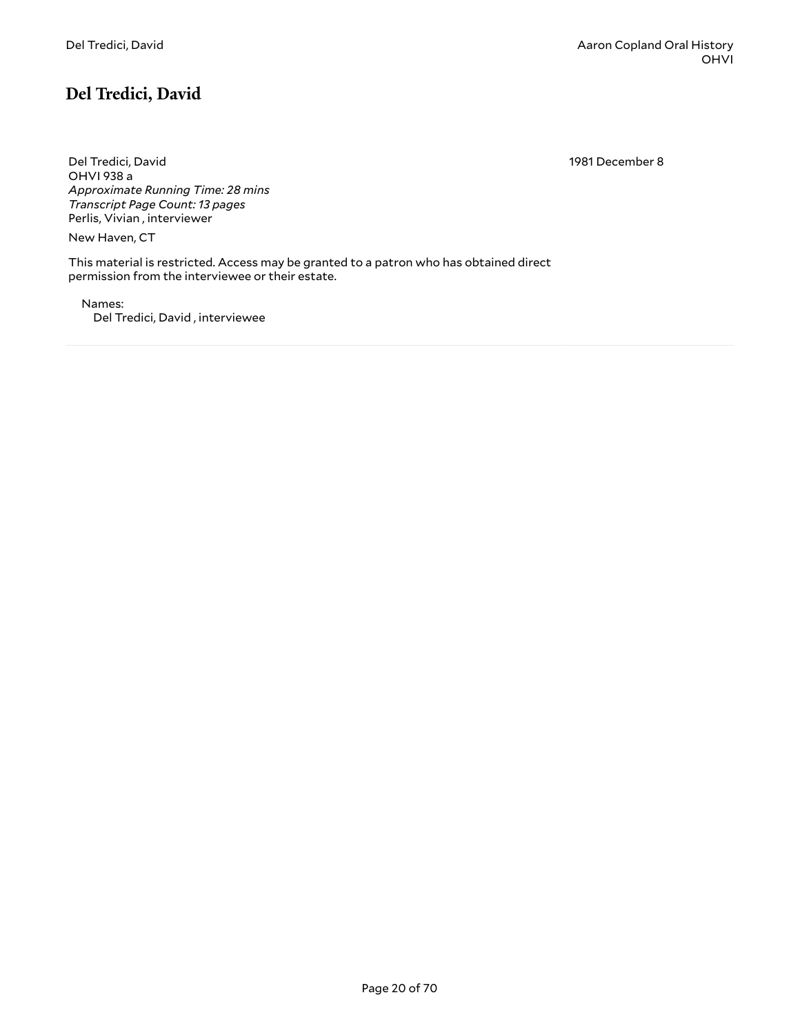## Del Tredici, David

Del Tredici, David
OHVI 938 a
*Approximate Running Time: 28 mins*
*Transcript Page Count: 13 pages*
Perlis, Vivian , interviewer

1981 December 8

New Haven, CT

This material is restricted. Access may be granted to a patron who has obtained direct permission from the interviewee or their estate.

Names:
Del Tredici, David , interviewee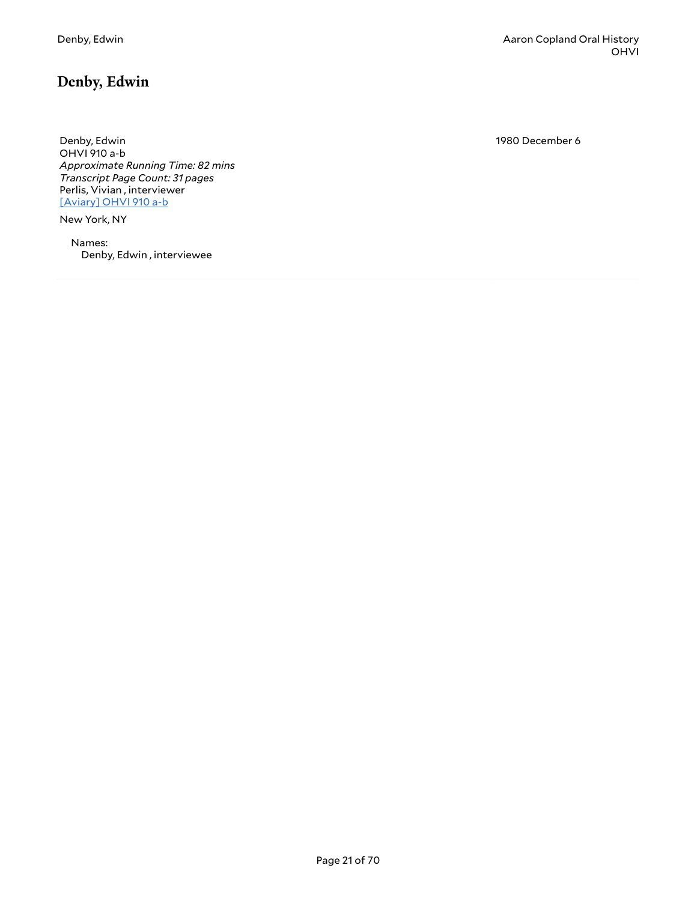# Denby, Edwin

Denby, Edwin
OHVI 910 a-b
*Approximate Running Time: 82 mins*
*Transcript Page Count: 31 pages*
Perlis, Vivian , interviewer
[Aviary] OHVI 910 a-b

1980 December 6

New York, NY

Names:
Denby, Edwin , interviewee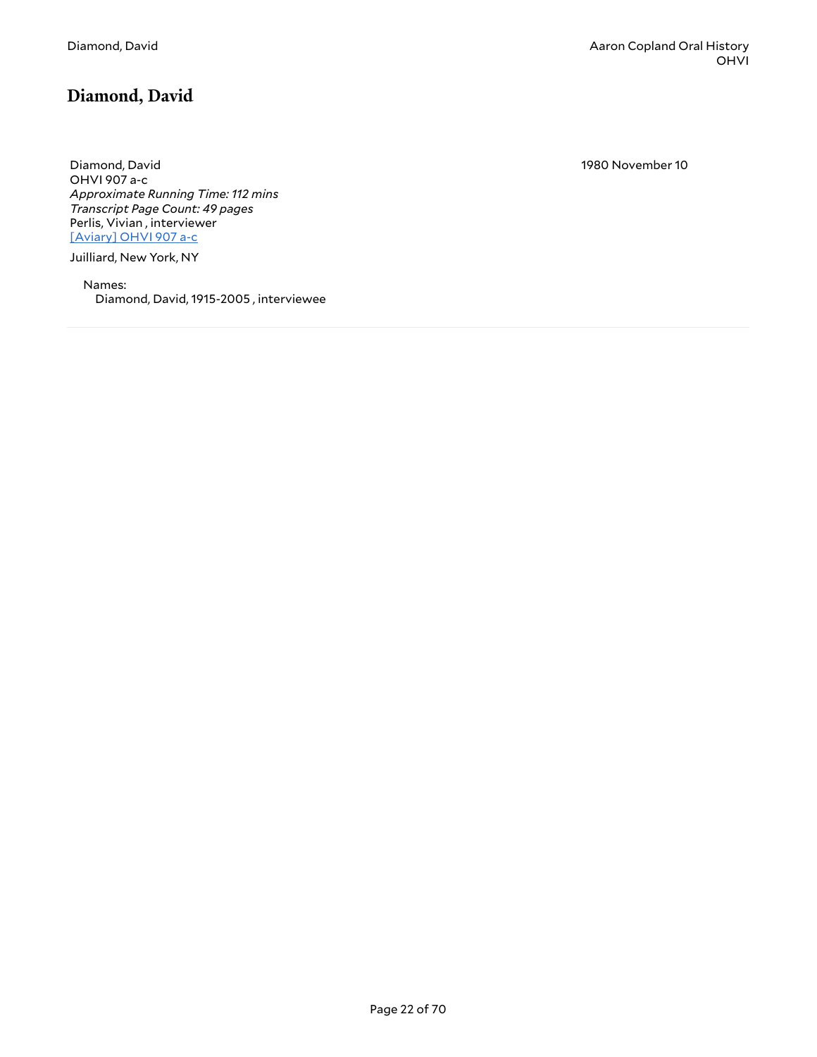## Diamond, David

Diamond, David
OHVI 907 a-c
*Approximate Running Time: 112 mins*
*Transcript Page Count: 49 pages*
Perlis, Vivian , interviewer
[Aviary] OHVI 907 a-c

1980 November 10

Juilliard, New York, NY

Names:
Diamond, David, 1915-2005 , interviewee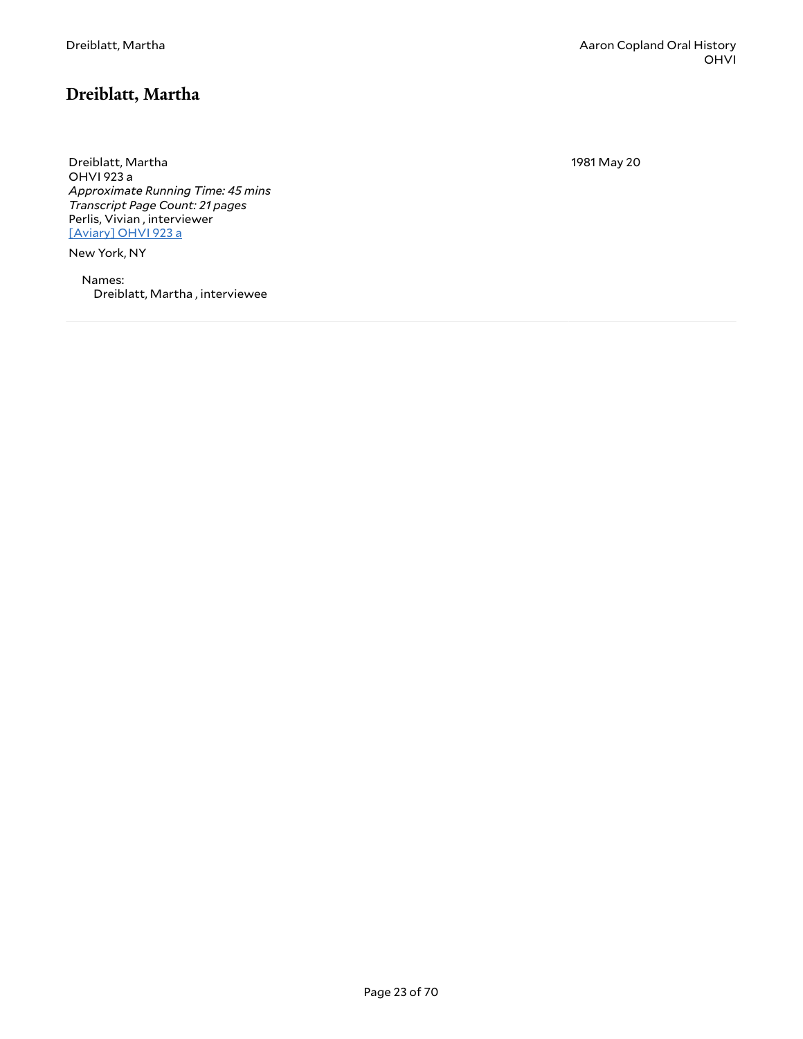## Dreiblatt, Martha

Dreiblatt, Martha
OHVI 923 a
*Approximate Running Time: 45 mins*
*Transcript Page Count: 21 pages*
Perlis, Vivian , interviewer
[Aviary] OHVI 923 a

1981 May 20

New York, NY

Names:
Dreiblatt, Martha , interviewee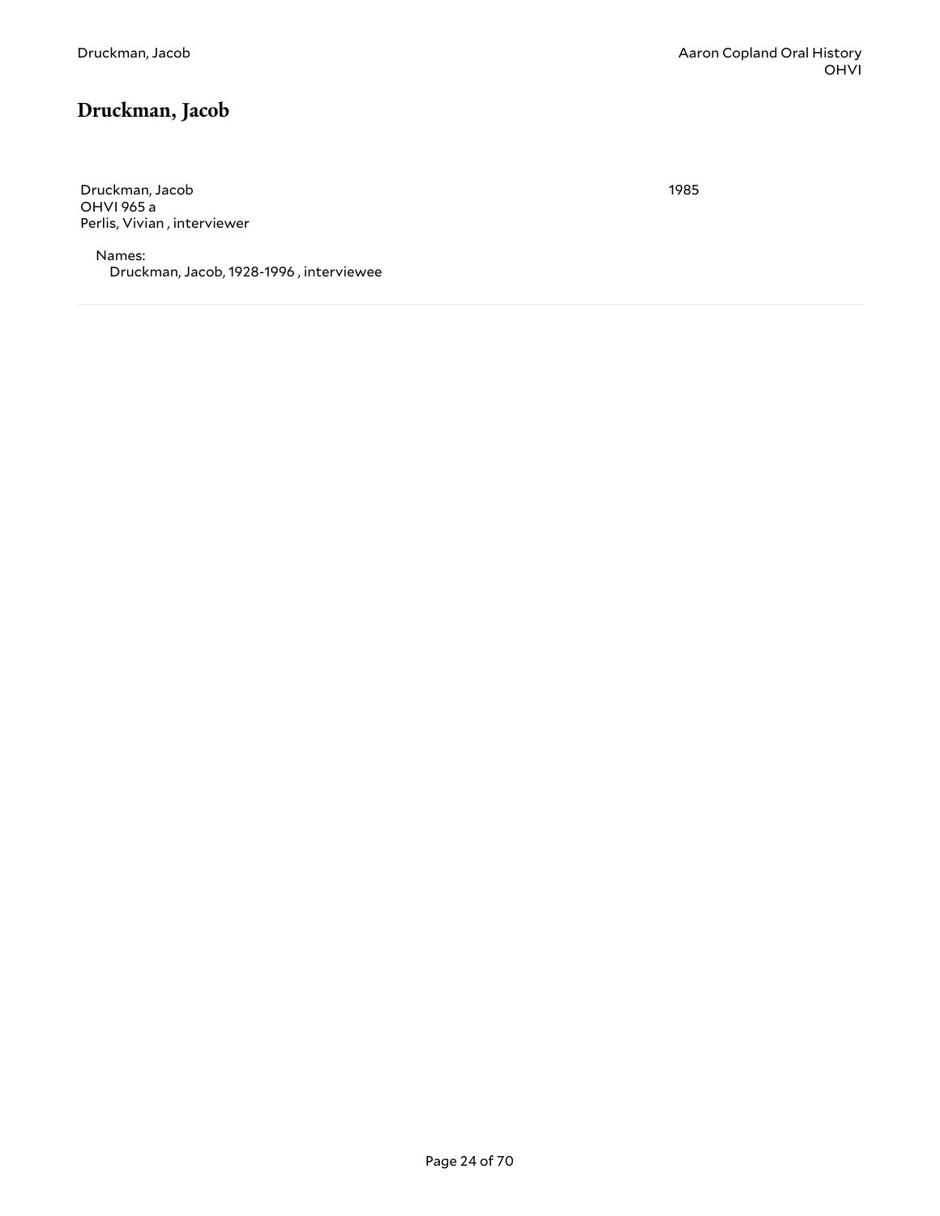## Druckman, Jacob

Druckman, Jacob
OHVI 965 a
Perlis, Vivian , interviewer

1985

Names:
Druckman, Jacob, 1928-1996 , interviewee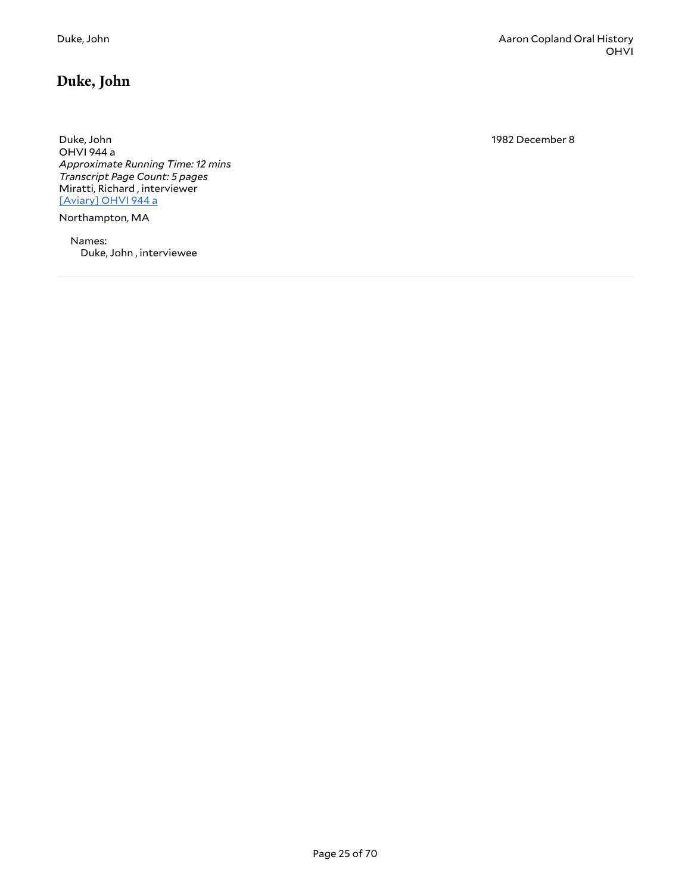## Duke, John

Duke, John
OHVI 944 a
*Approximate Running Time: 12 mins*
*Transcript Page Count: 5 pages*
Miratti, Richard , interviewer
[Aviary] OHVI 944 a

1982 December 8

Northampton, MA

Names:
Duke, John , interviewee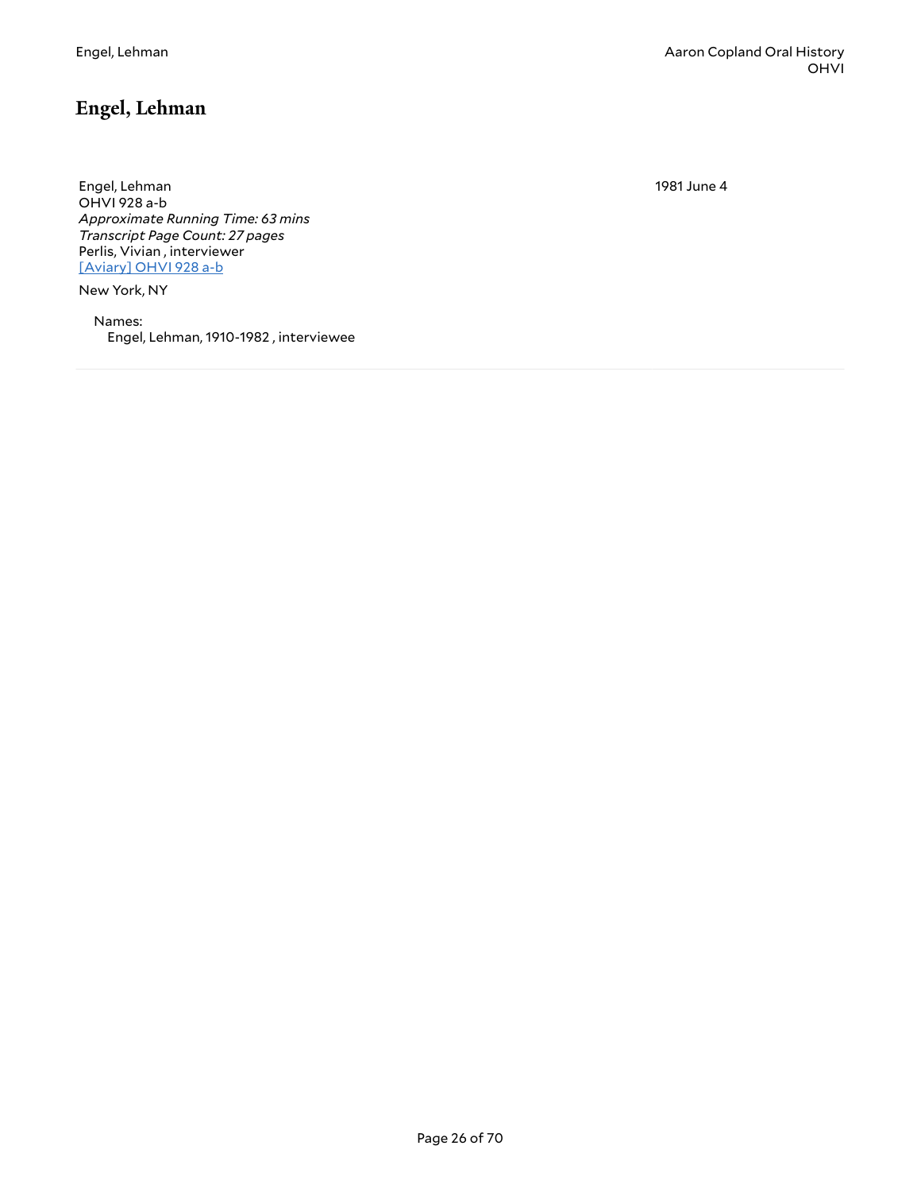## Engel, Lehman

Engel, Lehman
OHVI 928 a-b
*Approximate Running Time: 63 mins*
*Transcript Page Count: 27 pages*
Perlis, Vivian , interviewer
[Aviary] OHVI 928 a-b

1981 June 4

New York, NY

Names:
Engel, Lehman, 1910-1982 , interviewee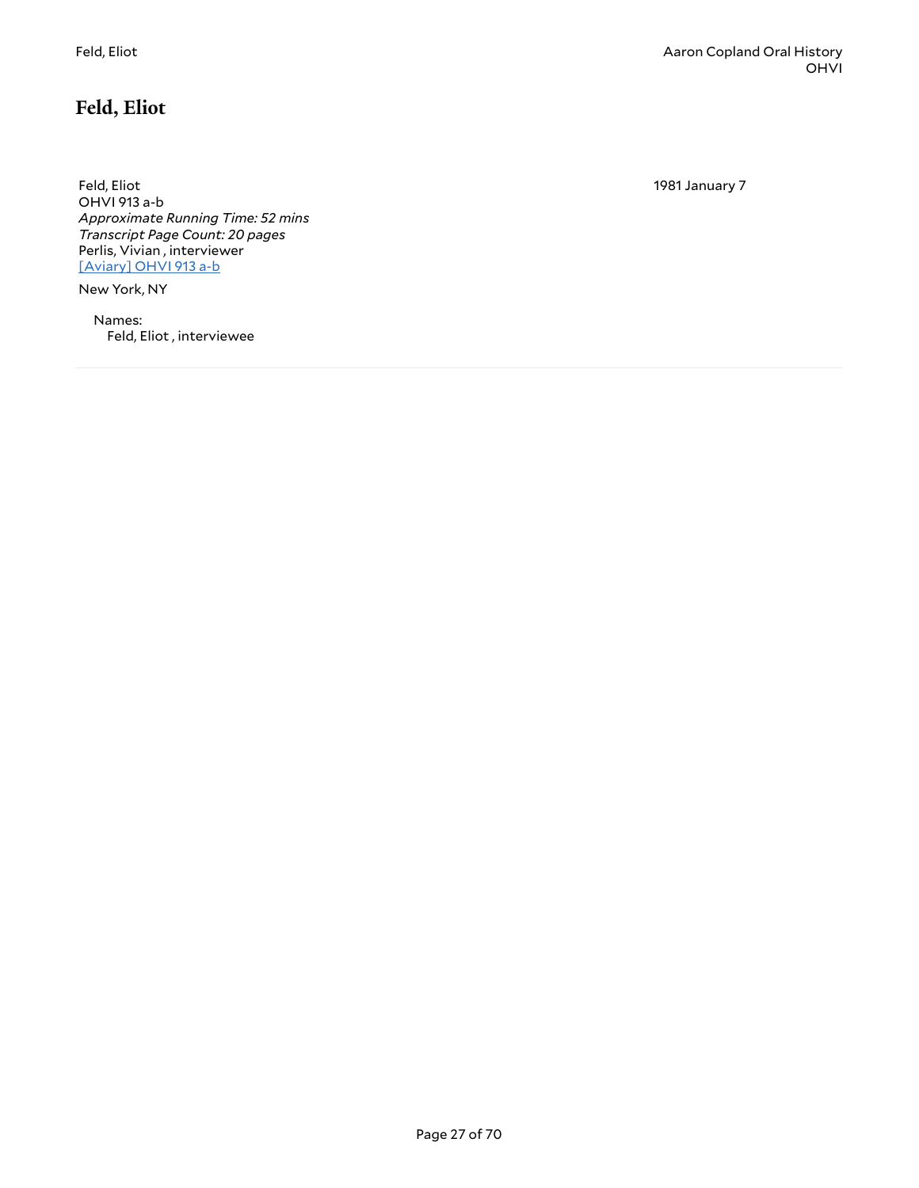## Feld, Eliot

Feld, Eliot
OHVI 913 a-b
*Approximate Running Time: 52 mins*
*Transcript Page Count: 20 pages*
Perlis, Vivian , interviewer
[Aviary] OHVI 913 a-b

1981 January 7

New York, NY

Names:
Feld, Eliot , interviewee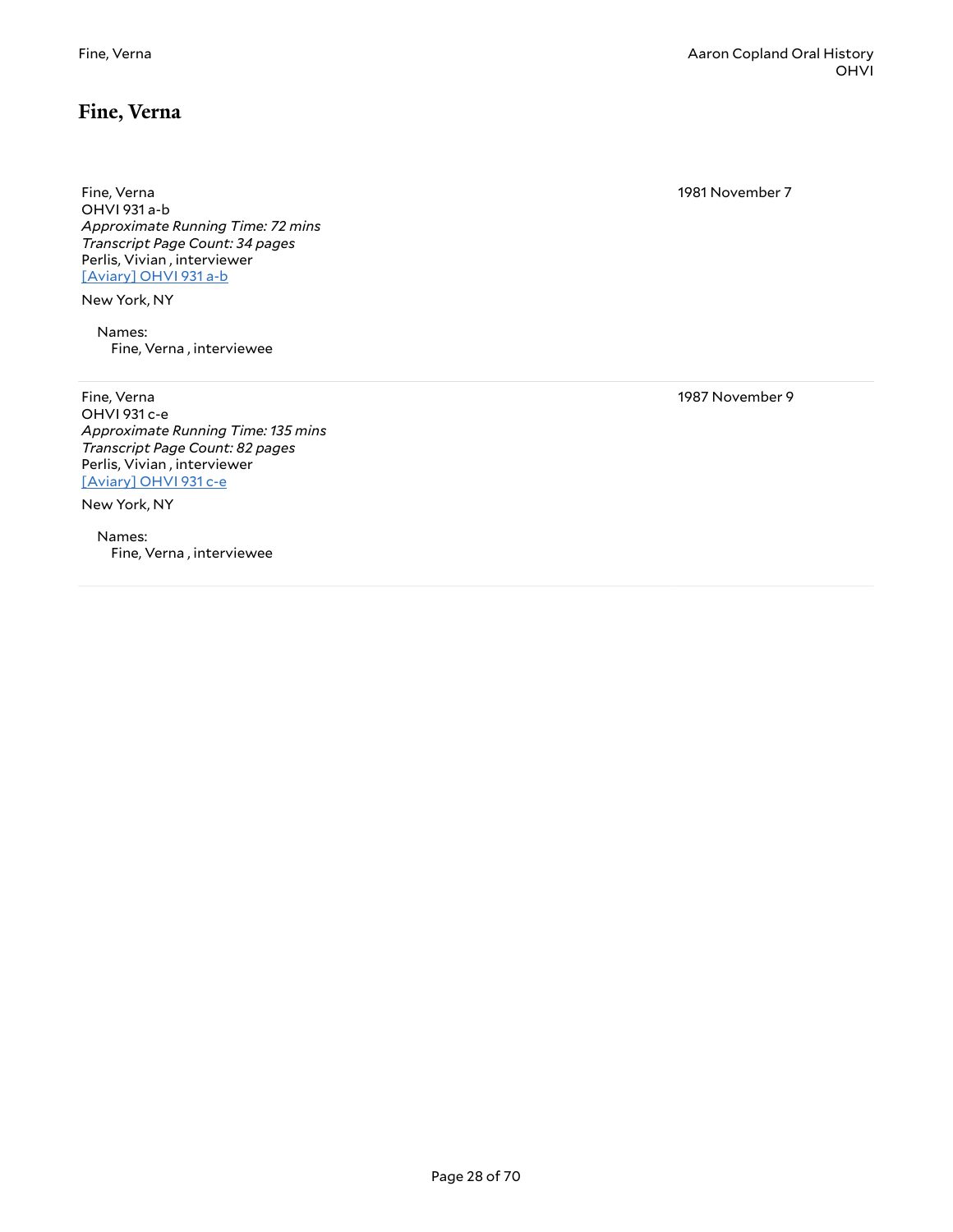## Fine, Verna

Fine, Verna
OHVI 931 a-b
*Approximate Running Time: 72 mins*
*Transcript Page Count: 34 pages*
Perlis, Vivian , interviewer
[Aviary] OHVI 931 a-b

1981 November 7

New York, NY

Names:
Fine, Verna , interviewee

---

Fine, Verna
OHVI 931 c-e
*Approximate Running Time: 135 mins*
*Transcript Page Count: 82 pages*
Perlis, Vivian , interviewer
[Aviary] OHVI 931 c-e

1987 November 9

New York, NY

Names:
Fine, Verna , interviewee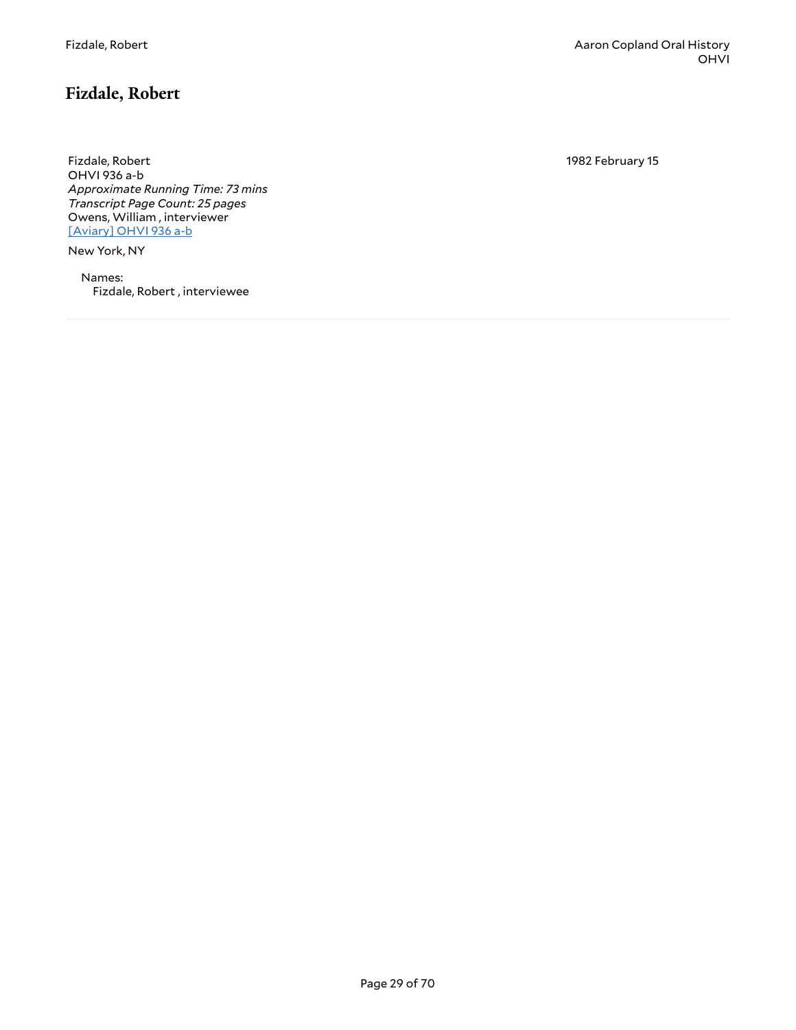## Fizdale, Robert

Fizdale, Robert
OHVI 936 a-b
*Approximate Running Time: 73 mins*
*Transcript Page Count: 25 pages*
Owens, William , interviewer
[Aviary] OHVI 936 a-b

1982 February 15

New York, NY

Names:
Fizdale, Robert , interviewee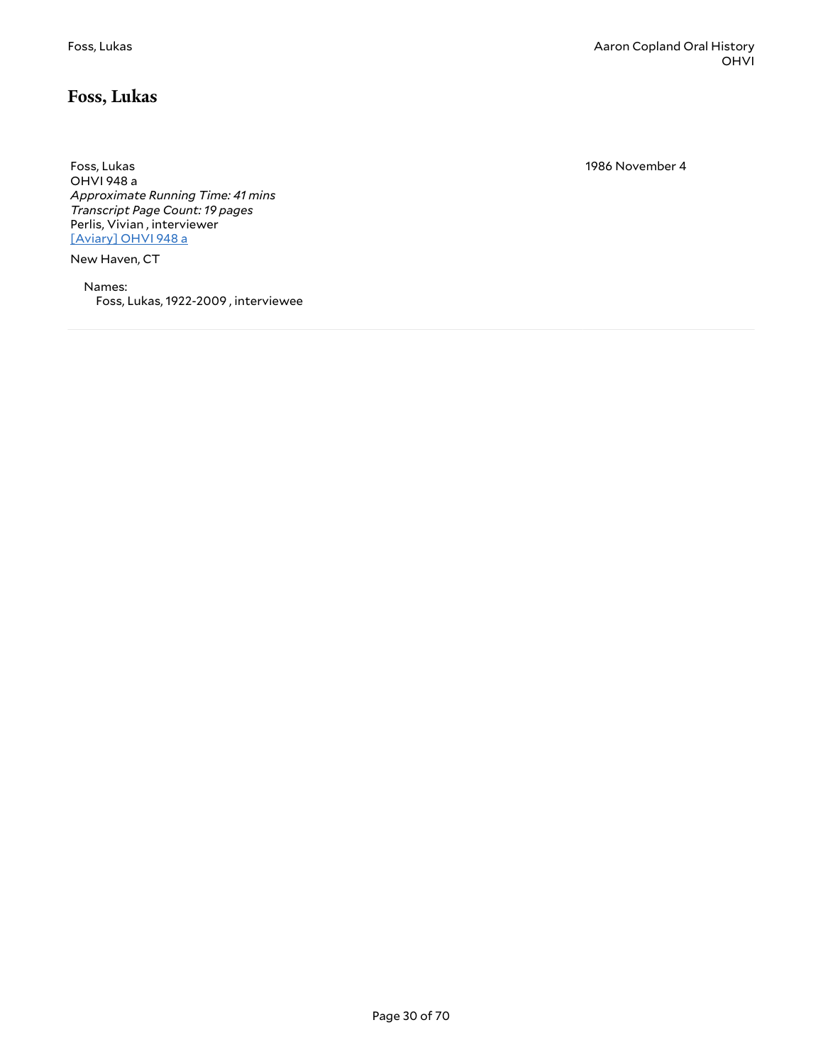## Foss, Lukas

Foss, Lukas
OHVI 948 a
*Approximate Running Time: 41 mins*
*Transcript Page Count: 19 pages*
Perlis, Vivian , interviewer
[Aviary] OHVI 948 a

1986 November 4

New Haven, CT

Names:
Foss, Lukas, 1922-2009 , interviewee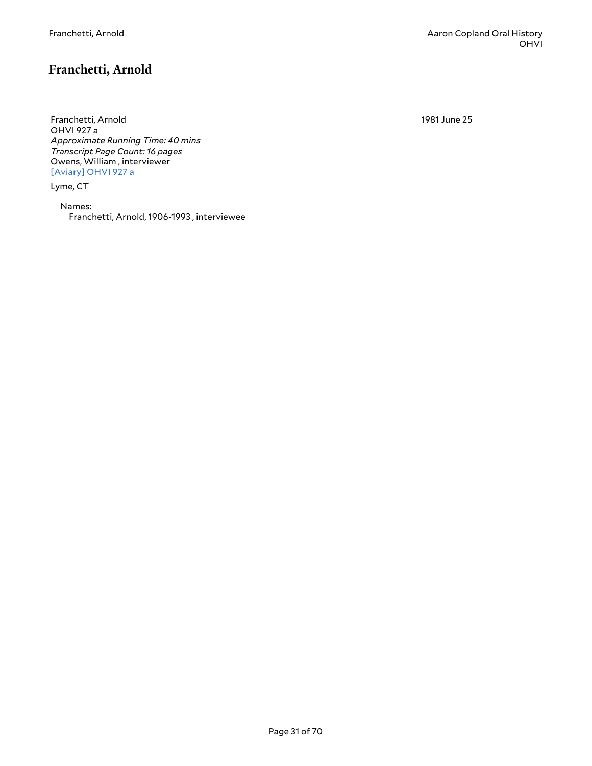## Franchetti, Arnold

Franchetti, Arnold
OHVI 927 a
*Approximate Running Time: 40 mins*
*Transcript Page Count: 16 pages*
Owens, William , interviewer
[Aviary] OHVI 927 a

1981 June 25

Lyme, CT

Names:
Franchetti, Arnold, 1906-1993 , interviewee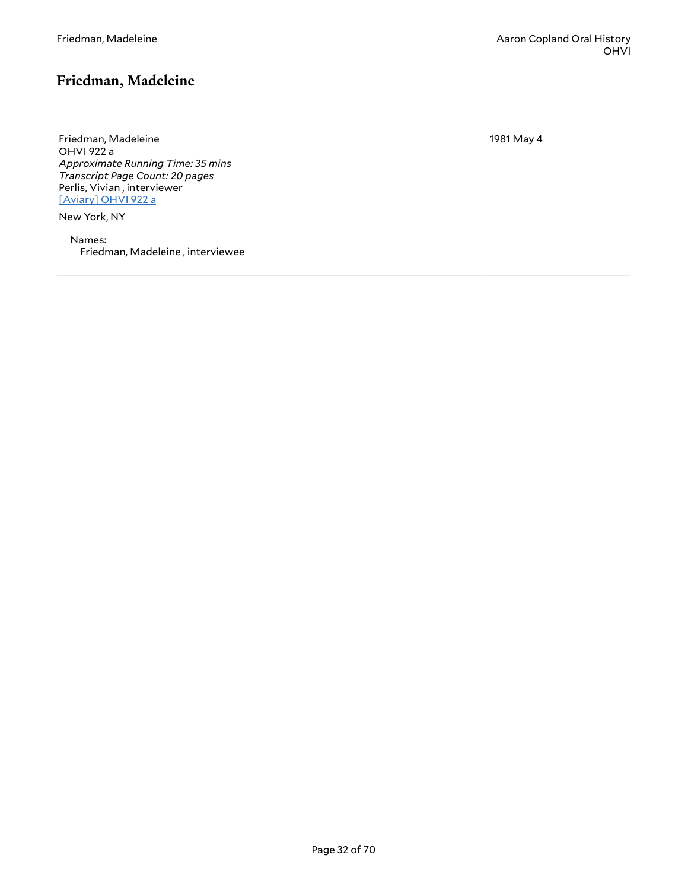## Friedman, Madeleine

Friedman, Madeleine
OHVI 922 a
*Approximate Running Time: 35 mins*
*Transcript Page Count: 20 pages*
Perlis, Vivian , interviewer
[Aviary] OHVI 922 a

1981 May 4

New York, NY

Names:
Friedman, Madeleine , interviewee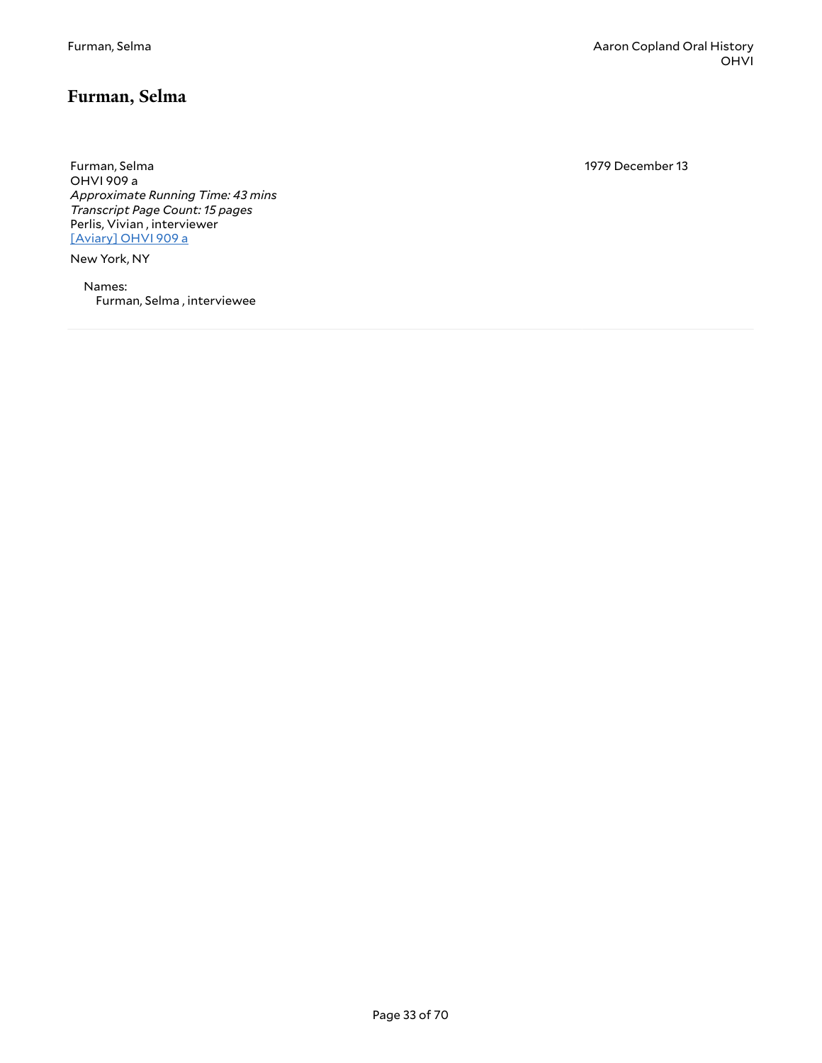# Furman, Selma

Furman, Selma
OHVI 909 a
*Approximate Running Time: 43 mins*
*Transcript Page Count: 15 pages*
Perlis, Vivian , interviewer
[Aviary] OHVI 909 a

1979 December 13

New York, NY

Names:
Furman, Selma , interviewee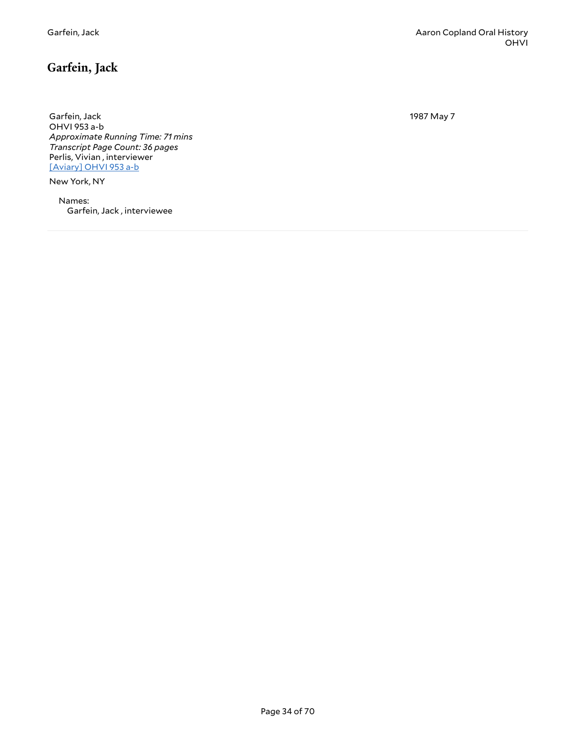## Garfein, Jack

Garfein, Jack
OHVI 953 a-b
*Approximate Running Time: 71 mins*
*Transcript Page Count: 36 pages*
Perlis, Vivian , interviewer
[Aviary] OHVI 953 a-b

1987 May 7

New York, NY

Names:
Garfein, Jack , interviewee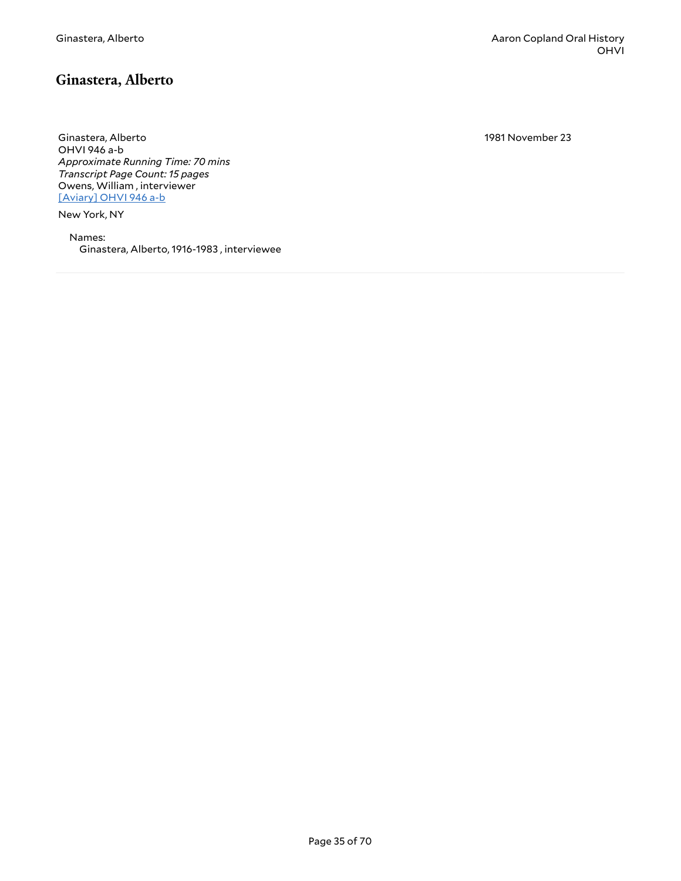## Ginastera, Alberto

Ginastera, Alberto
OHVI 946 a-b
*Approximate Running Time: 70 mins*
*Transcript Page Count: 15 pages*
Owens, William , interviewer
[Aviary] OHVI 946 a-b

1981 November 23

New York, NY

Names:
Ginastera, Alberto, 1916-1983 , interviewee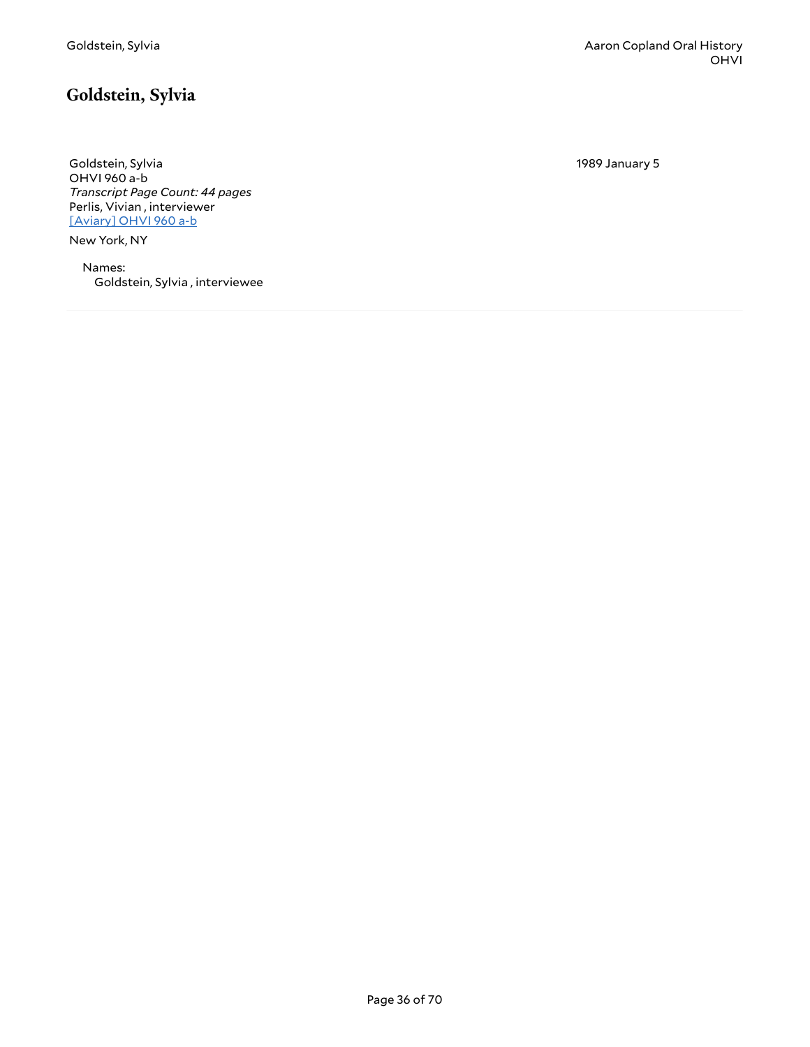## Goldstein, Sylvia

Goldstein, Sylvia
OHVI 960 a-b
*Transcript Page Count: 44 pages*
Perlis, Vivian , interviewer
[Aviary] OHVI 960 a-b

New York, NY

1989 January 5

Names:
Goldstein, Sylvia , interviewee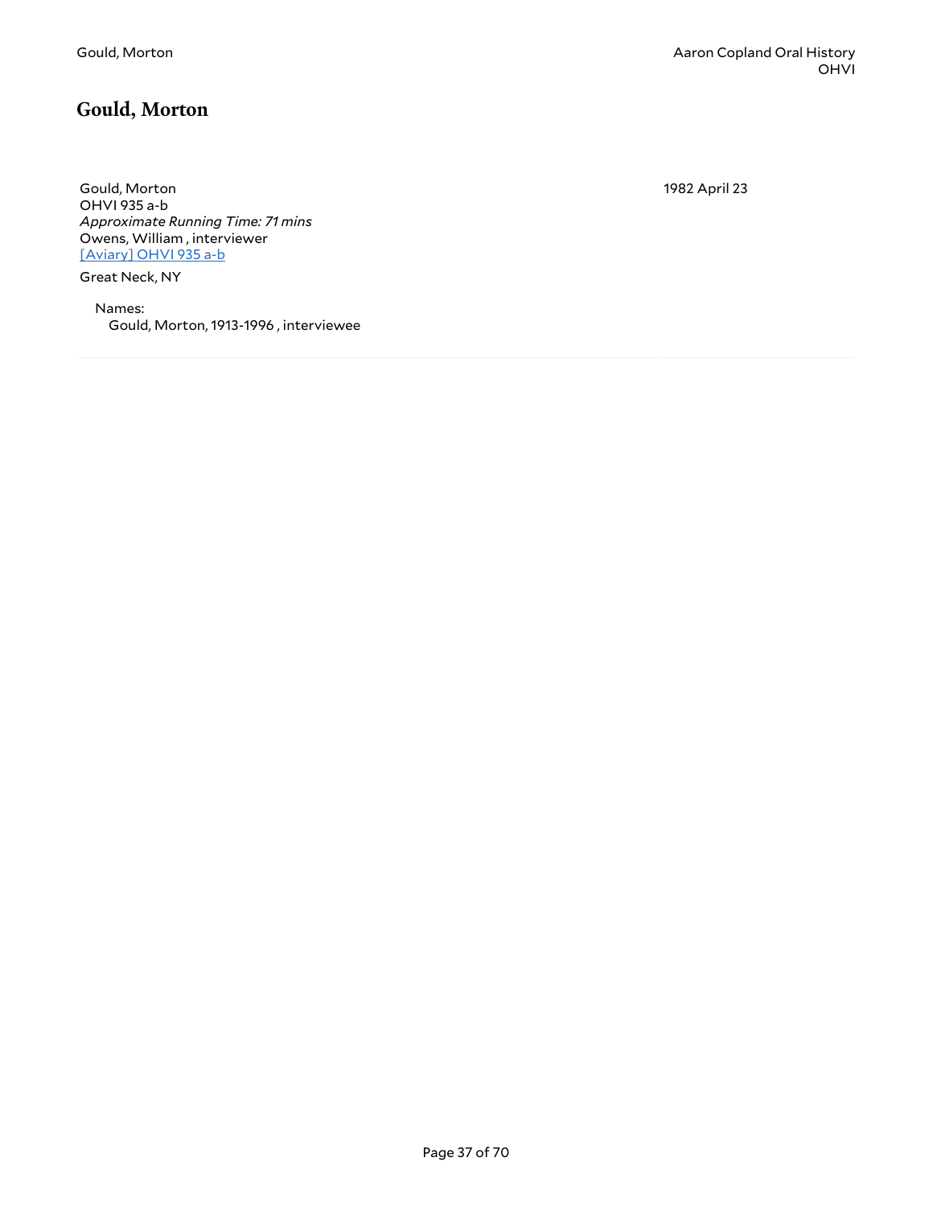## Gould, Morton

Gould, Morton
OHVI 935 a-b
*Approximate Running Time: 71 mins*
Owens, William , interviewer
[Aviary] OHVI 935 a-b

1982 April 23

Great Neck, NY

Names:
Gould, Morton, 1913-1996 , interviewee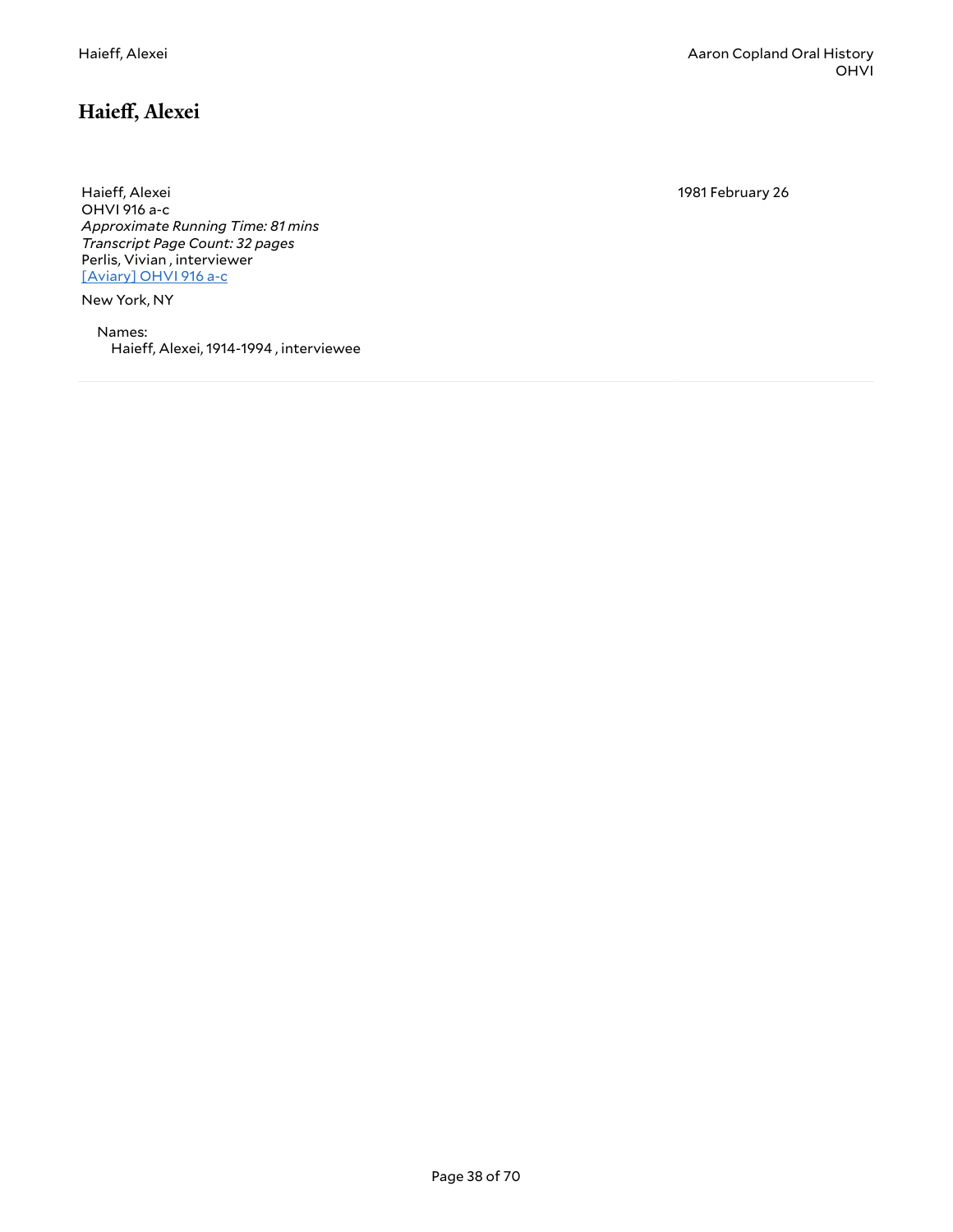# Haieff, Alexei

Haieff, Alexei  
OHVI 916 a-c  
*Approximate Running Time: 81 mins*  
*Transcript Page Count: 32 pages*  
Perlis, Vivian , interviewer  
[Aviary] OHVI 916 a-c

1981 February 26

New York, NY

Names:  
Haieff, Alexei, 1914-1994 , interviewee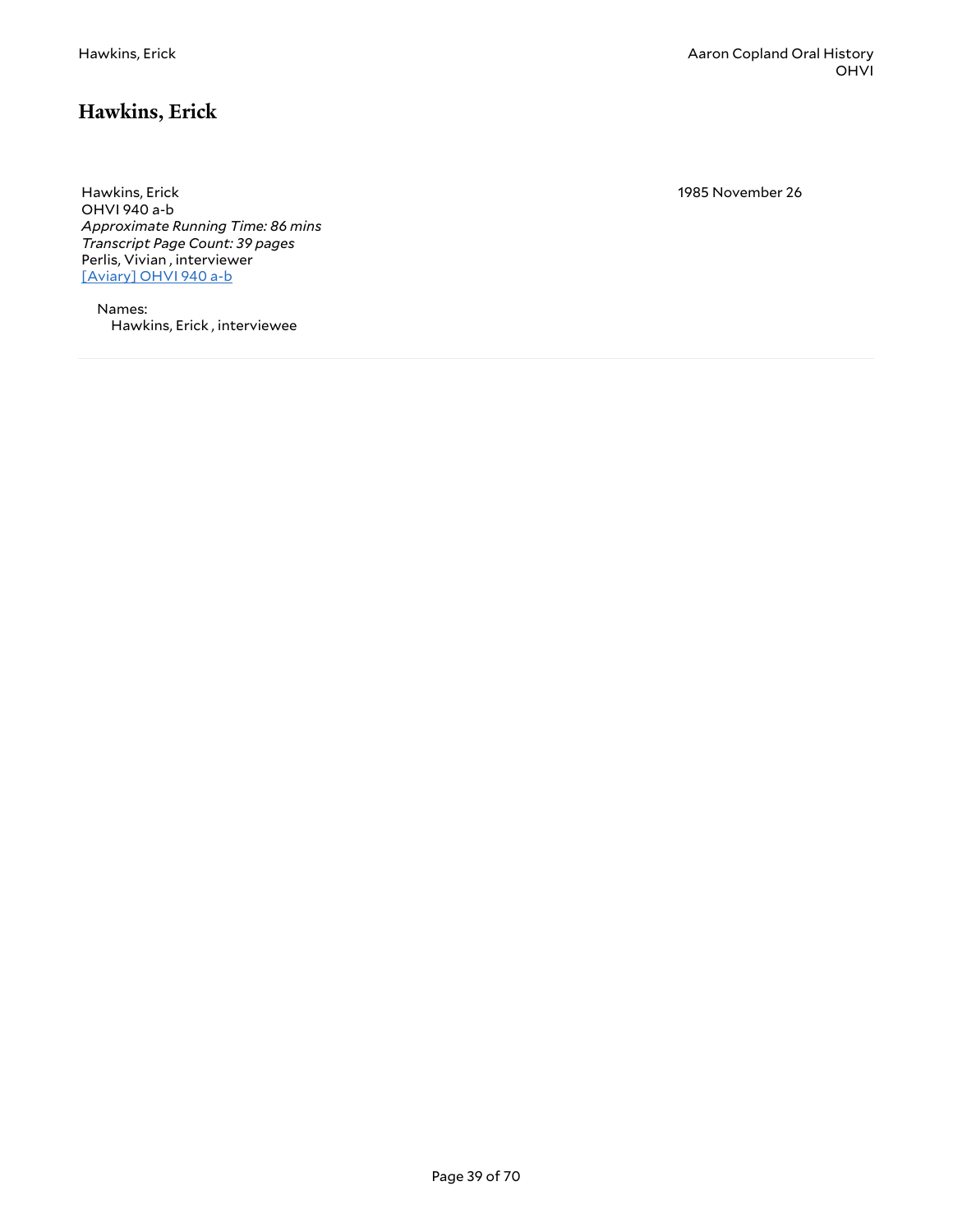## Hawkins, Erick

Hawkins, Erick
OHVI 940 a-b
*Approximate Running Time: 86 mins*
*Transcript Page Count: 39 pages*
Perlis, Vivian , interviewer
[Aviary] OHVI 940 a-b

1985 November 26

Names:
Hawkins, Erick , interviewee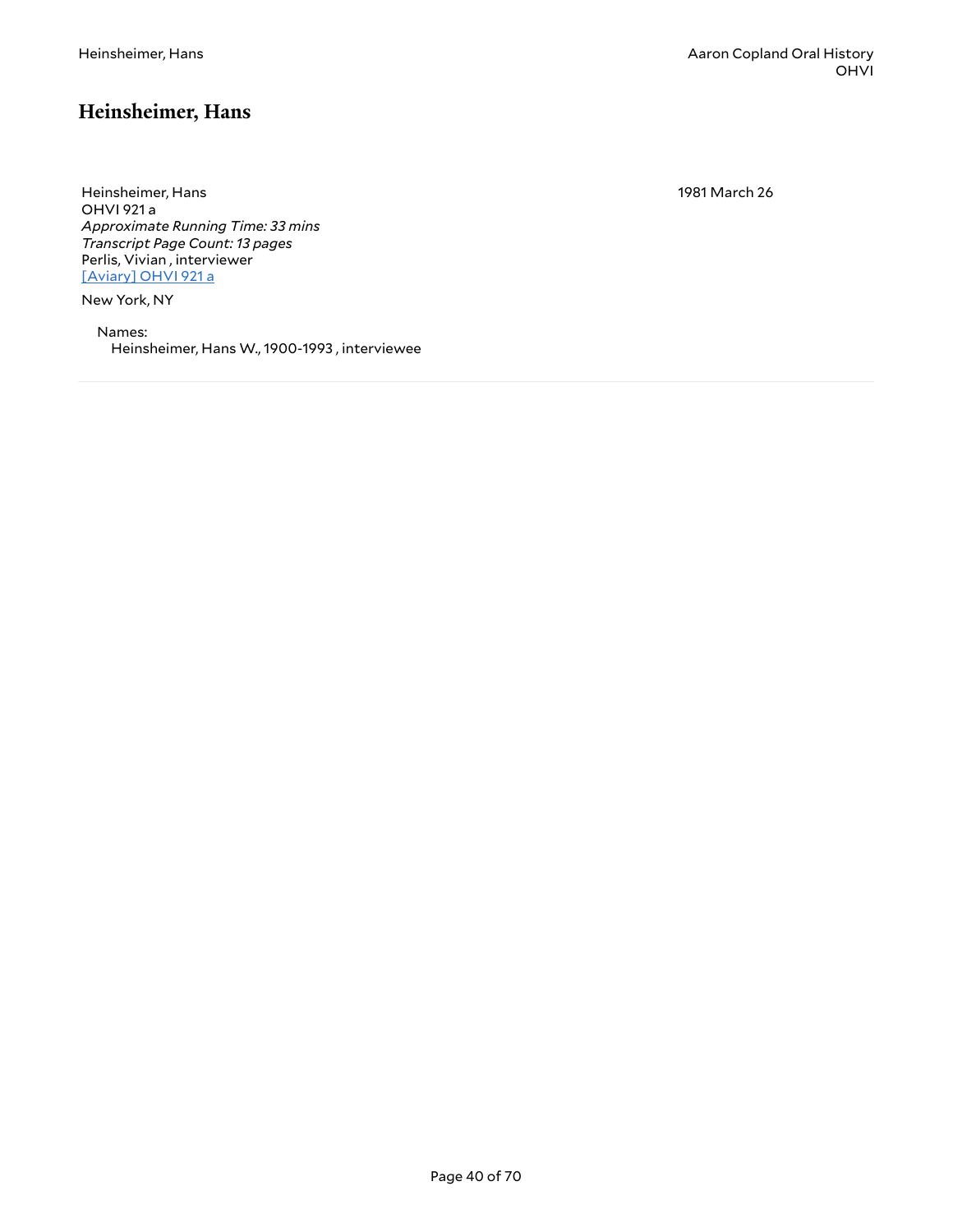## Heinsheimer, Hans

Heinsheimer, Hans
OHVI 921 a
*Approximate Running Time: 33 mins*
*Transcript Page Count: 13 pages*
Perlis, Vivian , interviewer
[Aviary] OHVI 921 a

1981 March 26

New York, NY

Names:
Heinsheimer, Hans W., 1900-1993 , interviewee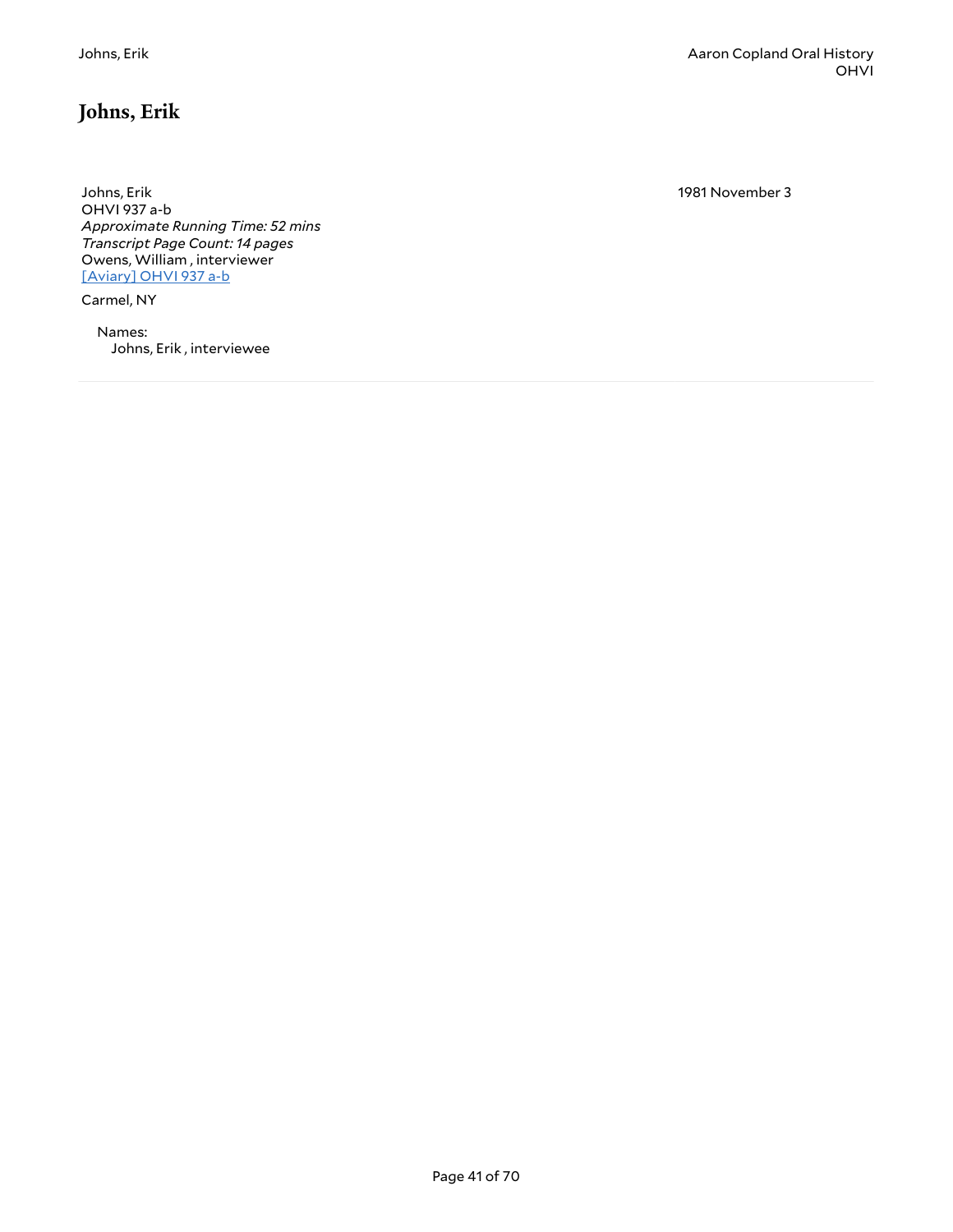## Johns, Erik

Johns, Erik
OHVI 937 a-b
*Approximate Running Time: 52 mins*
*Transcript Page Count: 14 pages*
Owens, William , interviewer
[Aviary] OHVI 937 a-b

1981 November 3

Carmel, NY

Names:
Johns, Erik , interviewee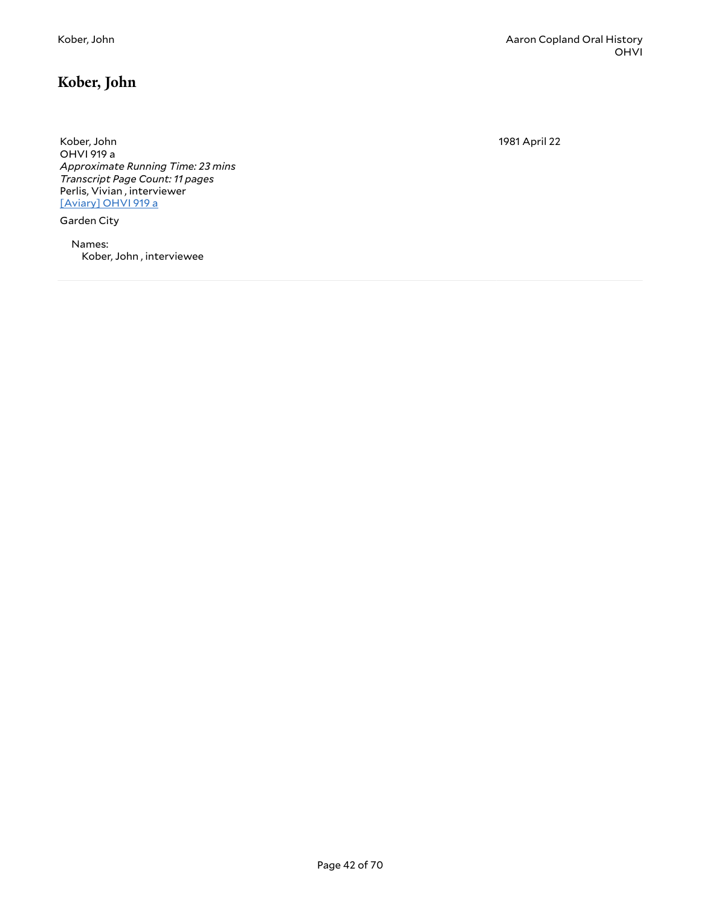## Kober, John

Kober, John
OHVI 919 a
*Approximate Running Time: 23 mins*
*Transcript Page Count: 11 pages*
Perlis, Vivian , interviewer
[Aviary] OHVI 919 a

1981 April 22

Garden City

Names:
Kober, John , interviewee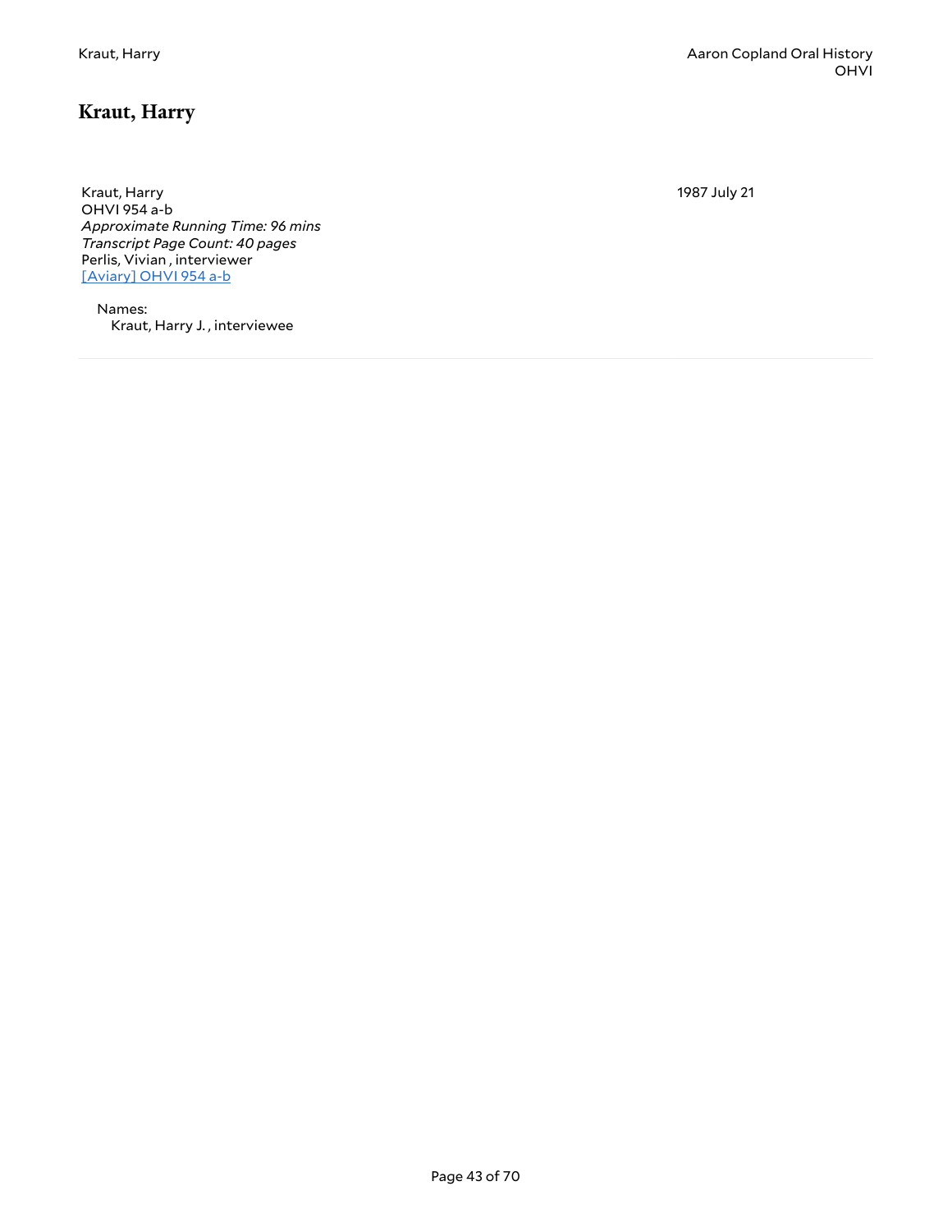# Kraut, Harry

Kraut, Harry
OHVI 954 a-b
*Approximate Running Time: 96 mins*
*Transcript Page Count: 40 pages*
Perlis, Vivian , interviewer
[Aviary] OHVI 954 a-b

1987 July 21

Names:
Kraut, Harry J. , interviewee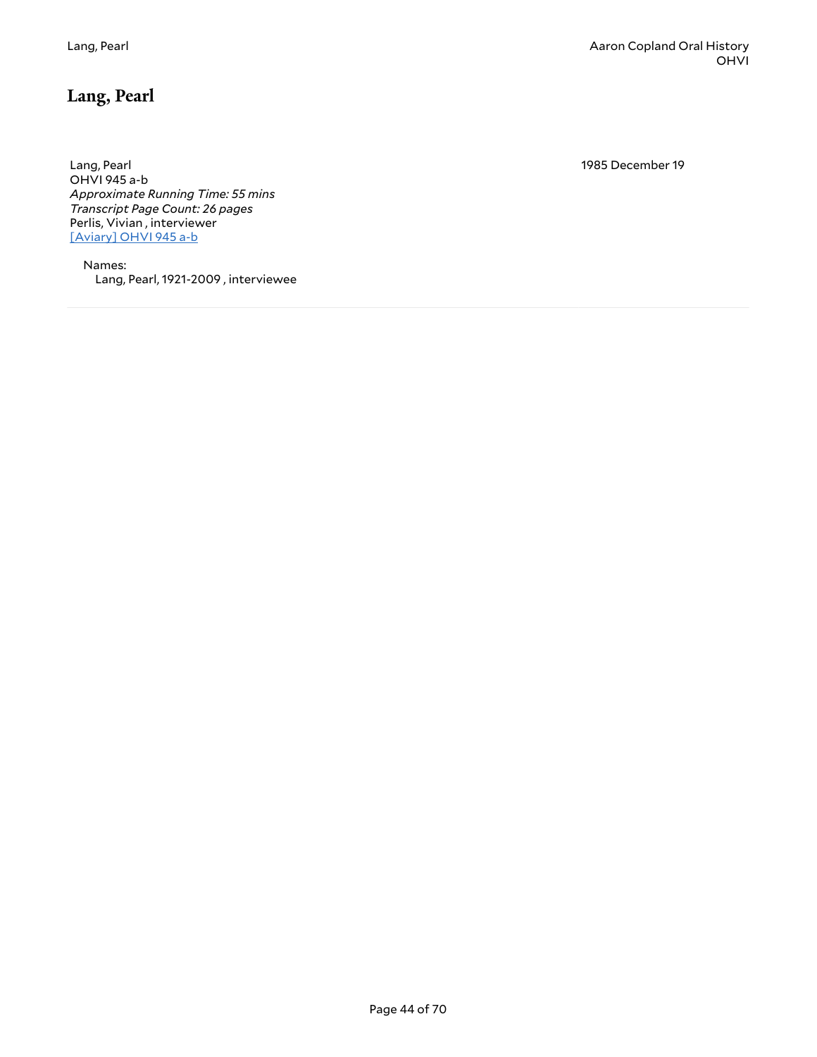## Lang, Pearl

Lang, Pearl
OHVI 945 a-b
*Approximate Running Time: 55 mins*
*Transcript Page Count: 26 pages*
Perlis, Vivian , interviewer
[Aviary] OHVI 945 a-b

1985 December 19

Names:
Lang, Pearl, 1921-2009 , interviewee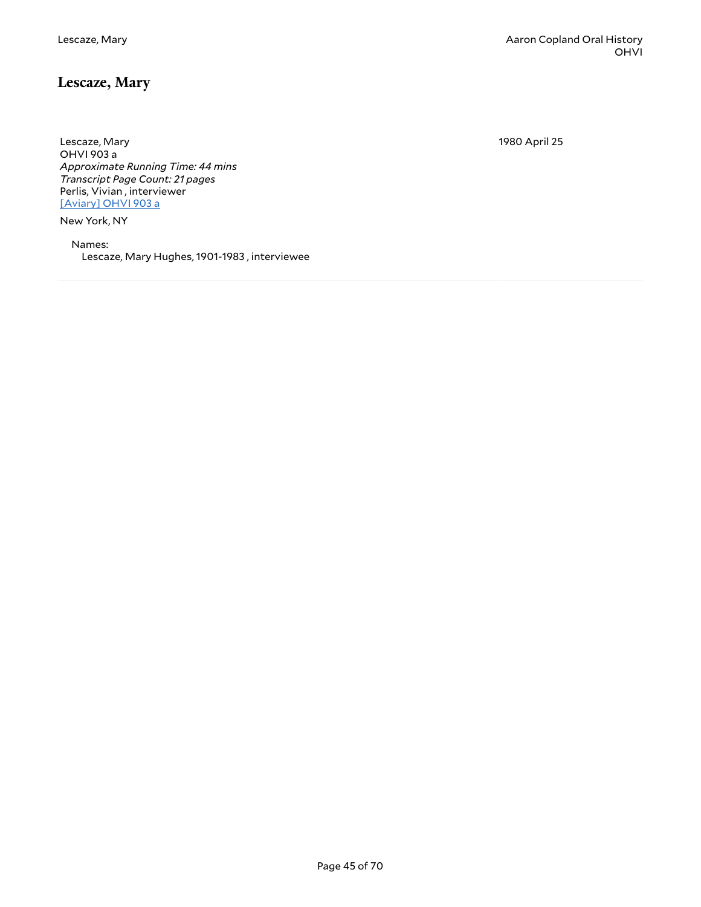## Lescaze, Mary

Lescaze, Mary
OHVI 903 a
*Approximate Running Time: 44 mins*
*Transcript Page Count: 21 pages*
Perlis, Vivian , interviewer
[Aviary] OHVI 903 a

1980 April 25

New York, NY

Names:
Lescaze, Mary Hughes, 1901-1983 , interviewee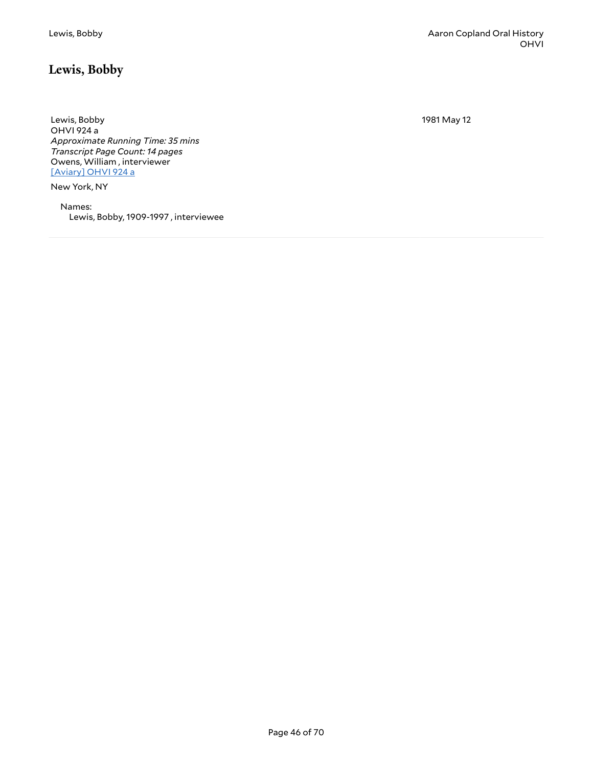## Lewis, Bobby

Lewis, Bobby
OHVI 924 a
*Approximate Running Time: 35 mins*
*Transcript Page Count: 14 pages*
Owens, William , interviewer
[Aviary] OHVI 924 a

New York, NY

1981 May 12

Names:
Lewis, Bobby, 1909-1997 , interviewee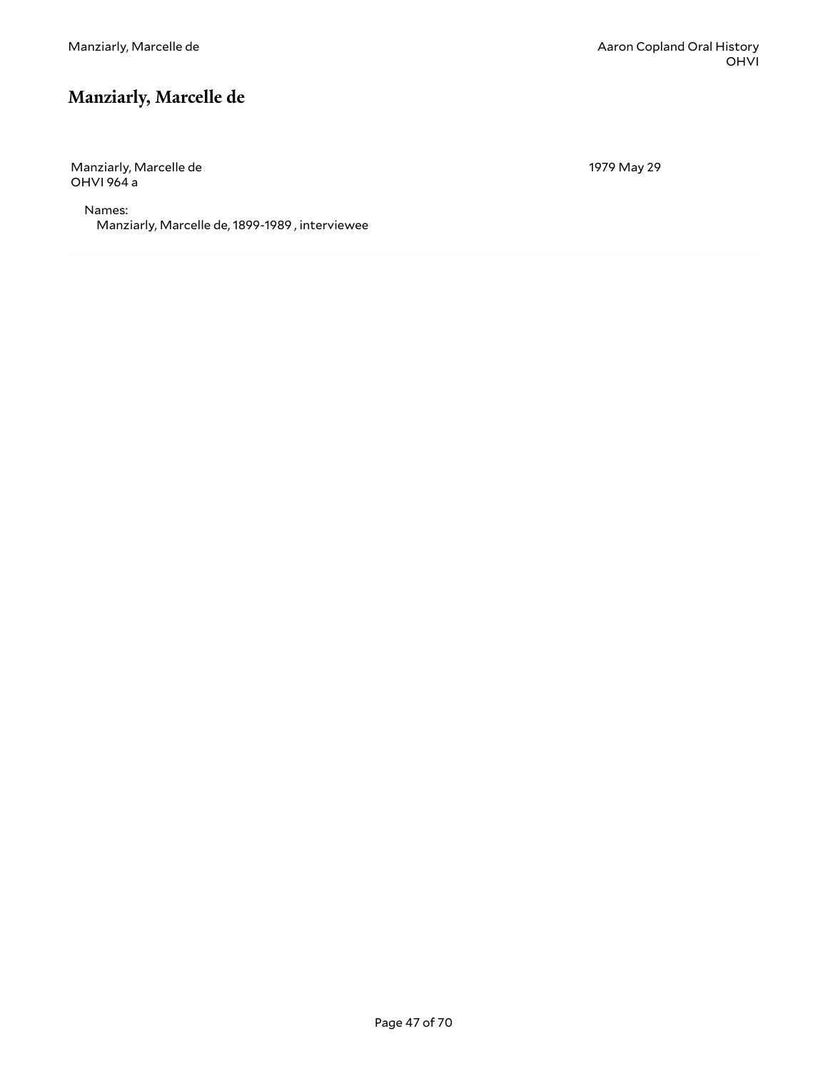## Manziarly, Marcelle de

Manziarly, Marcelle de
OHVI 964 a

1979 May 29

Names:
Manziarly, Marcelle de, 1899-1989 , interviewee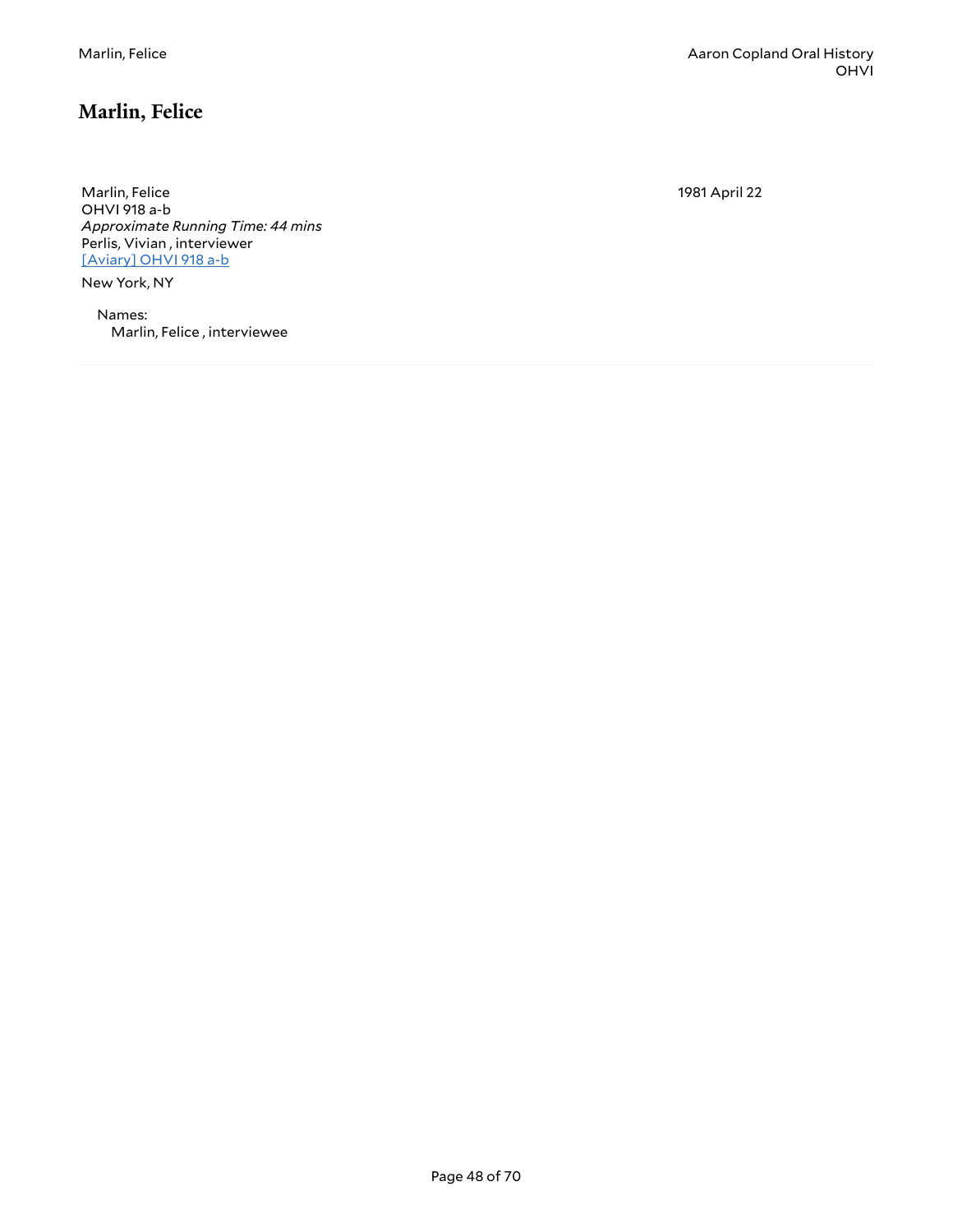## Marlin, Felice

Marlin, Felice
OHVI 918 a-b
*Approximate Running Time: 44 mins*
Perlis, Vivian , interviewer
[Aviary] OHVI 918 a-b

New York, NY

1981 April 22

Names:
Marlin, Felice , interviewee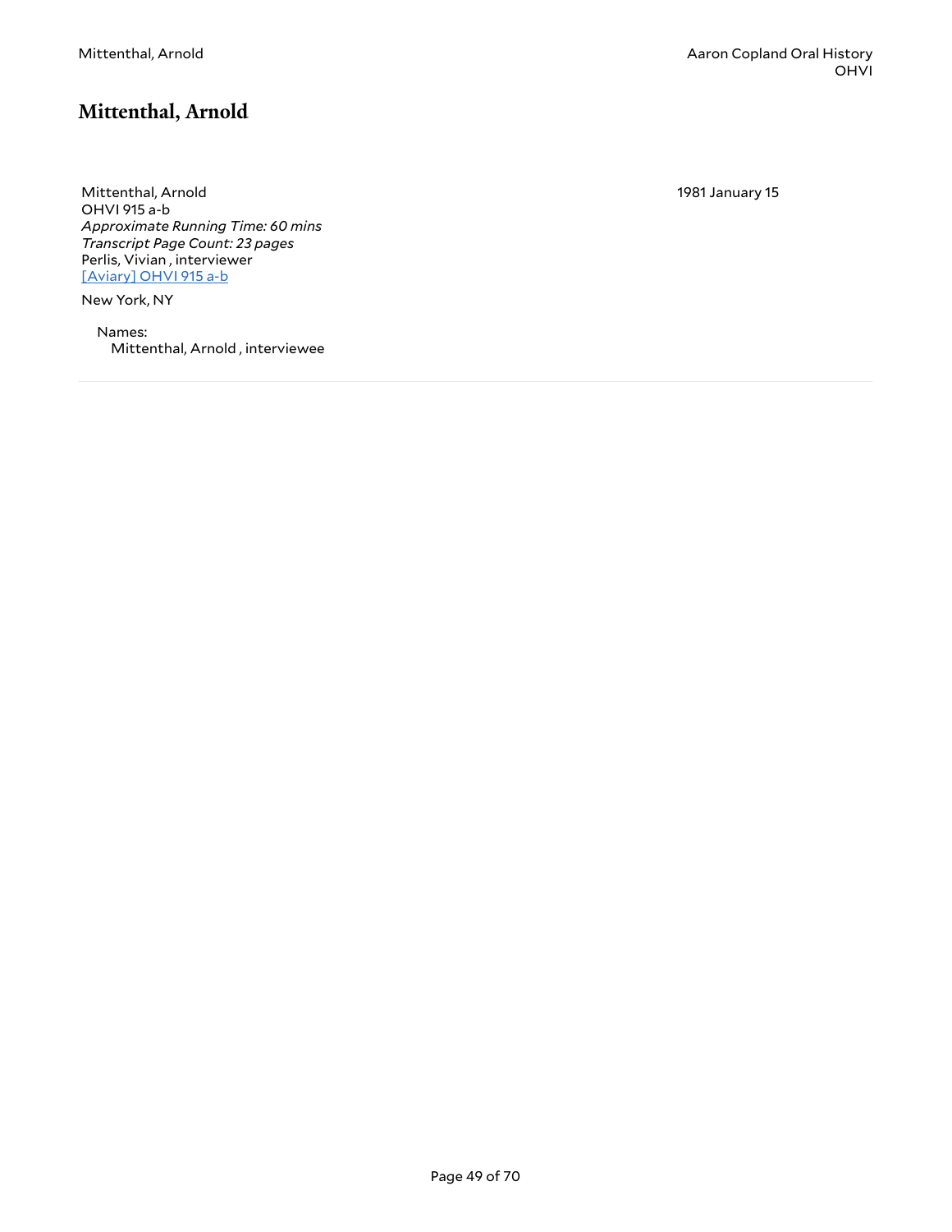## Mittenthal, Arnold

Mittenthal, Arnold
OHVI 915 a-b
*Approximate Running Time: 60 mins*
*Transcript Page Count: 23 pages*
Perlis, Vivian , interviewer
[Aviary] OHVI 915 a-b

1981 January 15

New York, NY

Names:
Mittenthal, Arnold , interviewee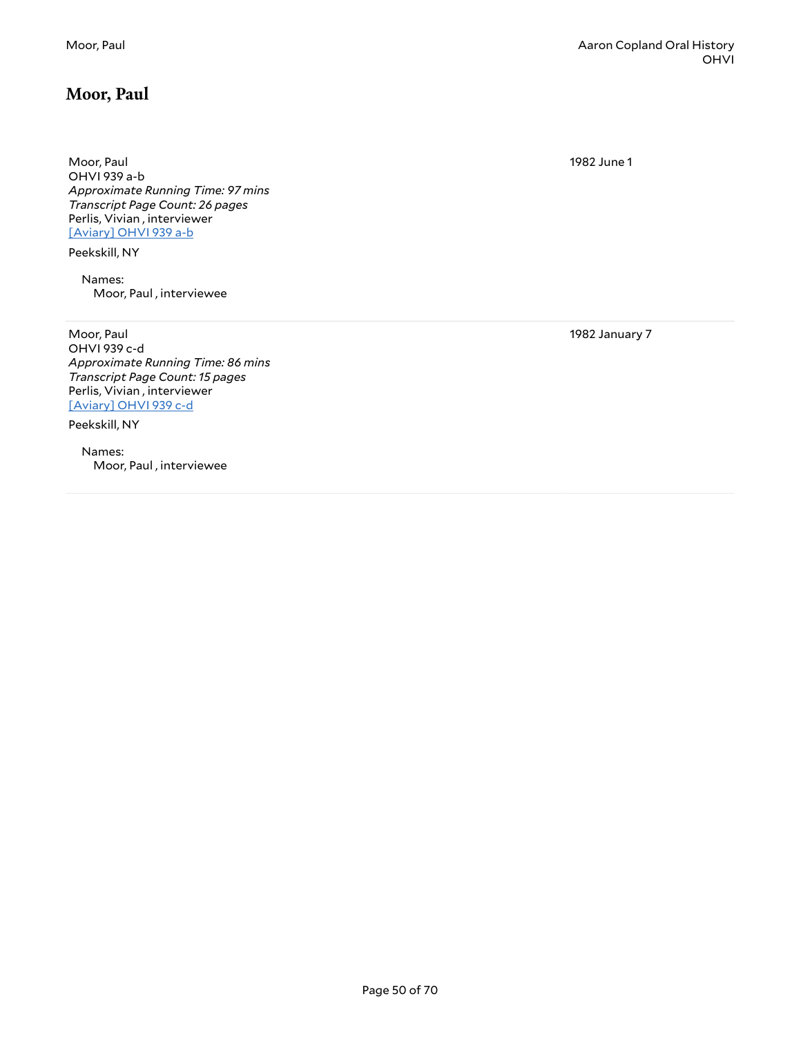## Moor, Paul

Moor, Paul
OHVI 939 a-b
*Approximate Running Time: 97 mins*
*Transcript Page Count: 26 pages*
Perlis, Vivian , interviewer
[Aviary] OHVI 939 a-b

Peekskill, NY

Names:
Moor, Paul , interviewee

1982 June 1

---

Moor, Paul
OHVI 939 c-d
*Approximate Running Time: 86 mins*
*Transcript Page Count: 15 pages*
Perlis, Vivian , interviewer
[Aviary] OHVI 939 c-d

Peekskill, NY

Names:
Moor, Paul , interviewee

1982 January 7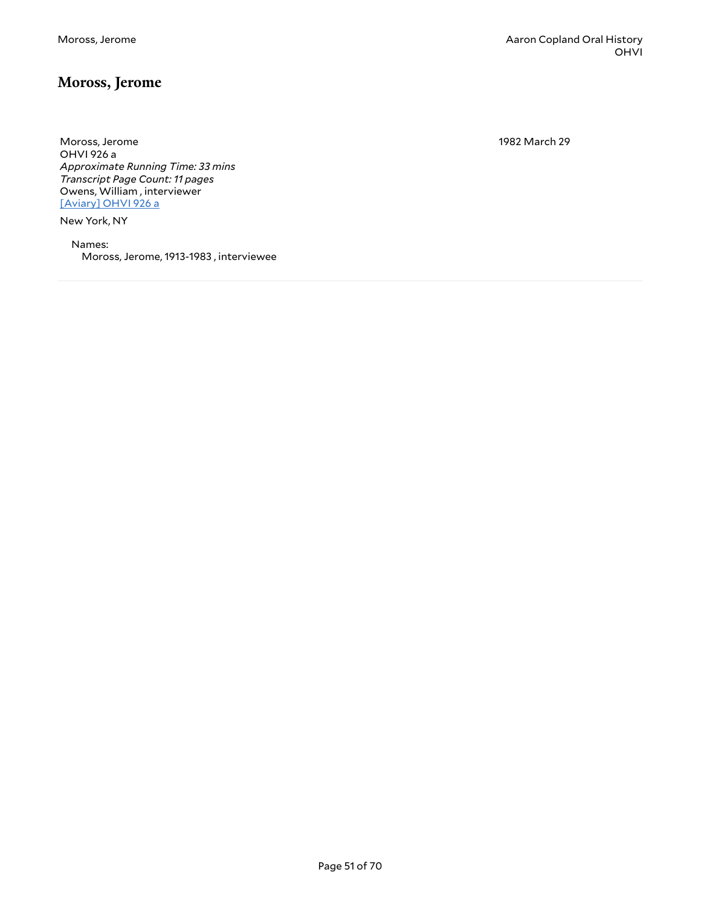## Moross, Jerome

Moross, Jerome
OHVI 926 a
*Approximate Running Time: 33 mins*
*Transcript Page Count: 11 pages*
Owens, William , interviewer
[Aviary] OHVI 926 a

1982 March 29

New York, NY

Names:
Moross, Jerome, 1913-1983 , interviewee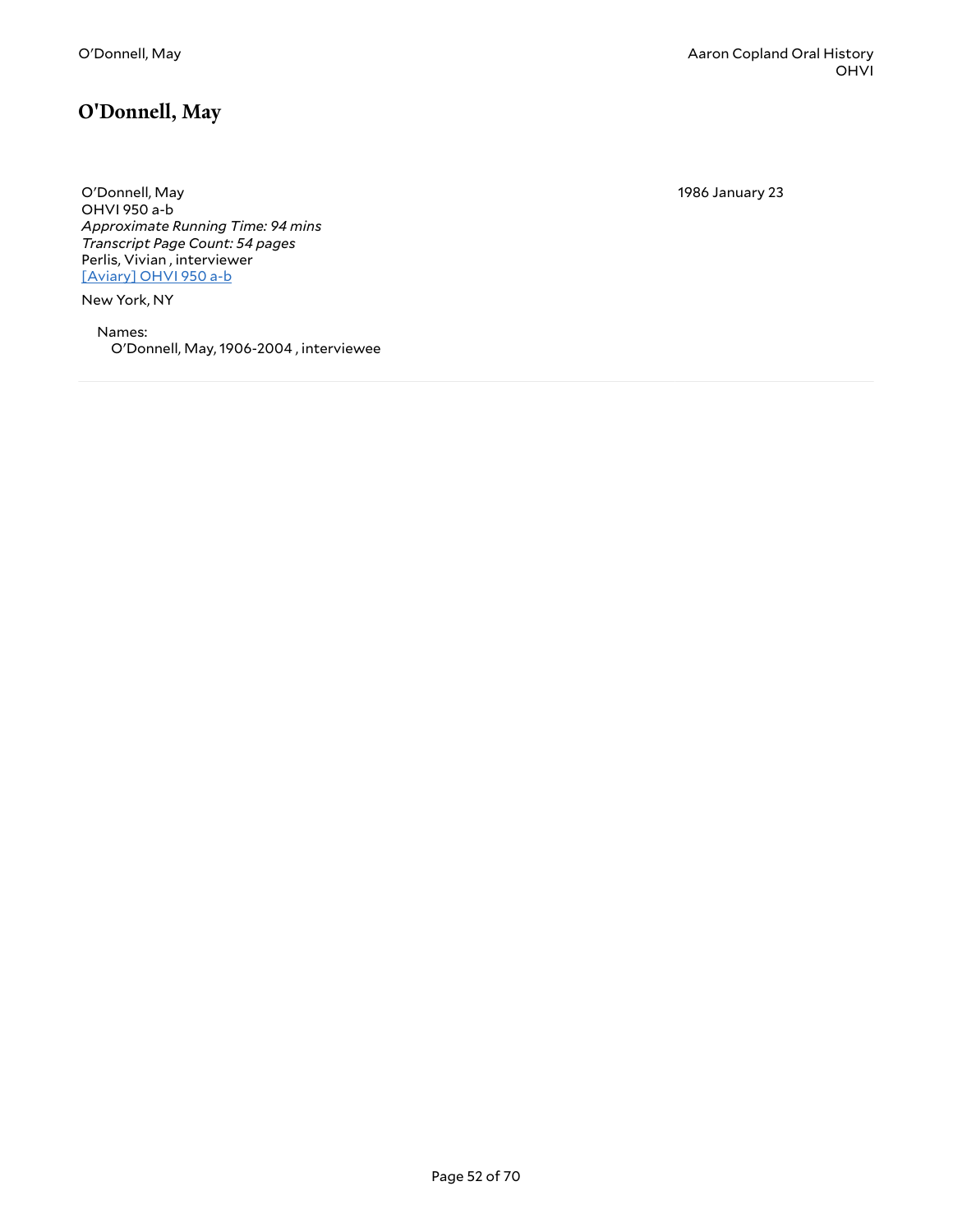# O'Donnell, May

O'Donnell, May
OHVI 950 a-b
*Approximate Running Time: 94 mins*
*Transcript Page Count: 54 pages*
Perlis, Vivian , interviewer
[Aviary] OHVI 950 a-b

1986 January 23

New York, NY

Names:
O'Donnell, May, 1906-2004 , interviewee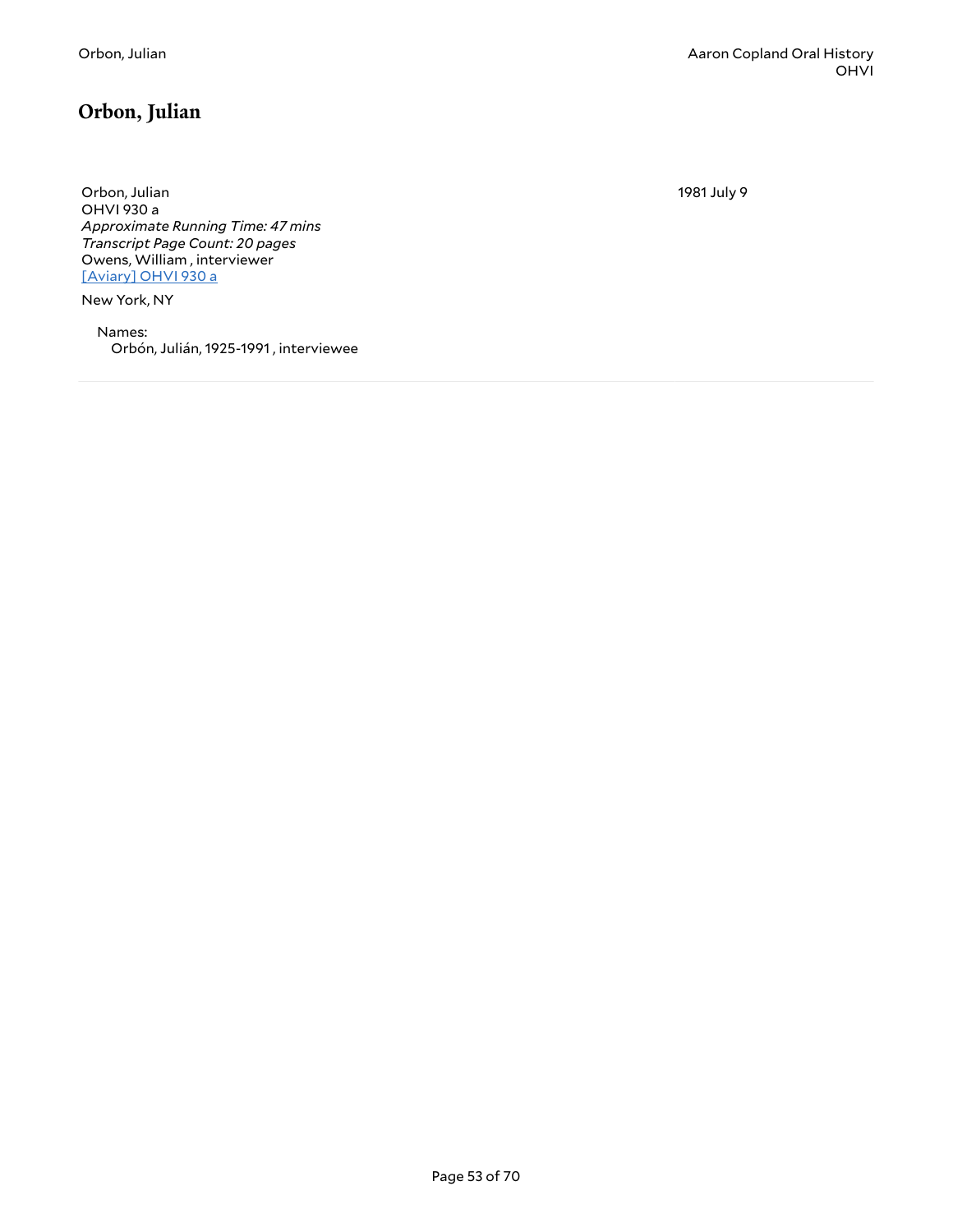## Orbon, Julian

Orbon, Julian
OHVI 930 a
*Approximate Running Time: 47 mins*
*Transcript Page Count: 20 pages*
Owens, William , interviewer
[Aviary] OHVI 930 a

1981 July 9

New York, NY

Names:
Orbón, Julián, 1925-1991 , interviewee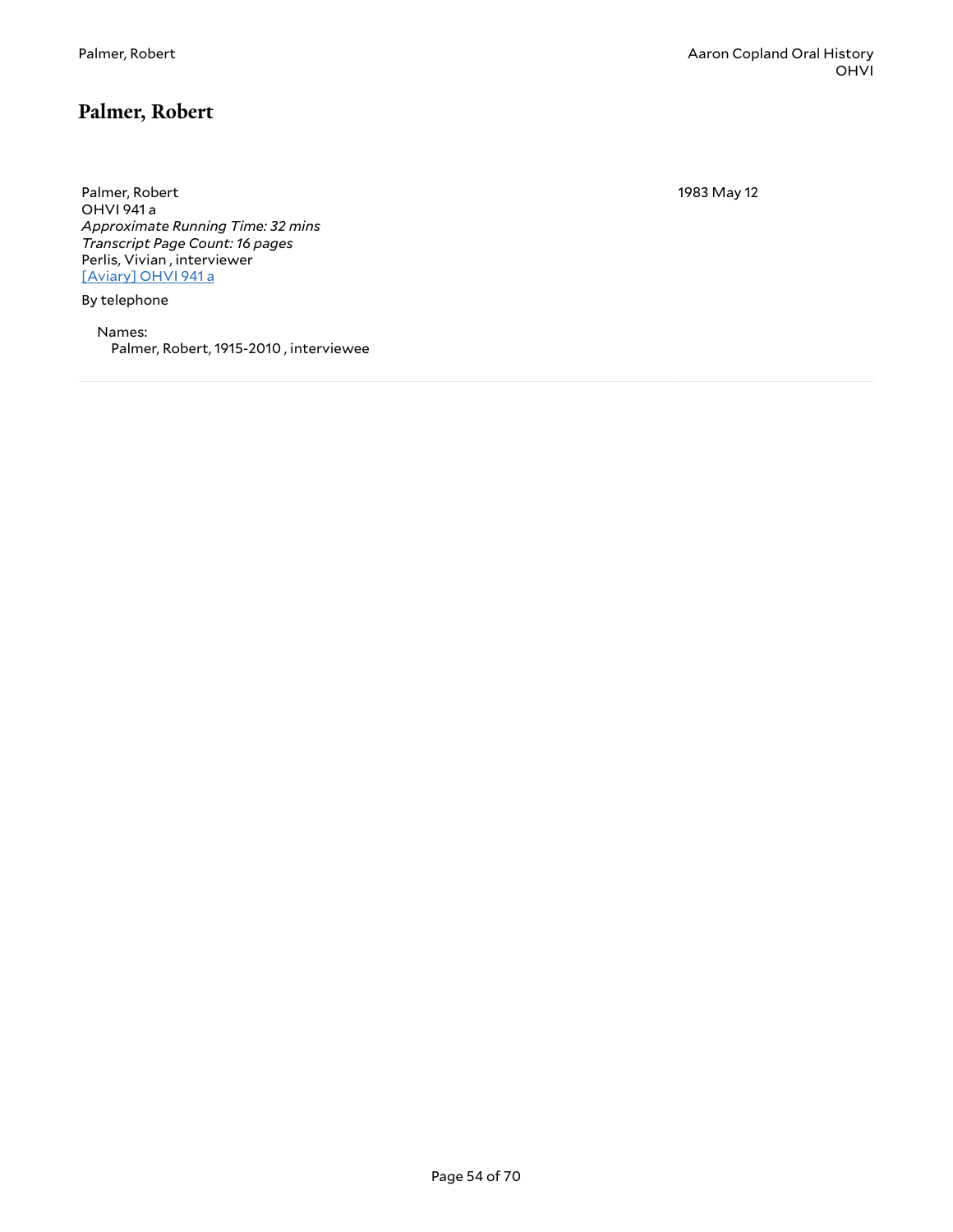## Palmer, Robert

Palmer, Robert
OHVI 941 a
*Approximate Running Time: 32 mins*
*Transcript Page Count: 16 pages*
Perlis, Vivian , interviewer
[Aviary] OHVI 941 a

1983 May 12

By telephone

Names:
Palmer, Robert, 1915-2010 , interviewee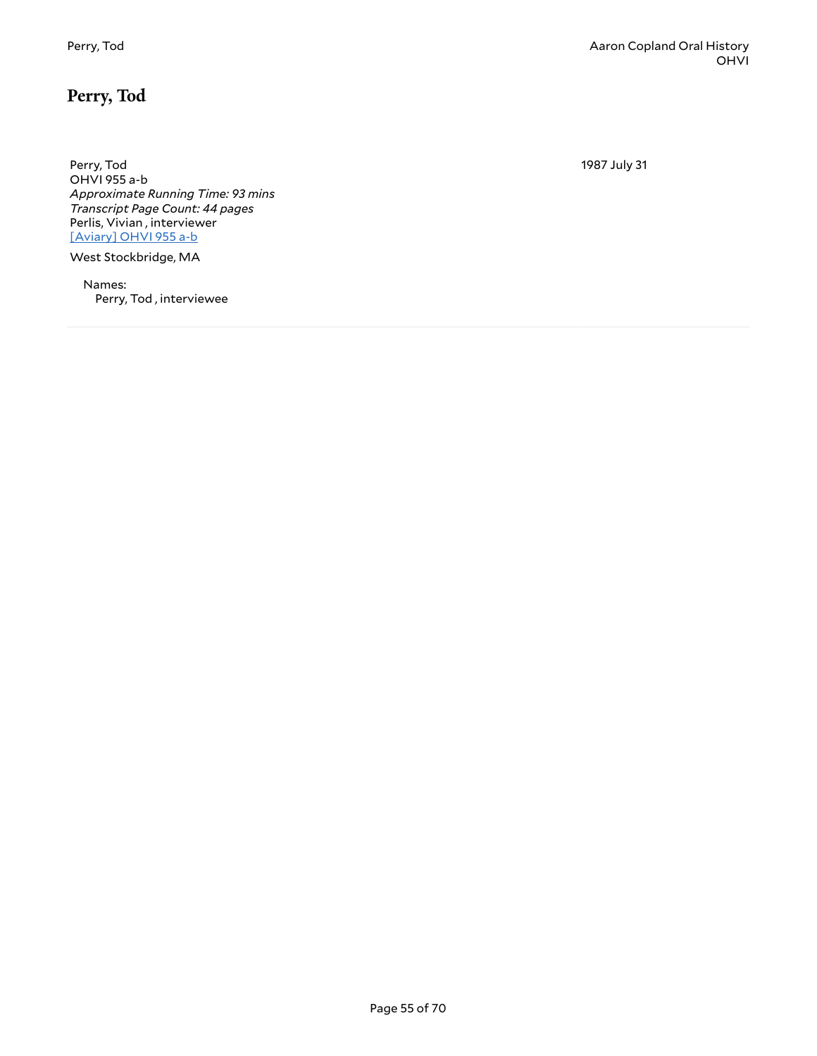## Perry, Tod

Perry, Tod
OHVI 955 a-b
*Approximate Running Time: 93 mins*
*Transcript Page Count: 44 pages*
Perlis, Vivian , interviewer
[Aviary] OHVI 955 a-b

1987 July 31

West Stockbridge, MA

Names:
Perry, Tod , interviewee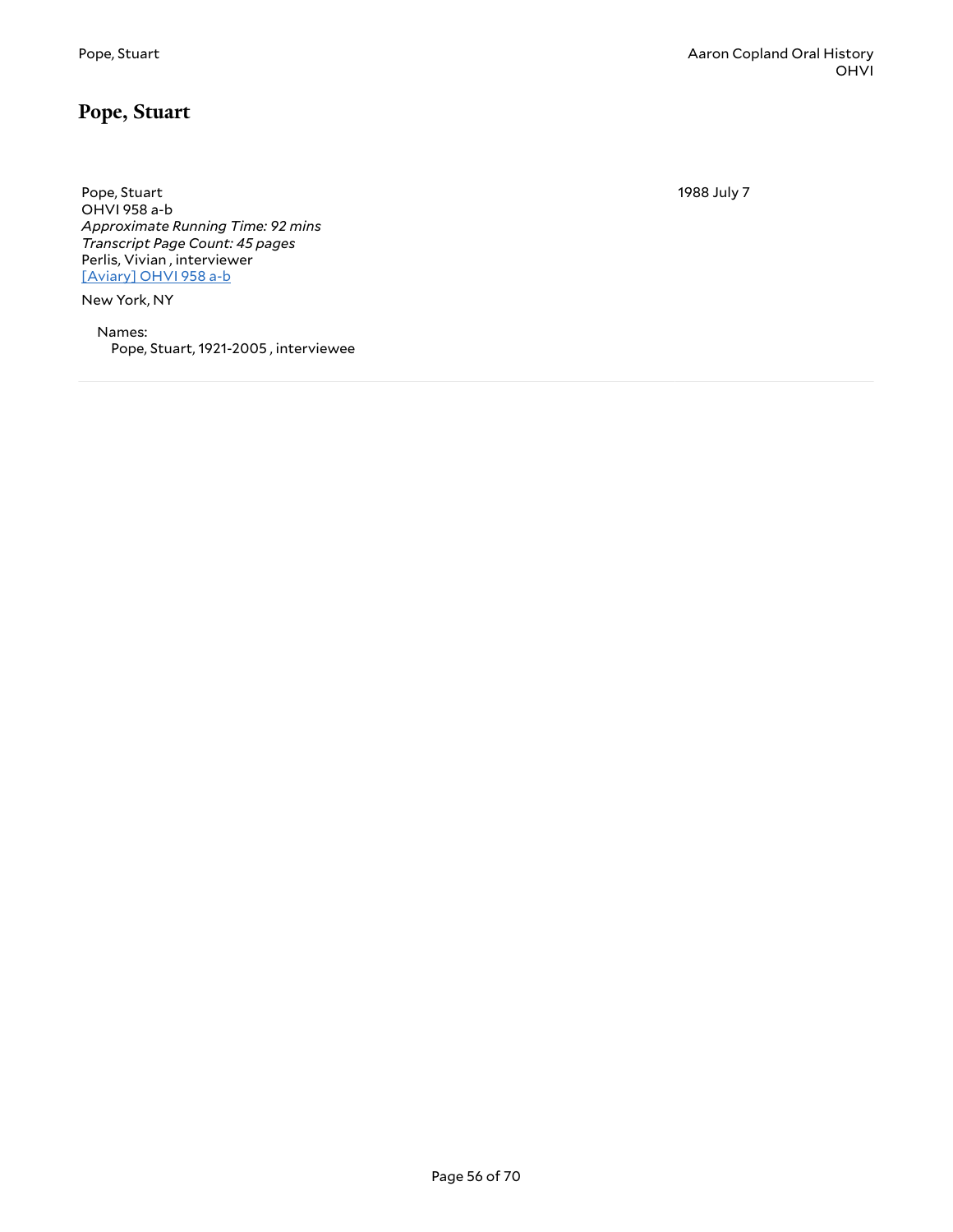## Pope, Stuart

Pope, Stuart
OHVI 958 a-b
*Approximate Running Time: 92 mins*
*Transcript Page Count: 45 pages*
Perlis, Vivian , interviewer
[Aviary] OHVI 958 a-b

1988 July 7

New York, NY

Names:
Pope, Stuart, 1921-2005 , interviewee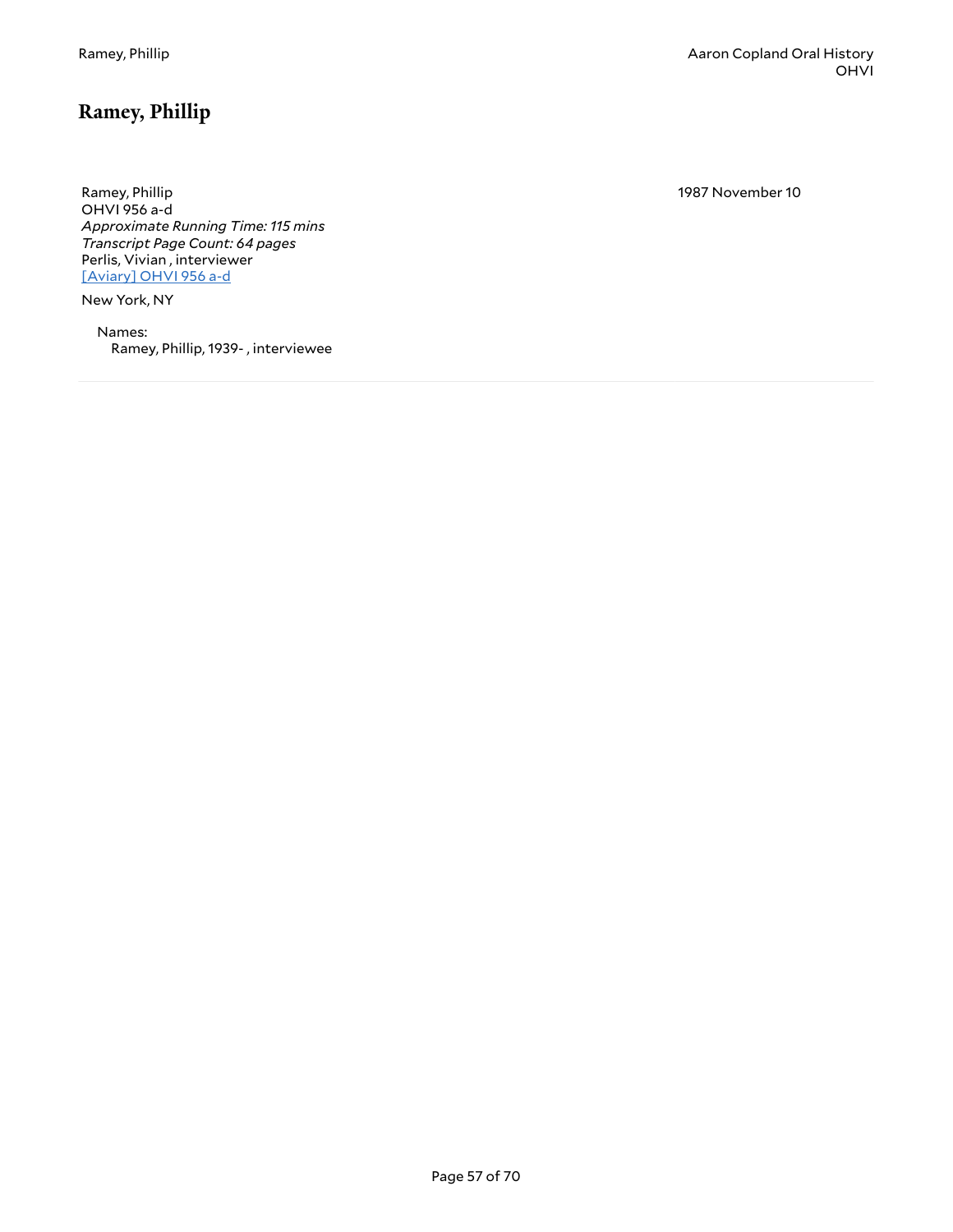## Ramey, Phillip

Ramey, Phillip
OHVI 956 a-d
*Approximate Running Time: 115 mins*
*Transcript Page Count: 64 pages*
Perlis, Vivian , interviewer
[Aviary] OHVI 956 a-d

1987 November 10

New York, NY

Names:
Ramey, Phillip, 1939- , interviewee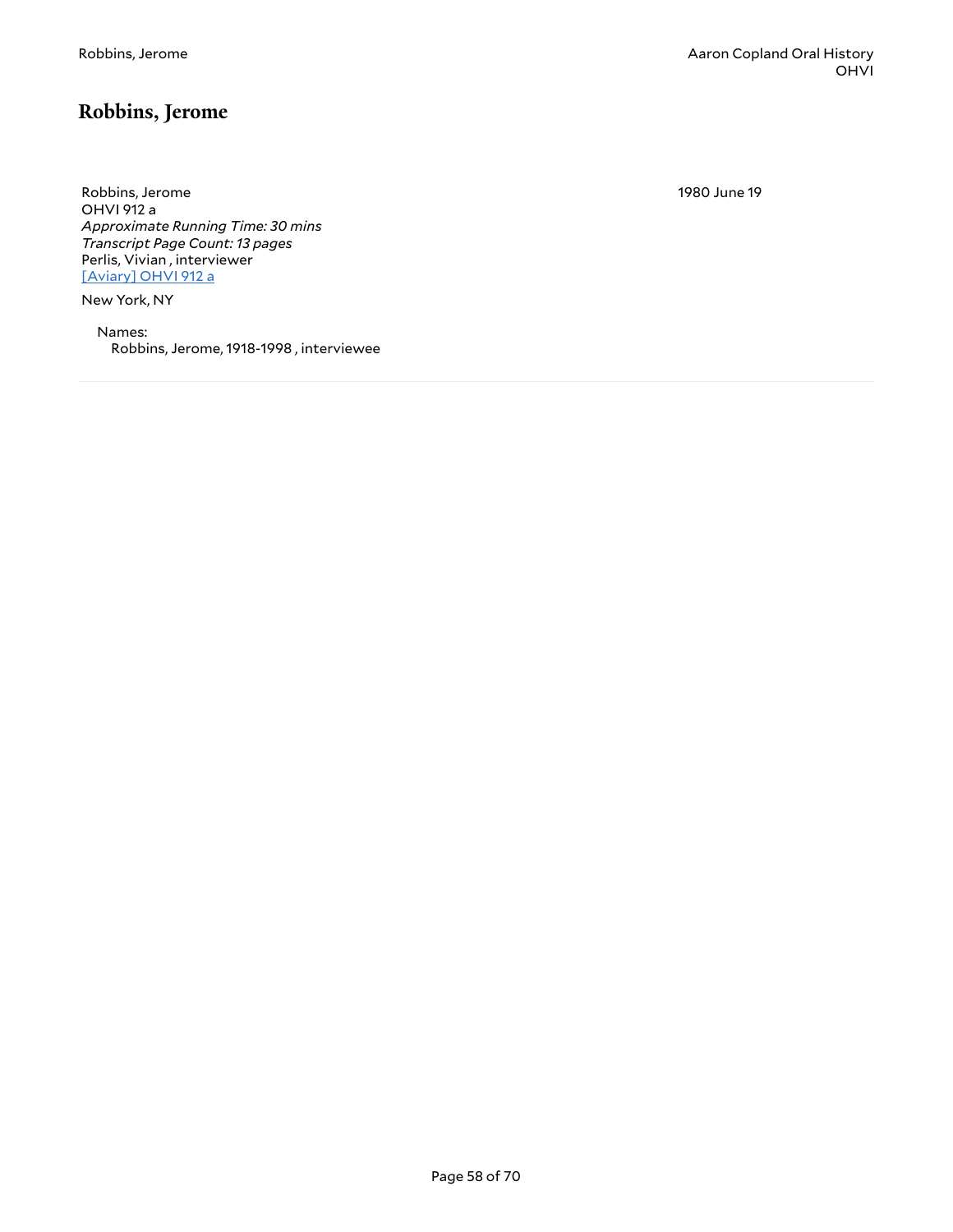## Robbins, Jerome

Robbins, Jerome
OHVI 912 a
*Approximate Running Time: 30 mins*
*Transcript Page Count: 13 pages*
Perlis, Vivian , interviewer
[Aviary] OHVI 912 a

1980 June 19

New York, NY

Names:
Robbins, Jerome, 1918-1998 , interviewee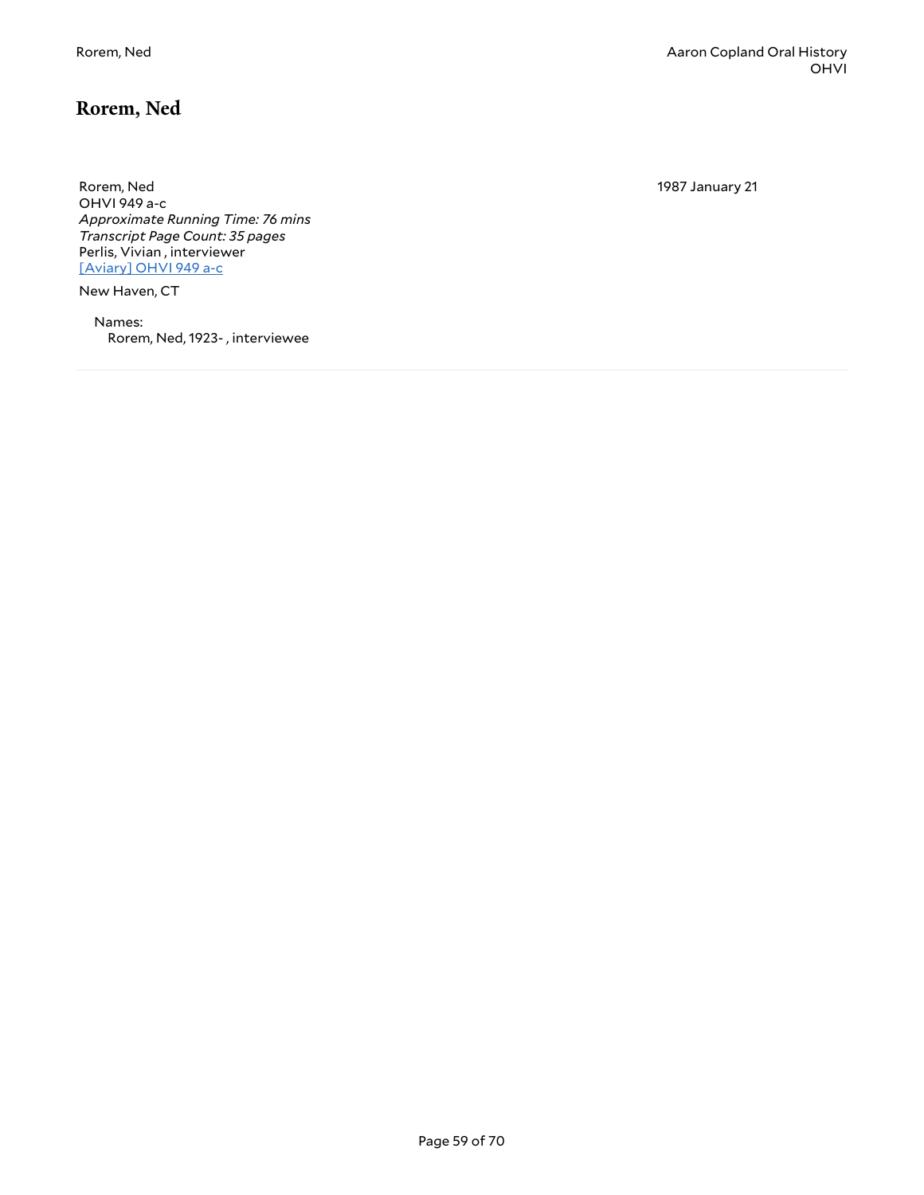## Rorem, Ned

Rorem, Ned
OHVI 949 a-c
*Approximate Running Time: 76 mins*
*Transcript Page Count: 35 pages*
Perlis, Vivian , interviewer
[Aviary] OHVI 949 a-c

1987 January 21

New Haven, CT

Names:
Rorem, Ned, 1923- , interviewee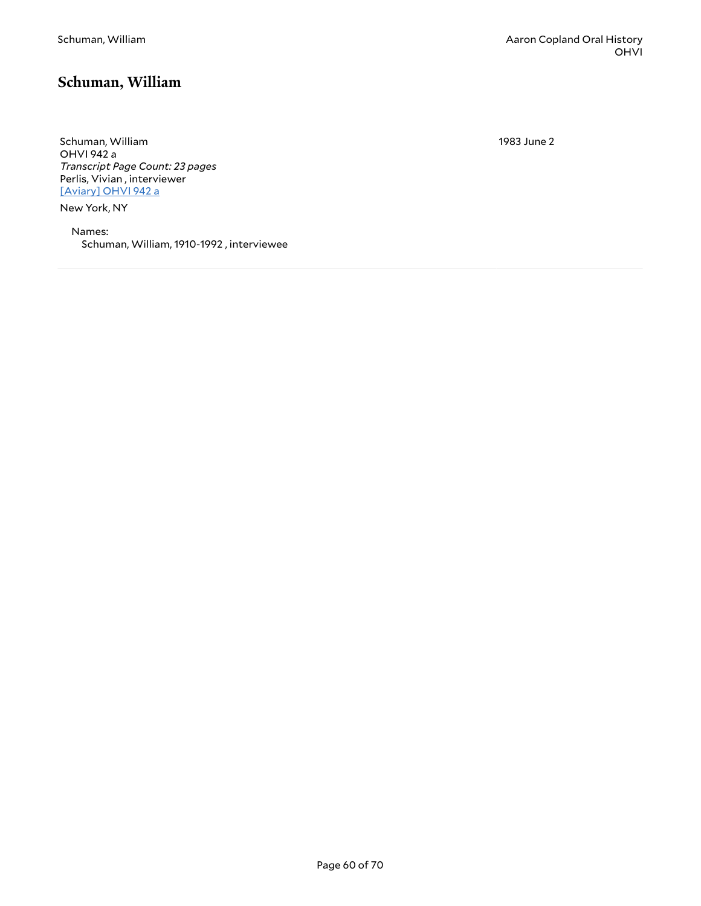# Schuman, William

Schuman, William
OHVI 942 a
*Transcript Page Count: 23 pages*
Perlis, Vivian , interviewer
[Aviary] OHVI 942 a

1983 June 2

New York, NY

Names:
Schuman, William, 1910-1992 , interviewee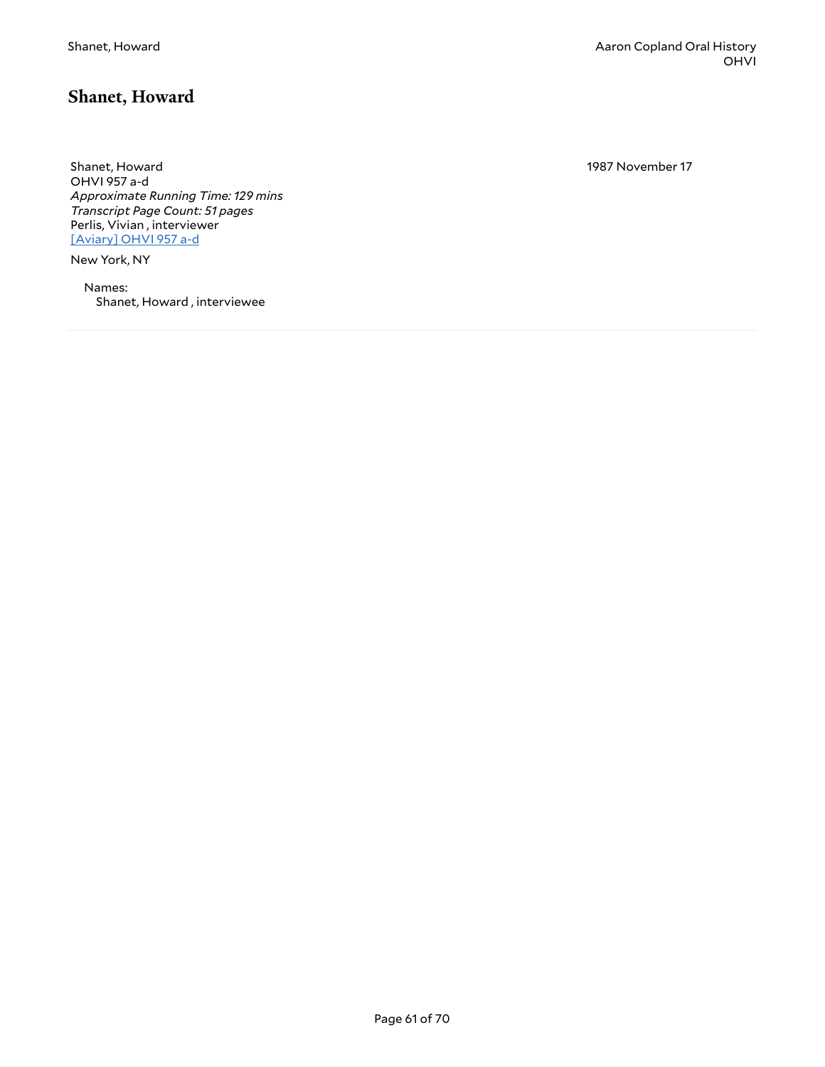## Shanet, Howard

Shanet, Howard
OHVI 957 a-d
*Approximate Running Time: 129 mins*
*Transcript Page Count: 51 pages*
Perlis, Vivian , interviewer
[Aviary] OHVI 957 a-d

1987 November 17

New York, NY

Names:
Shanet, Howard , interviewee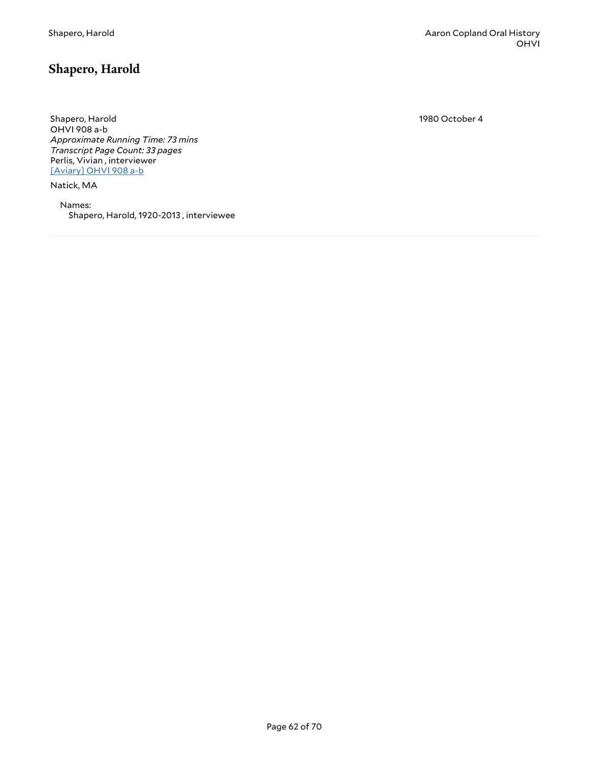## Shapero, Harold

Shapero, Harold
OHVI 908 a-b
*Approximate Running Time: 73 mins*
*Transcript Page Count: 33 pages*
Perlis, Vivian , interviewer
[Aviary] OHVI 908 a-b

1980 October 4

Natick, MA

Names:
Shapero, Harold, 1920-2013 , interviewee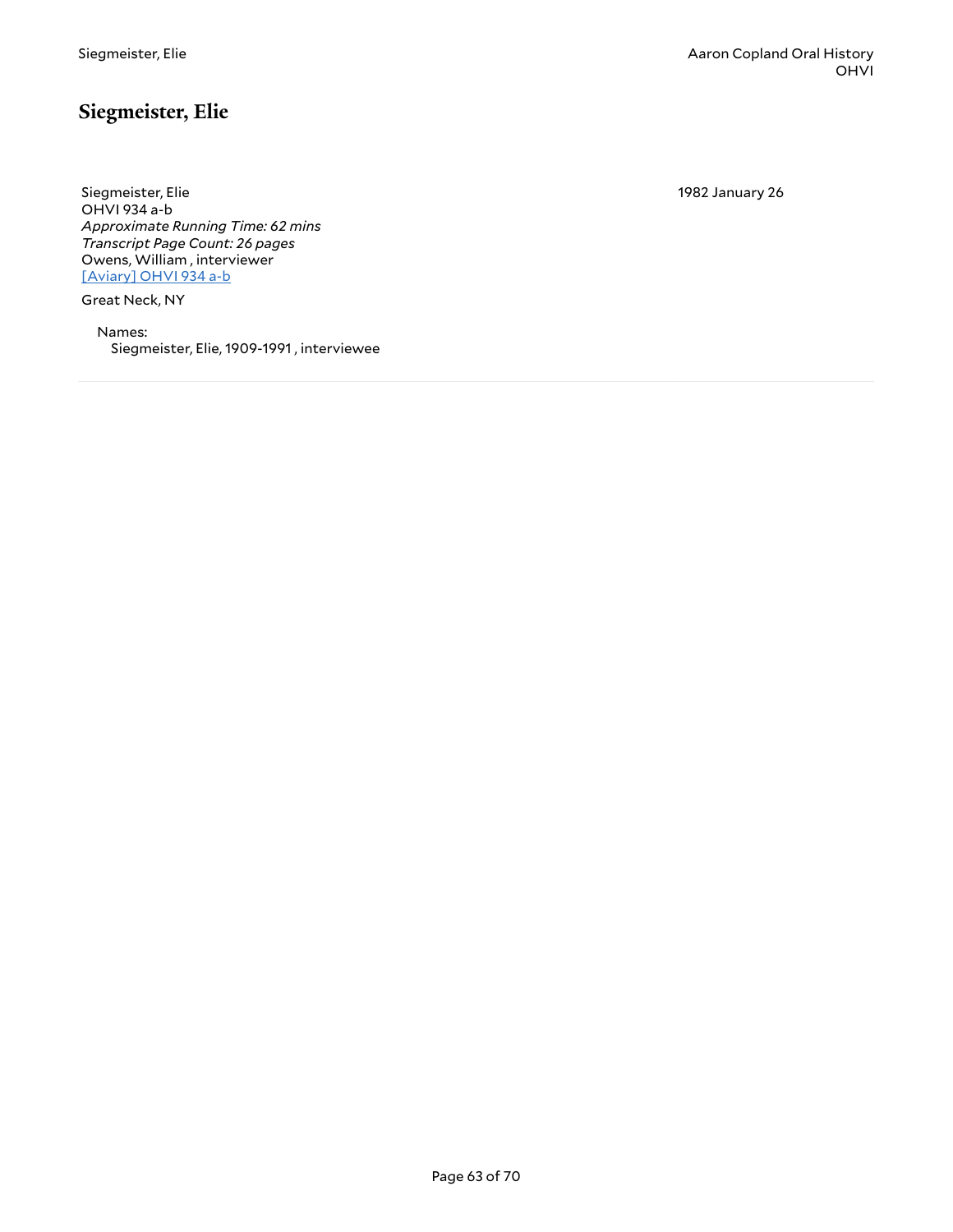## Siegmeister, Elie

Siegmeister, Elie
OHVI 934 a-b
*Approximate Running Time: 62 mins*
*Transcript Page Count: 26 pages*
Owens, William , interviewer
[Aviary] OHVI 934 a-b

1982 January 26

Great Neck, NY

Names:
Siegmeister, Elie, 1909-1991 , interviewee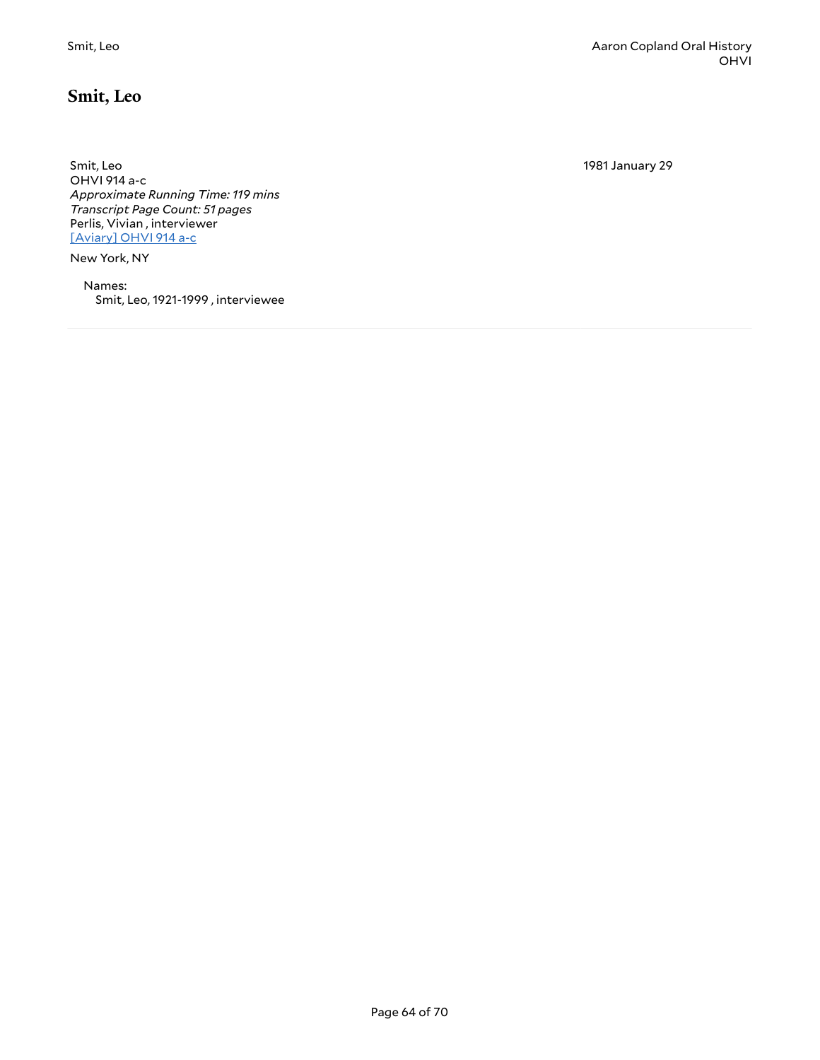## Smit, Leo

Smit, Leo
OHVI 914 a-c
*Approximate Running Time: 119 mins*
*Transcript Page Count: 51 pages*
Perlis, Vivian , interviewer
[Aviary] OHVI 914 a-c

1981 January 29

New York, NY

Names:
Smit, Leo, 1921-1999 , interviewee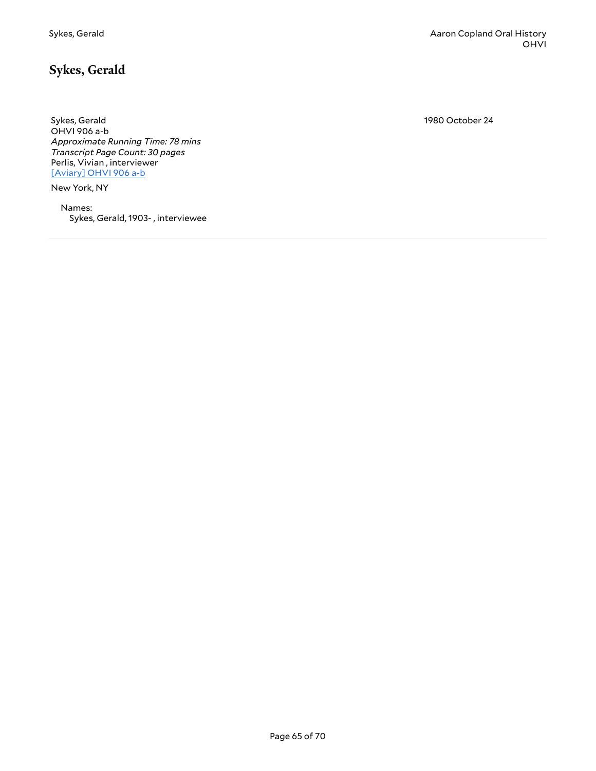## Sykes, Gerald

Sykes, Gerald
OHVI 906 a-b
*Approximate Running Time: 78 mins*
*Transcript Page Count: 30 pages*
Perlis, Vivian , interviewer
[Aviary] OHVI 906 a-b

1980 October 24

New York, NY

Names:
Sykes, Gerald, 1903- , interviewee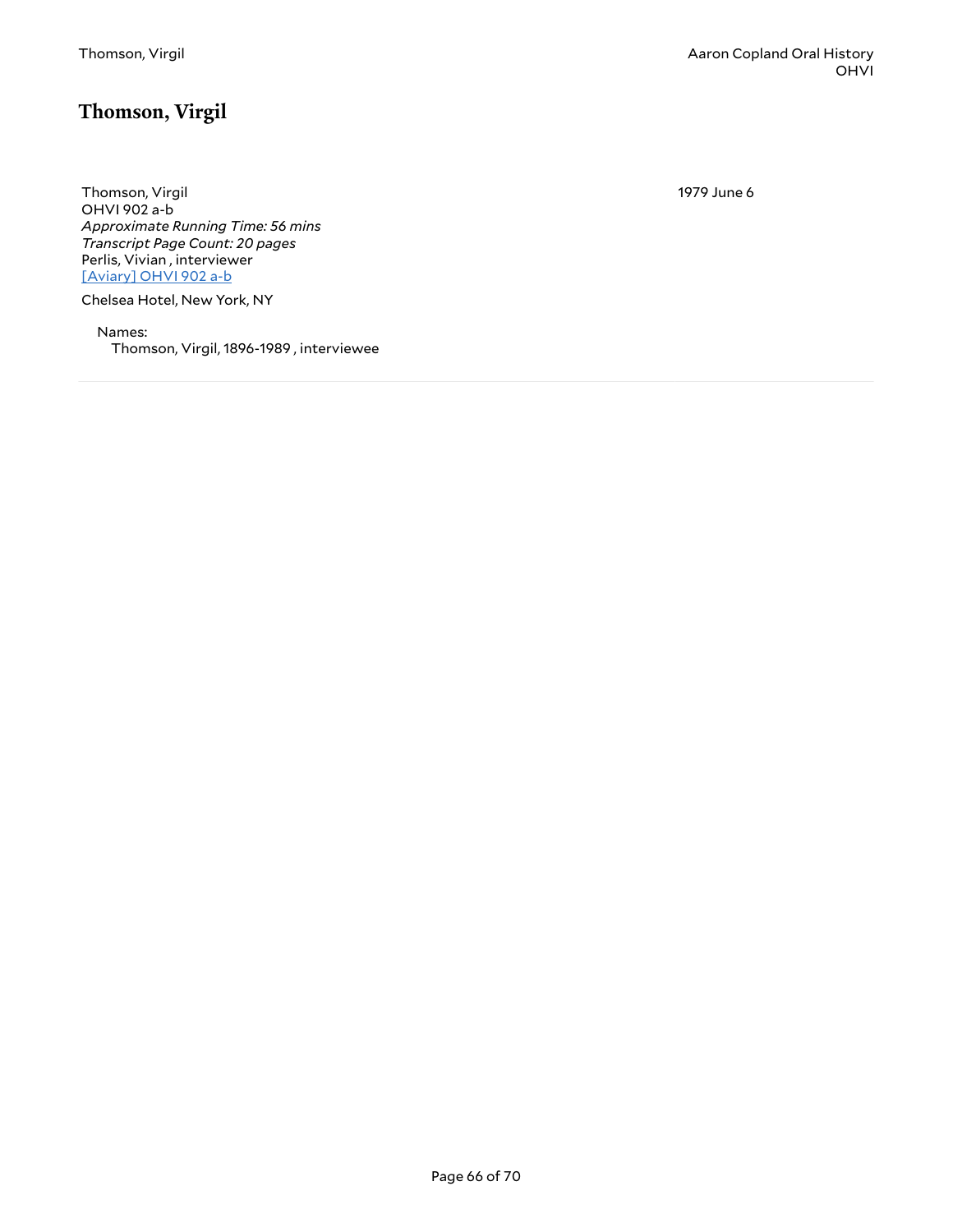# Thomson, Virgil

Thomson, Virgil
OHVI 902 a-b
*Approximate Running Time: 56 mins*
*Transcript Page Count: 20 pages*
Perlis, Vivian , interviewer
[Aviary] OHVI 902 a-b

1979 June 6

Chelsea Hotel, New York, NY

Names:
Thomson, Virgil, 1896-1989 , interviewee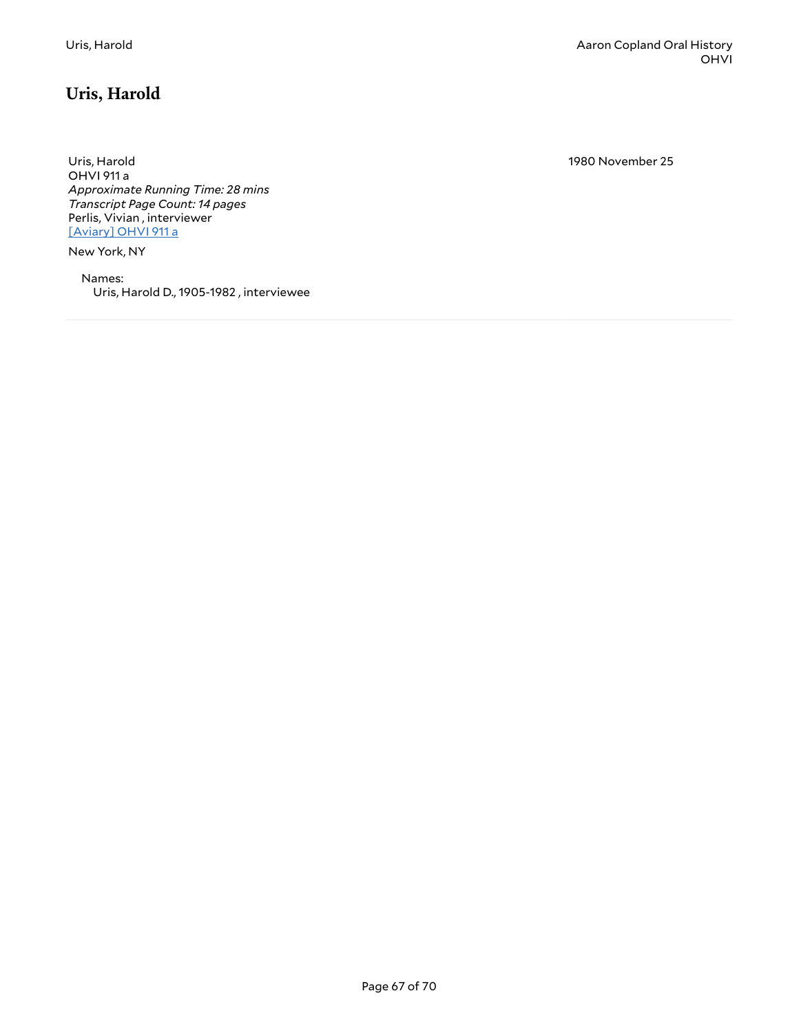# Uris, Harold

Uris, Harold
OHVI 911 a
*Approximate Running Time: 28 mins*
*Transcript Page Count: 14 pages*
Perlis, Vivian , interviewer
[Aviary] OHVI 911 a

1980 November 25

New York, NY

Names:
Uris, Harold D., 1905-1982 , interviewee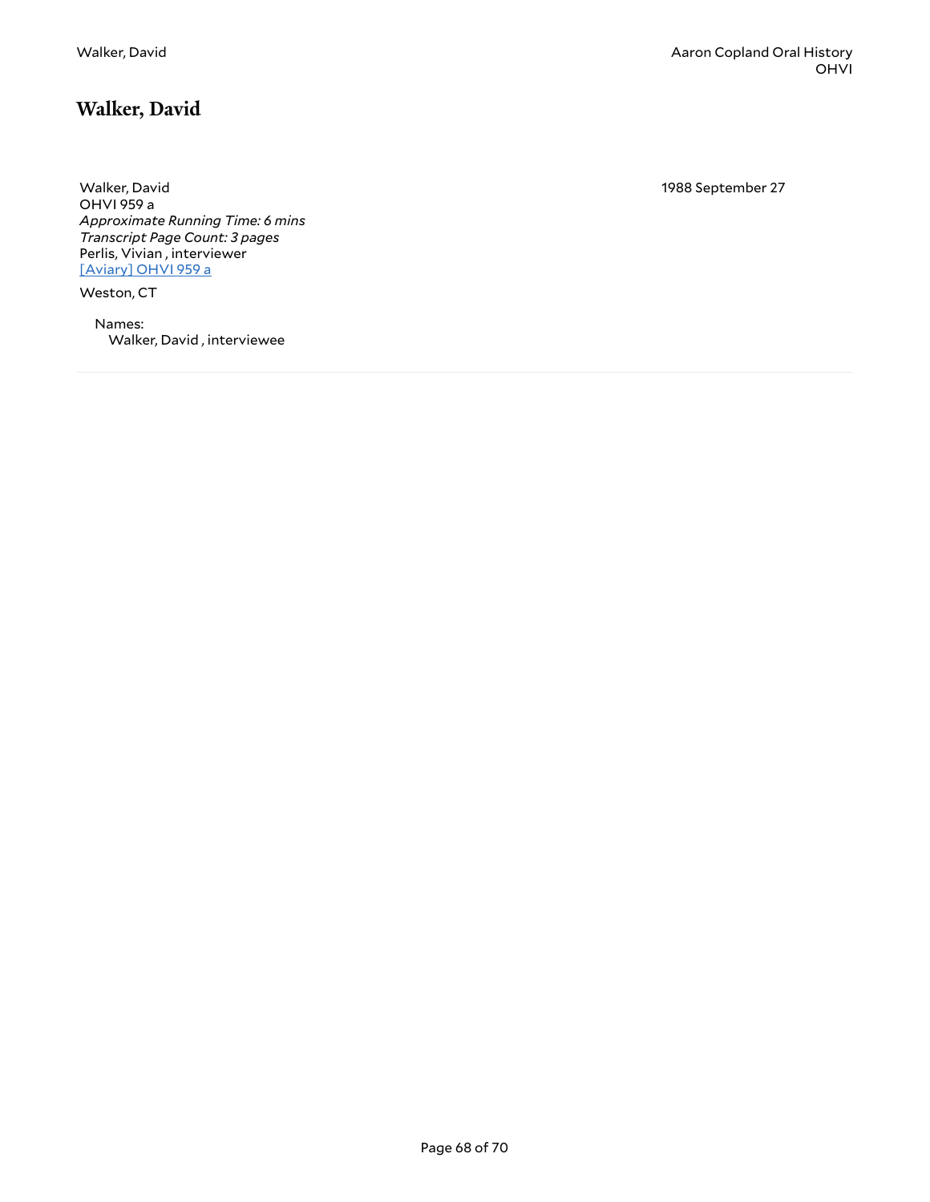## Walker, David

Walker, David
OHVI 959 a
*Approximate Running Time: 6 mins*
*Transcript Page Count: 3 pages*
Perlis, Vivian , interviewer
[Aviary] OHVI 959 a

1988 September 27

Weston, CT

Names:
Walker, David , interviewee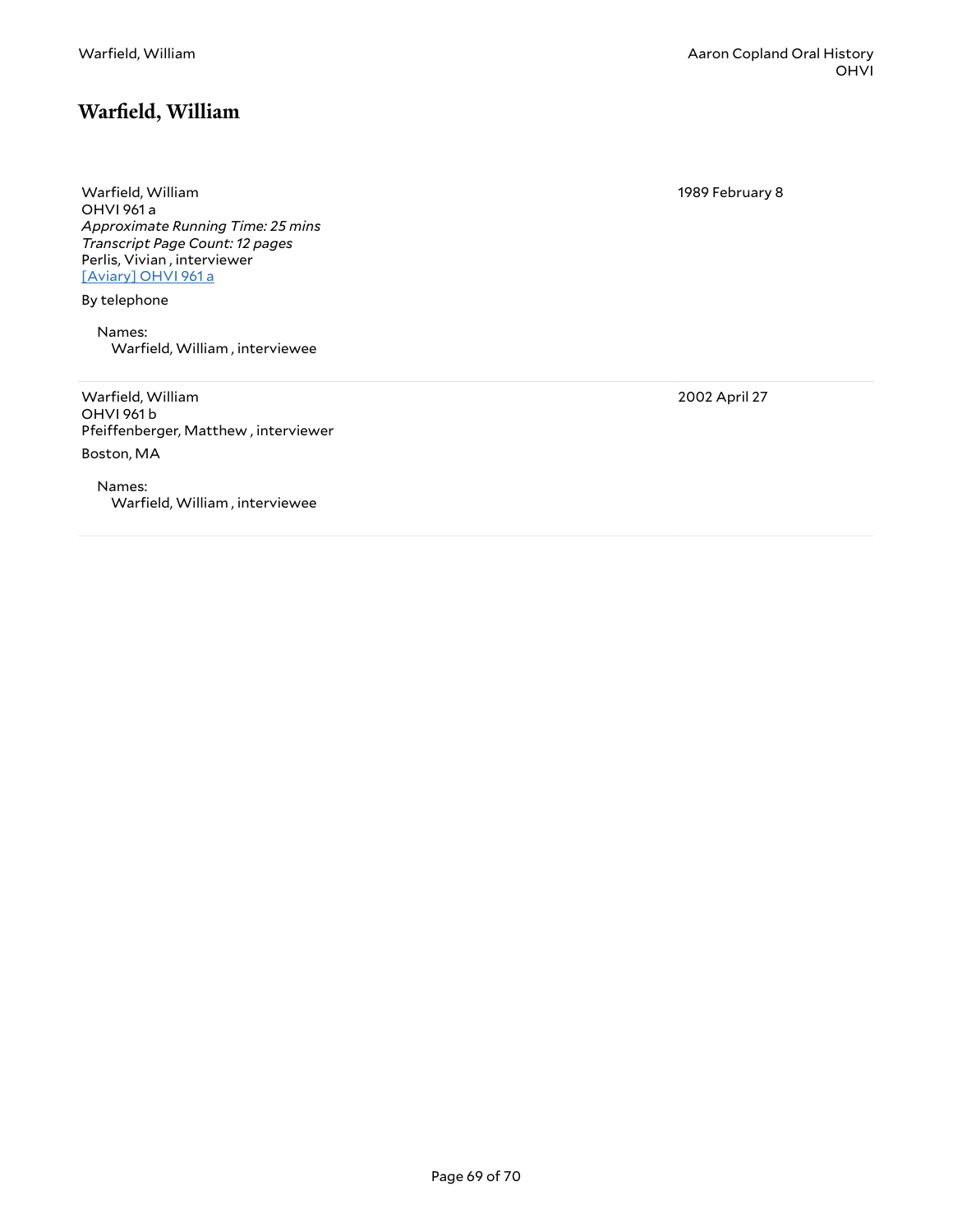## Warfield, William

Warfield, William
OHVI 961 a
*Approximate Running Time: 25 mins*
*Transcript Page Count: 12 pages*
Perlis, Vivian , interviewer
[Aviary] OHVI 961 a

1989 February 8

By telephone

Names:
Warfield, William , interviewee

---

Warfield, William
OHVI 961 b
Pfeiffenberger, Matthew , interviewer

2002 April 27

Boston, MA

Names:
Warfield, William , interviewee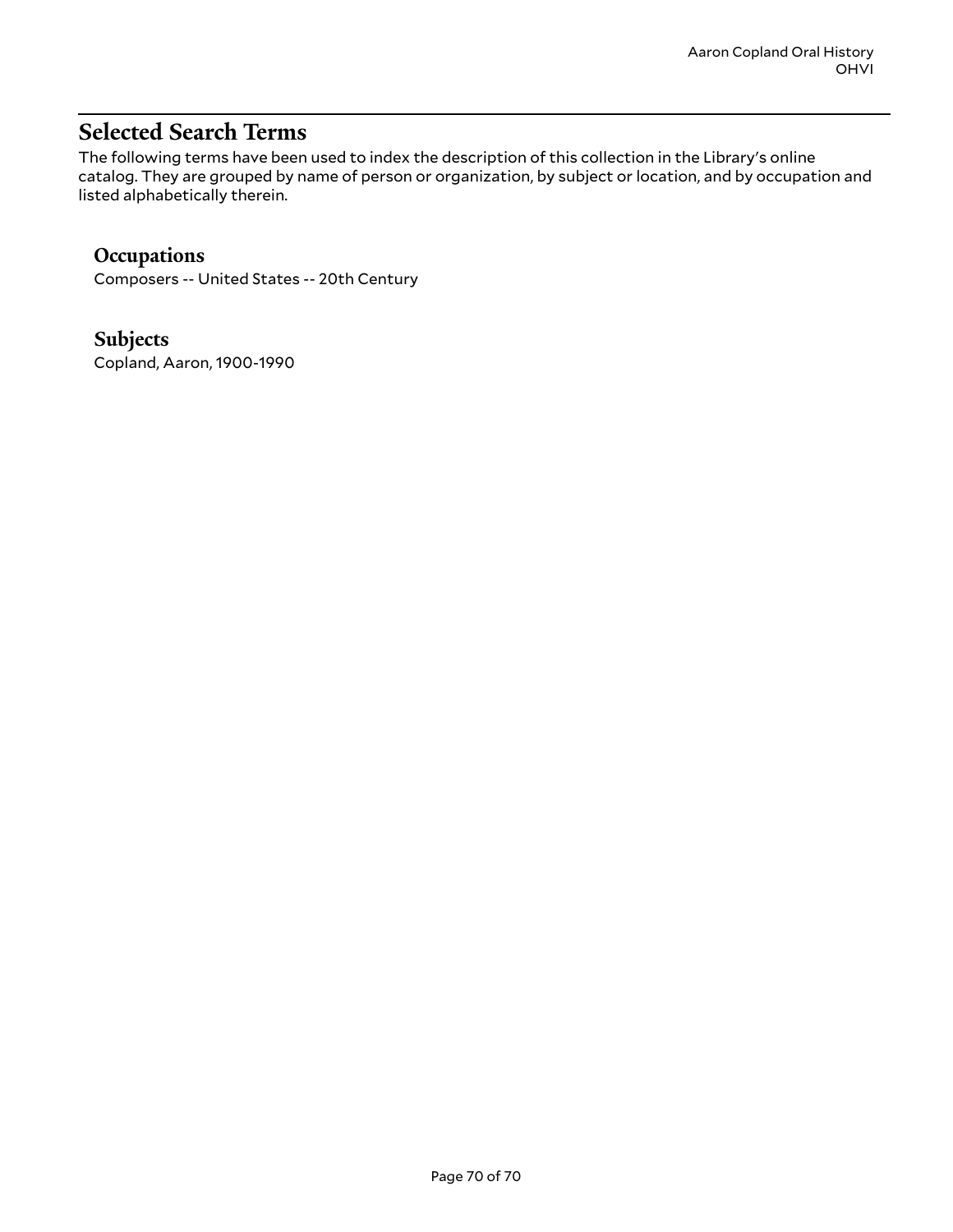## Selected Search Terms

The following terms have been used to index the description of this collection in the Library's online catalog. They are grouped by name of person or organization, by subject or location, and by occupation and listed alphabetically therein.

### Occupations

Composers -- United States -- 20th Century

### Subjects

Copland, Aaron, 1900-1990